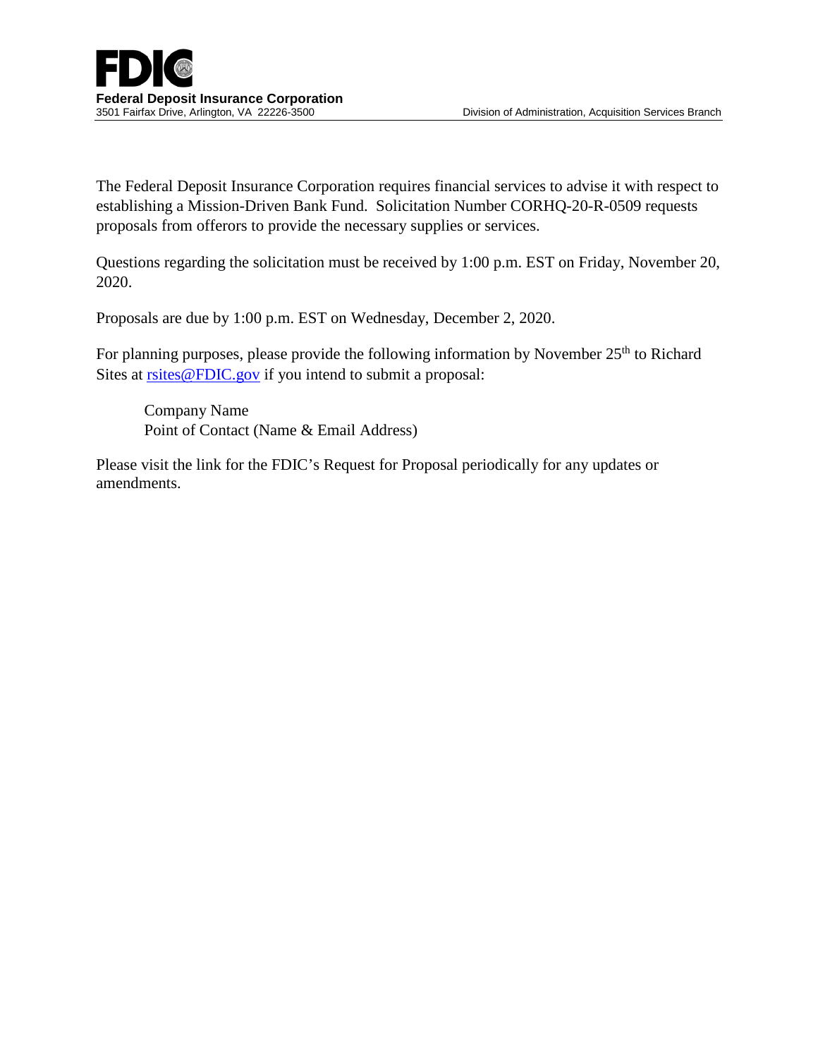**FDIC**

**Federal Deposit Insurance Corporation**

3501 Fairfax Drive, Arlington, VA 22226-3500

Division of Administration, Acquisition Services Branch

The Federal Deposit Insurance Corporation requires financial services to advise it with respect to establishing a Mission-Driven Bank Fund. Solicitation Number CORHQ-20-R-0509 requests proposals from offerors to provide the necessary supplies or services.

Questions regarding the solicitation must be received by 1:00 p.m. EST on Friday, November 20, 2020.

Proposals are due by 1:00 p.m. EST on Wednesday, December 2, 2020.

For planning purposes, please provide the following information by November 25th to Richard Sites at rsites@FDIC.gov if you intend to submit a proposal:

Company Name
Point of Contact (Name & Email Address)

Please visit the link for the FDIC's Request for Proposal periodically for any updates or amendments.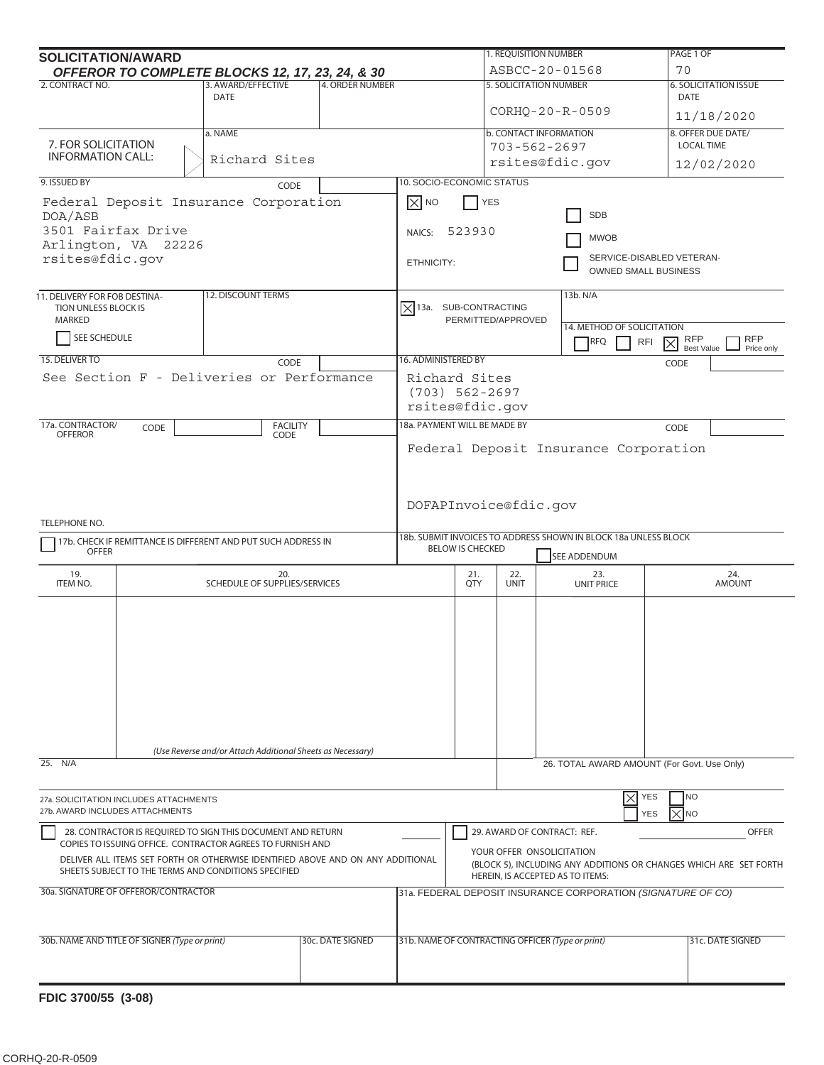## SOLICITATION/AWARD

***OFFEROR TO COMPLETE BLOCKS 12, 17, 23, 24, & 30***

| 1. REQUISITION NUMBER | PAGE 1 OF |
|---|---|
| ASBCC-20-01568 | 70 |

| 2. CONTRACT NO. | 3. AWARD/EFFECTIVE DATE | 4. ORDER NUMBER | 5. SOLICITATION NUMBER | 6. SOLICITATION ISSUE DATE |
|---|---|---|---|---|
| | | | CORHQ-20-R-0509 | 11/18/2020 |

| 7. FOR SOLICITATION INFORMATION CALL: | a. NAME | b. CONTACT INFORMATION | 8. OFFER DUE DATE/ LOCAL TIME |
|---|---|---|---|
| | Richard Sites | 703-562-2697 rsites@fdic.gov | 12/02/2020 |

**9. ISSUED BY** CODE

Federal Deposit Insurance Corporation
DOA/ASB
3501 Fairfax Drive
Arlington, VA 22226
rsites@fdic.gov

**10. SOCIO-ECONOMIC STATUS**

☒ NO ☐ YES

NAICS: 523930

ETHNICITY:

☐ SDB
☐ MWOB
☐ SERVICE-DISABLED VETERAN-OWNED SMALL BUSINESS

**11. DELIVERY FOR FOB DESTINATION UNLESS BLOCK IS MARKED**

☐ SEE SCHEDULE

**12. DISCOUNT TERMS**

☒ 13a. SUB-CONTRACTING PERMITTED/APPROVED

13b. N/A

**14. METHOD OF SOLICITATION**

☐ RFQ ☐ RFI ☒ RFP Best Value ☐ RFP Price only

**15. DELIVER TO** CODE

See Section F - Deliveries or Performance

**16. ADMINISTERED BY** CODE

Richard Sites
(703) 562-2697
rsites@fdic.gov

**17a. CONTRACTOR/ OFFEROR** CODE FACILITY CODE

TELEPHONE NO.

☐ 17b. CHECK IF REMITTANCE IS DIFFERENT AND PUT SUCH ADDRESS IN OFFER

**18a. PAYMENT WILL BE MADE BY** CODE

Federal Deposit Insurance Corporation

DOFAPInvoice@fdic.gov

18b. SUBMIT INVOICES TO ADDRESS SHOWN IN BLOCK 18a UNLESS BLOCK BELOW IS CHECKED ☐ SEE ADDENDUM

| 19. ITEM NO. | 20. SCHEDULE OF SUPPLIES/SERVICES | 21. QTY | 22. UNIT | 23. UNIT PRICE | 24. AMOUNT |
|---|---|---|---|---|---|
| | *(Use Reverse and/or Attach Additional Sheets as Necessary)* | | | | |

25. N/A

26. TOTAL AWARD AMOUNT (For Govt. Use Only)

27a. SOLICITATION INCLUDES ATTACHMENTS ☒ YES ☐ NO

27b. AWARD INCLUDES ATTACHMENTS ☐ YES ☒ NO

☐ 28. CONTRACTOR IS REQUIRED TO SIGN THIS DOCUMENT AND RETURN ______ COPIES TO ISSUING OFFICE. CONTRACTOR AGREES TO FURNISH AND DELIVER ALL ITEMS SET FORTH OR OTHERWISE IDENTIFIED ABOVE AND ON ANY ADDITIONAL SHEETS SUBJECT TO THE TERMS AND CONDITIONS SPECIFIED

☐ 29. AWARD OF CONTRACT: REF. ______ OFFER YOUR OFFER ONSOLICITATION (BLOCK 5), INCLUDING ANY ADDITIONS OR CHANGES WHICH ARE SET FORTH HEREIN, IS ACCEPTED AS TO ITEMS:

| 30a. SIGNATURE OF OFFEROR/CONTRACTOR | | 31a. FEDERAL DEPOSIT INSURANCE CORPORATION *(SIGNATURE OF CO)* | |
|---|---|---|---|
| | | | |
| 30b. NAME AND TITLE OF SIGNER *(Type or print)* | 30c. DATE SIGNED | 31b. NAME OF CONTRACTING OFFICER *(Type or print)* | 31c. DATE SIGNED |
| | | | |

**FDIC 3700/55 (3-08)**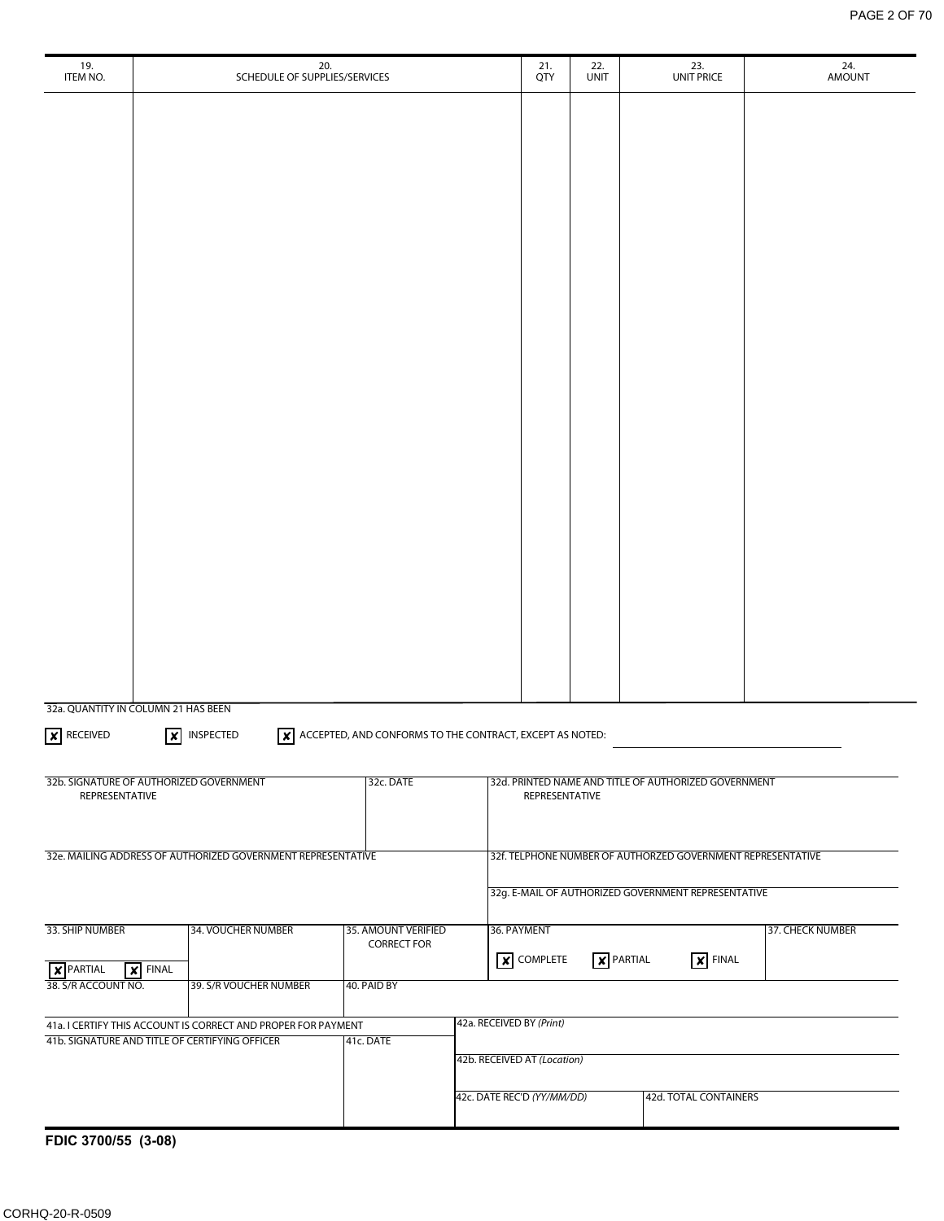| 19. ITEM NO. | 20. SCHEDULE OF SUPPLIES/SERVICES | 21. QTY | 22. UNIT | 23. UNIT PRICE | 24. AMOUNT |
|---|---|---|---|---|---|
| | | | | | |

32a. QUANTITY IN COLUMN 21 HAS BEEN

☒ RECEIVED ☒ INSPECTED ☒ ACCEPTED, AND CONFORMS TO THE CONTRACT, EXCEPT AS NOTED:

| 32b. SIGNATURE OF AUTHORIZED GOVERNMENT REPRESENTATIVE | 32c. DATE | 32d. PRINTED NAME AND TITLE OF AUTHORIZED GOVERNMENT REPRESENTATIVE |
|---|---|---|
| | | |

| 32e. MAILING ADDRESS OF AUTHORIZED GOVERNMENT REPRESENTATIVE | 32f. TELPHONE NUMBER OF AUTHORZED GOVERNMENT REPRESENTATIVE |
|---|---|
| | 32g. E-MAIL OF AUTHORIZED GOVERNMENT REPRESENTATIVE |

| 33. SHIP NUMBER | 34. VOUCHER NUMBER | 35. AMOUNT VERIFIED CORRECT FOR | 36. PAYMENT | 37. CHECK NUMBER |
|---|---|---|---|---|
| ☒ PARTIAL ☒ FINAL | | | ☒ COMPLETE ☒ PARTIAL ☒ FINAL | |
| 38. S/R ACCOUNT NO. | 39. S/R VOUCHER NUMBER | 40. PAID BY | | |

| 41a. I CERTIFY THIS ACCOUNT IS CORRECT AND PROPER FOR PAYMENT | | 42a. RECEIVED BY *(Print)* | |
|---|---|---|---|
| 41b. SIGNATURE AND TITLE OF CERTIFYING OFFICER | 41c. DATE | 42b. RECEIVED AT *(Location)* | |
| | | 42c. DATE REC'D *(YY/MM/DD)* | 42d. TOTAL CONTAINERS |

**FDIC 3700/55 (3-08)**

CORHQ-20-R-0509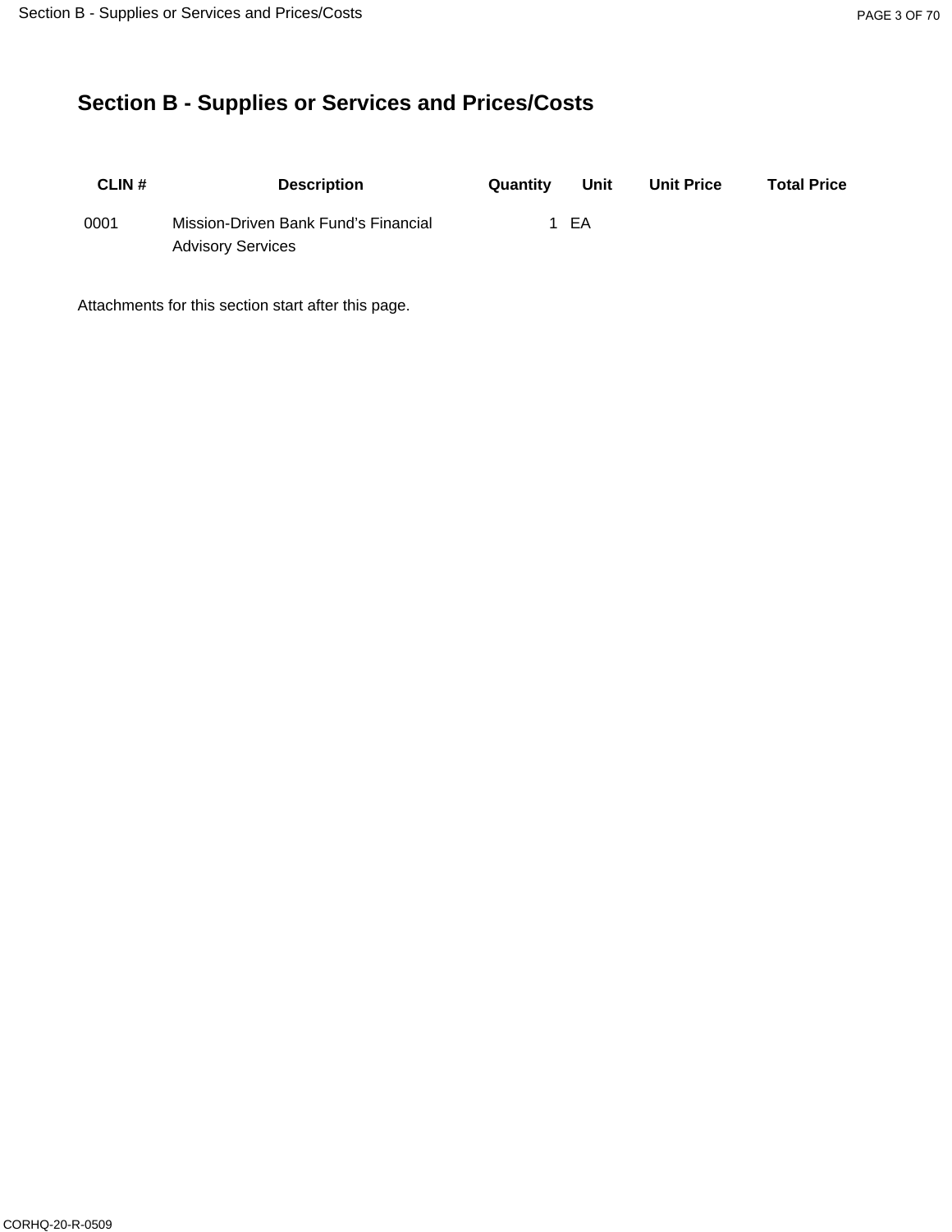# Section B - Supplies or Services and Prices/Costs

| CLIN # | Description | Quantity | Unit | Unit Price | Total Price |
|---|---|---|---|---|---|
| 0001 | Mission-Driven Bank Fund’s Financial Advisory Services | 1 | EA | | |

Attachments for this section start after this page.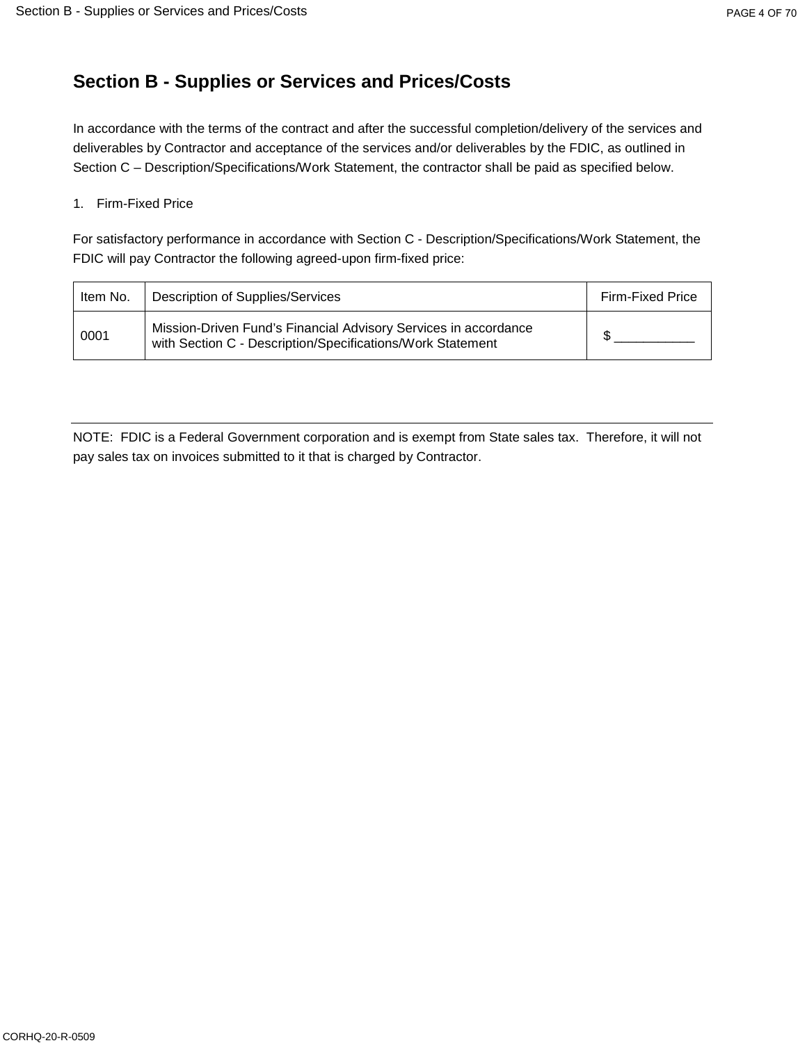# Section B - Supplies or Services and Prices/Costs

In accordance with the terms of the contract and after the successful completion/delivery of the services and deliverables by Contractor and acceptance of the services and/or deliverables by the FDIC, as outlined in Section C – Description/Specifications/Work Statement, the contractor shall be paid as specified below.

1. Firm-Fixed Price

For satisfactory performance in accordance with Section C - Description/Specifications/Work Statement, the FDIC will pay Contractor the following agreed-upon firm-fixed price:

| Item No. | Description of Supplies/Services | Firm-Fixed Price |
|---|---|---|
| 0001 | Mission-Driven Fund’s Financial Advisory Services in accordance with Section C - Description/Specifications/Work Statement | $ ___________ |

---

NOTE: FDIC is a Federal Government corporation and is exempt from State sales tax. Therefore, it will not pay sales tax on invoices submitted to it that is charged by Contractor.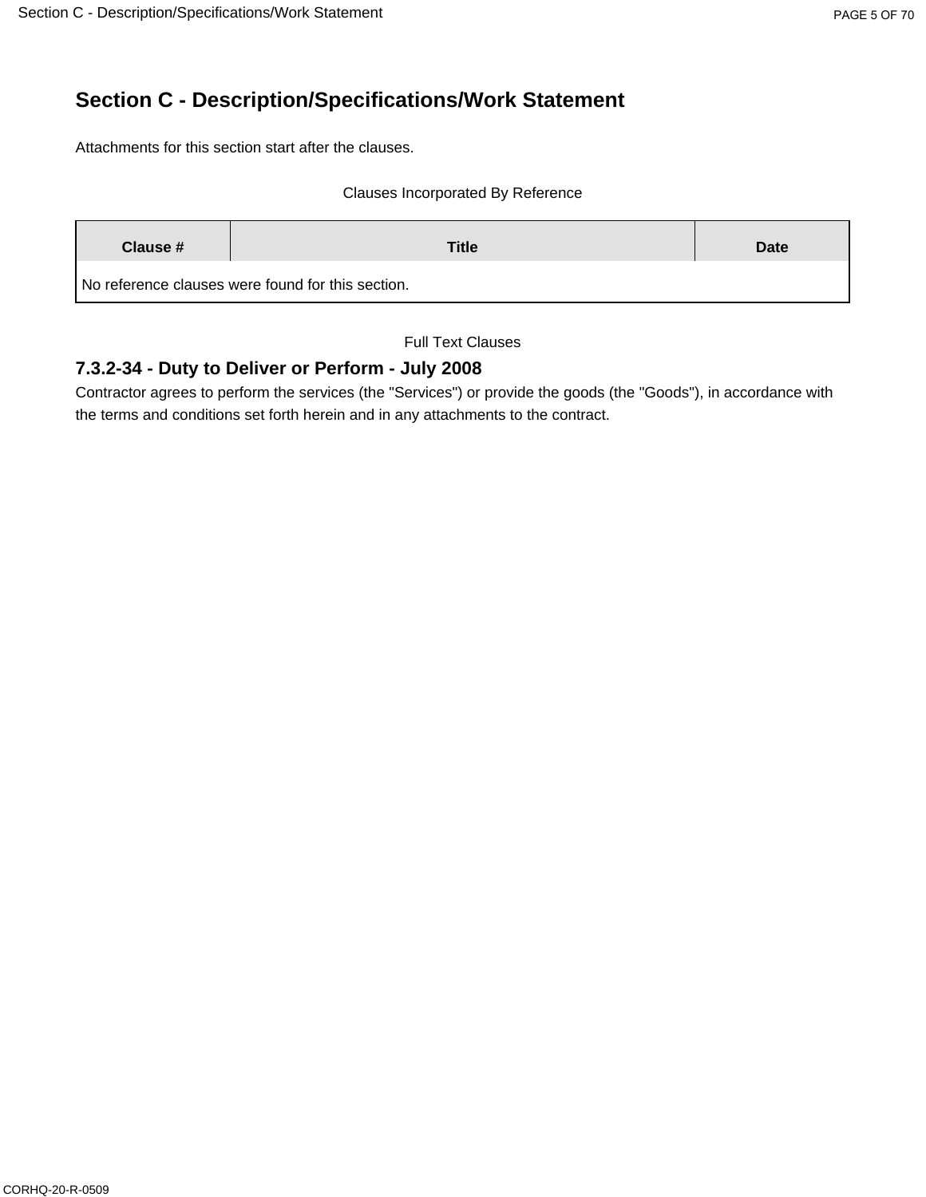# Section C - Description/Specifications/Work Statement

Attachments for this section start after the clauses.

Clauses Incorporated By Reference

| Clause # | Title | Date |
|---|---|---|
| No reference clauses were found for this section. | | |

Full Text Clauses

### 7.3.2-34 - Duty to Deliver or Perform - July 2008

Contractor agrees to perform the services (the "Services") or provide the goods (the "Goods"), in accordance with the terms and conditions set forth herein and in any attachments to the contract.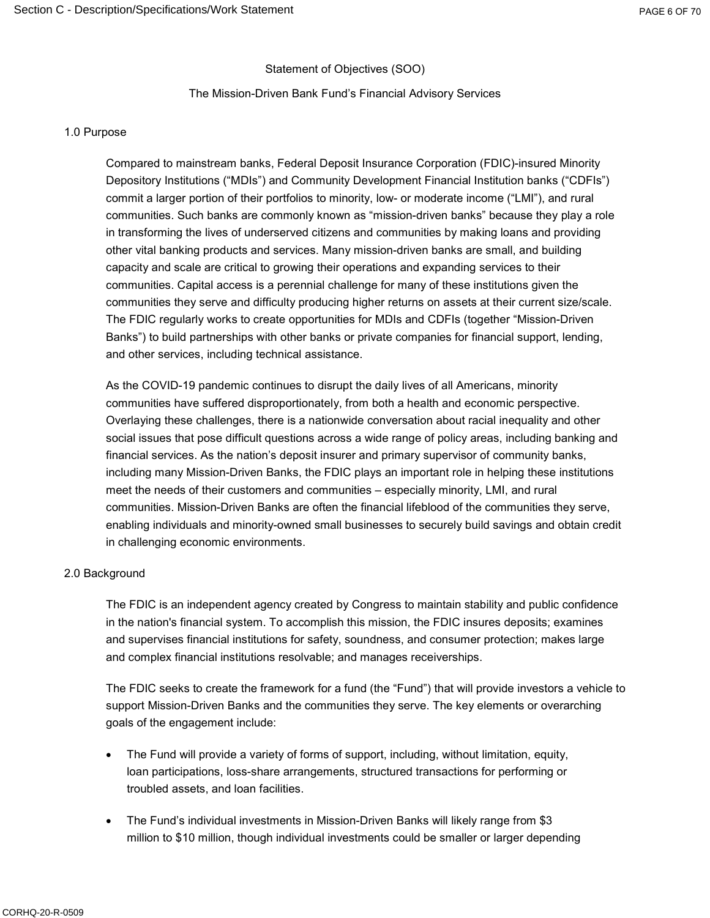Statement of Objectives (SOO)

The Mission-Driven Bank Fund's Financial Advisory Services

## 1.0 Purpose

Compared to mainstream banks, Federal Deposit Insurance Corporation (FDIC)-insured Minority Depository Institutions ("MDIs") and Community Development Financial Institution banks ("CDFIs") commit a larger portion of their portfolios to minority, low- or moderate income ("LMI"), and rural communities. Such banks are commonly known as "mission-driven banks" because they play a role in transforming the lives of underserved citizens and communities by making loans and providing other vital banking products and services. Many mission-driven banks are small, and building capacity and scale are critical to growing their operations and expanding services to their communities. Capital access is a perennial challenge for many of these institutions given the communities they serve and difficulty producing higher returns on assets at their current size/scale. The FDIC regularly works to create opportunities for MDIs and CDFIs (together "Mission-Driven Banks") to build partnerships with other banks or private companies for financial support, lending, and other services, including technical assistance.

As the COVID-19 pandemic continues to disrupt the daily lives of all Americans, minority communities have suffered disproportionately, from both a health and economic perspective. Overlaying these challenges, there is a nationwide conversation about racial inequality and other social issues that pose difficult questions across a wide range of policy areas, including banking and financial services. As the nation's deposit insurer and primary supervisor of community banks, including many Mission-Driven Banks, the FDIC plays an important role in helping these institutions meet the needs of their customers and communities – especially minority, LMI, and rural communities. Mission-Driven Banks are often the financial lifeblood of the communities they serve, enabling individuals and minority-owned small businesses to securely build savings and obtain credit in challenging economic environments.

## 2.0 Background

The FDIC is an independent agency created by Congress to maintain stability and public confidence in the nation's financial system. To accomplish this mission, the FDIC insures deposits; examines and supervises financial institutions for safety, soundness, and consumer protection; makes large and complex financial institutions resolvable; and manages receiverships.

The FDIC seeks to create the framework for a fund (the "Fund") that will provide investors a vehicle to support Mission-Driven Banks and the communities they serve. The key elements or overarching goals of the engagement include:

- The Fund will provide a variety of forms of support, including, without limitation, equity, loan participations, loss-share arrangements, structured transactions for performing or troubled assets, and loan facilities.
- The Fund's individual investments in Mission-Driven Banks will likely range from $3 million to $10 million, though individual investments could be smaller or larger depending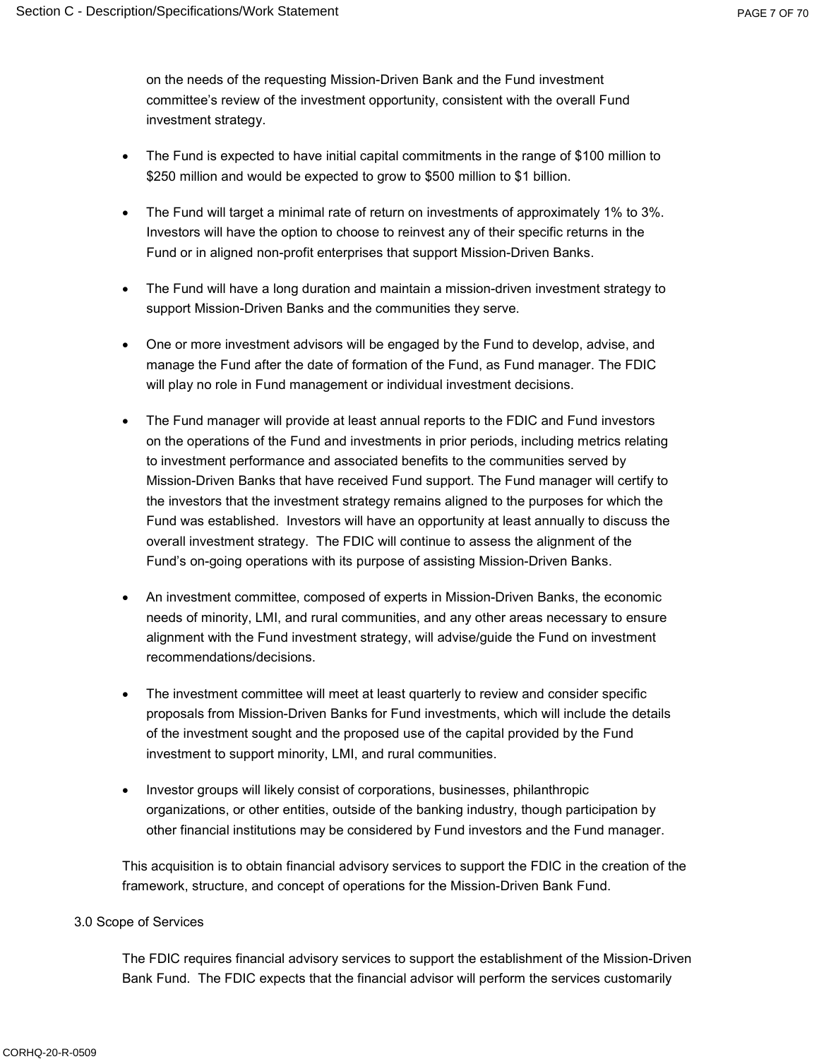on the needs of the requesting Mission-Driven Bank and the Fund investment committee's review of the investment opportunity, consistent with the overall Fund investment strategy.

- The Fund is expected to have initial capital commitments in the range of $100 million to $250 million and would be expected to grow to $500 million to $1 billion.
- The Fund will target a minimal rate of return on investments of approximately 1% to 3%. Investors will have the option to choose to reinvest any of their specific returns in the Fund or in aligned non-profit enterprises that support Mission-Driven Banks.
- The Fund will have a long duration and maintain a mission-driven investment strategy to support Mission-Driven Banks and the communities they serve.
- One or more investment advisors will be engaged by the Fund to develop, advise, and manage the Fund after the date of formation of the Fund, as Fund manager. The FDIC will play no role in Fund management or individual investment decisions.
- The Fund manager will provide at least annual reports to the FDIC and Fund investors on the operations of the Fund and investments in prior periods, including metrics relating to investment performance and associated benefits to the communities served by Mission-Driven Banks that have received Fund support. The Fund manager will certify to the investors that the investment strategy remains aligned to the purposes for which the Fund was established. Investors will have an opportunity at least annually to discuss the overall investment strategy. The FDIC will continue to assess the alignment of the Fund's on-going operations with its purpose of assisting Mission-Driven Banks.
- An investment committee, composed of experts in Mission-Driven Banks, the economic needs of minority, LMI, and rural communities, and any other areas necessary to ensure alignment with the Fund investment strategy, will advise/guide the Fund on investment recommendations/decisions.
- The investment committee will meet at least quarterly to review and consider specific proposals from Mission-Driven Banks for Fund investments, which will include the details of the investment sought and the proposed use of the capital provided by the Fund investment to support minority, LMI, and rural communities.
- Investor groups will likely consist of corporations, businesses, philanthropic organizations, or other entities, outside of the banking industry, though participation by other financial institutions may be considered by Fund investors and the Fund manager.

This acquisition is to obtain financial advisory services to support the FDIC in the creation of the framework, structure, and concept of operations for the Mission-Driven Bank Fund.

## 3.0 Scope of Services

The FDIC requires financial advisory services to support the establishment of the Mission-Driven Bank Fund. The FDIC expects that the financial advisor will perform the services customarily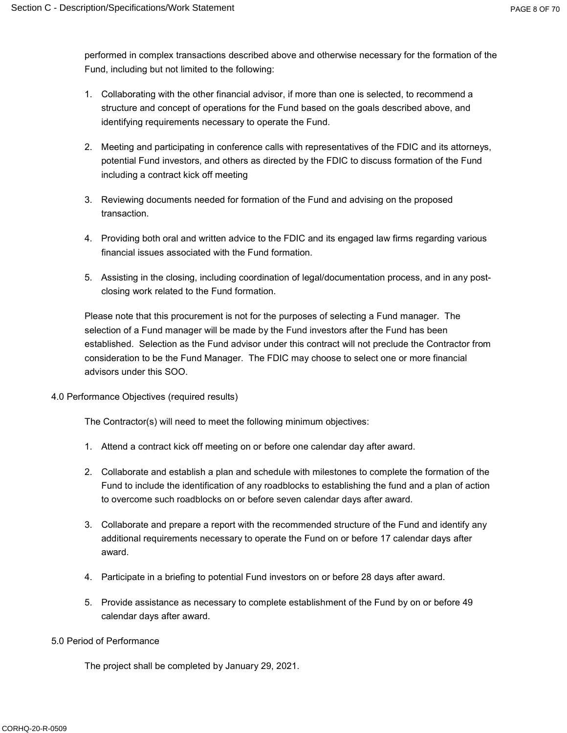performed in complex transactions described above and otherwise necessary for the formation of the Fund, including but not limited to the following:

1. Collaborating with the other financial advisor, if more than one is selected, to recommend a structure and concept of operations for the Fund based on the goals described above, and identifying requirements necessary to operate the Fund.

2. Meeting and participating in conference calls with representatives of the FDIC and its attorneys, potential Fund investors, and others as directed by the FDIC to discuss formation of the Fund including a contract kick off meeting

3. Reviewing documents needed for formation of the Fund and advising on the proposed transaction.

4. Providing both oral and written advice to the FDIC and its engaged law firms regarding various financial issues associated with the Fund formation.

5. Assisting in the closing, including coordination of legal/documentation process, and in any post-closing work related to the Fund formation.

Please note that this procurement is not for the purposes of selecting a Fund manager. The selection of a Fund manager will be made by the Fund investors after the Fund has been established. Selection as the Fund advisor under this contract will not preclude the Contractor from consideration to be the Fund Manager. The FDIC may choose to select one or more financial advisors under this SOO.

## 4.0 Performance Objectives (required results)

The Contractor(s) will need to meet the following minimum objectives:

1. Attend a contract kick off meeting on or before one calendar day after award.

2. Collaborate and establish a plan and schedule with milestones to complete the formation of the Fund to include the identification of any roadblocks to establishing the fund and a plan of action to overcome such roadblocks on or before seven calendar days after award.

3. Collaborate and prepare a report with the recommended structure of the Fund and identify any additional requirements necessary to operate the Fund on or before 17 calendar days after award.

4. Participate in a briefing to potential Fund investors on or before 28 days after award.

5. Provide assistance as necessary to complete establishment of the Fund by on or before 49 calendar days after award.

## 5.0 Period of Performance

The project shall be completed by January 29, 2021.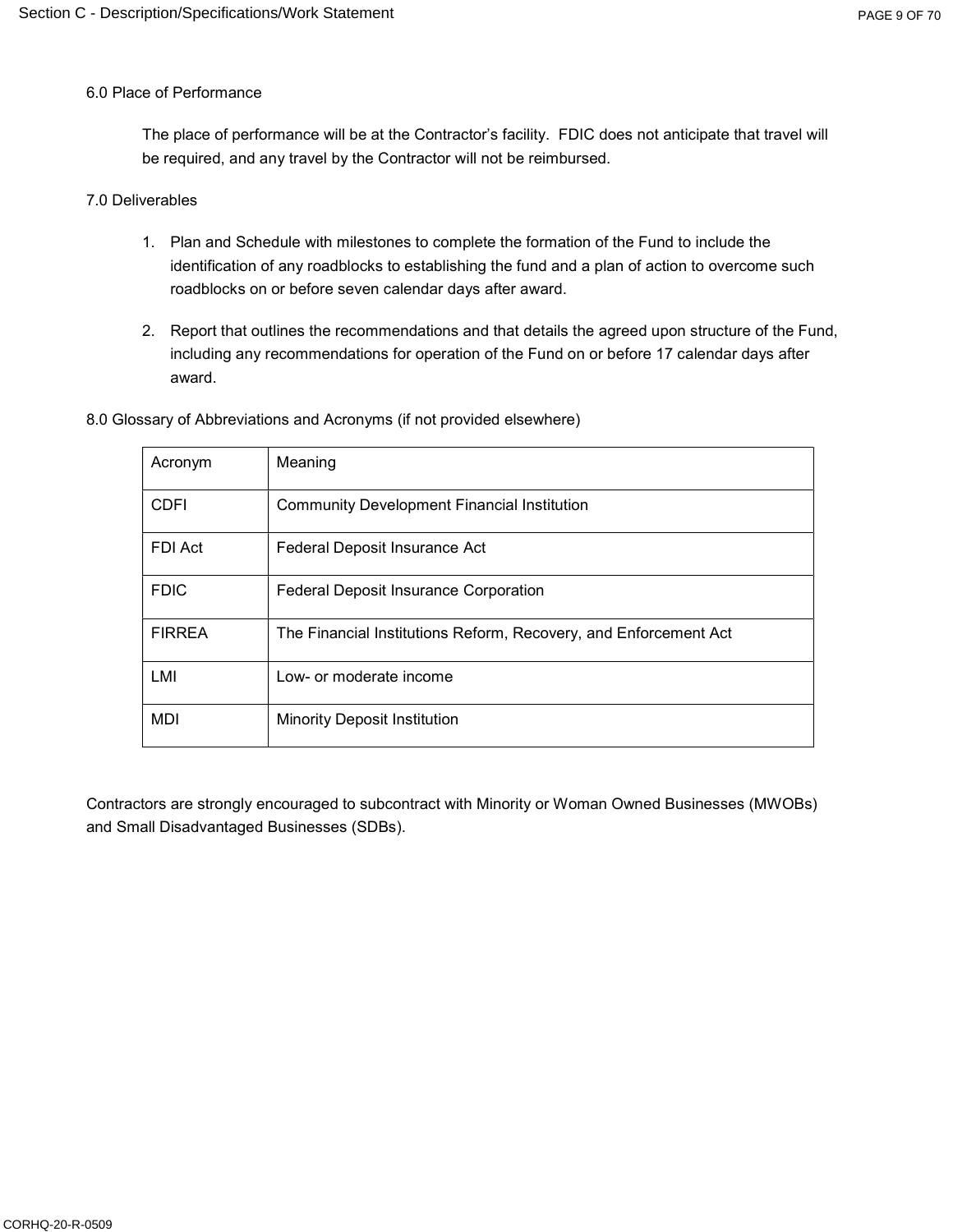## 6.0 Place of Performance

The place of performance will be at the Contractor's facility. FDIC does not anticipate that travel will be required, and any travel by the Contractor will not be reimbursed.

## 7.0 Deliverables

1. Plan and Schedule with milestones to complete the formation of the Fund to include the identification of any roadblocks to establishing the fund and a plan of action to overcome such roadblocks on or before seven calendar days after award.
2. Report that outlines the recommendations and that details the agreed upon structure of the Fund, including any recommendations for operation of the Fund on or before 17 calendar days after award.

## 8.0 Glossary of Abbreviations and Acronyms (if not provided elsewhere)

| Acronym | Meaning |
| --- | --- |
| CDFI | Community Development Financial Institution |
| FDI Act | Federal Deposit Insurance Act |
| FDIC | Federal Deposit Insurance Corporation |
| FIRREA | The Financial Institutions Reform, Recovery, and Enforcement Act |
| LMI | Low- or moderate income |
| MDI | Minority Deposit Institution |

Contractors are strongly encouraged to subcontract with Minority or Woman Owned Businesses (MWOBs) and Small Disadvantaged Businesses (SDBs).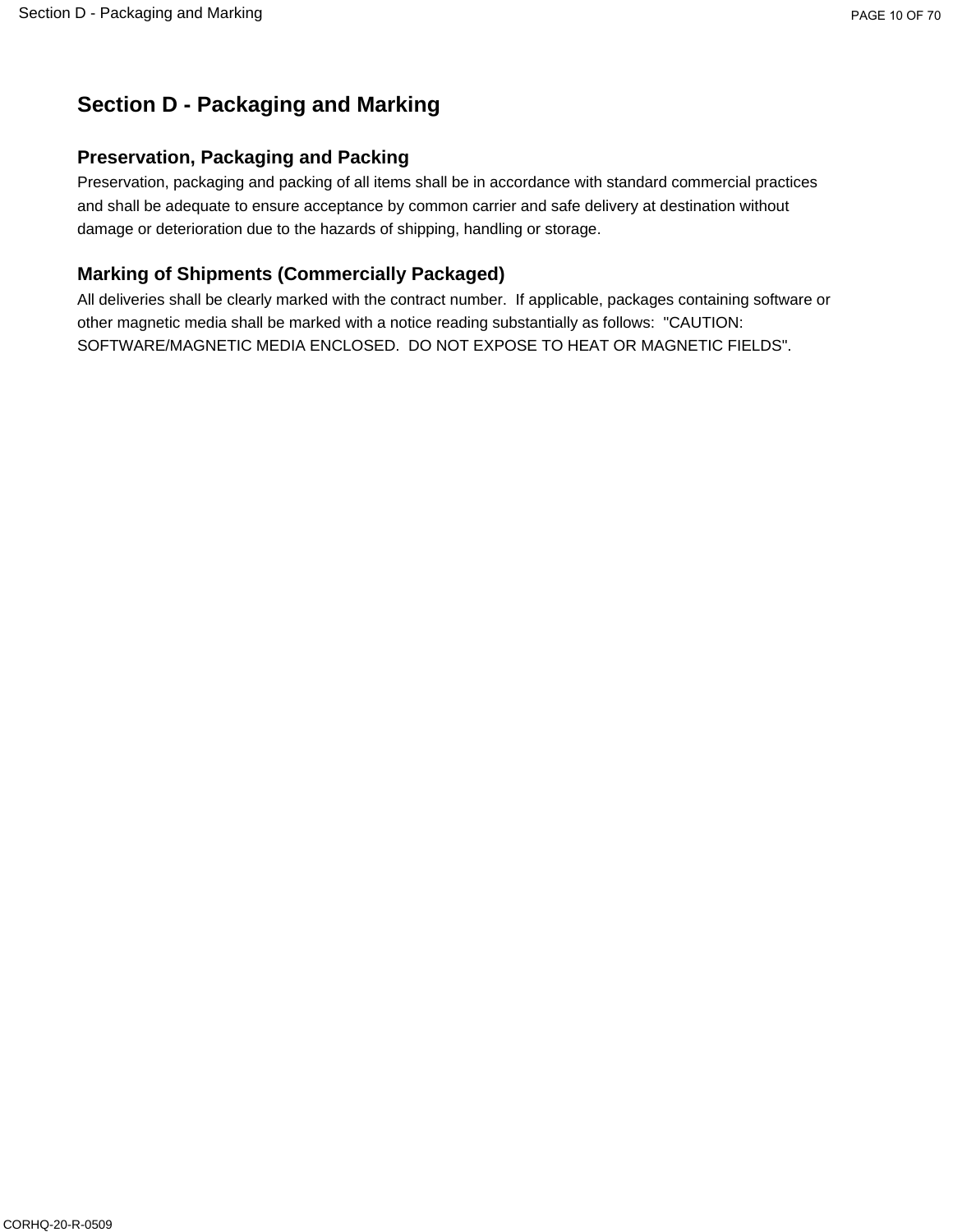# Section D - Packaging and Marking

## Preservation, Packaging and Packing

Preservation, packaging and packing of all items shall be in accordance with standard commercial practices and shall be adequate to ensure acceptance by common carrier and safe delivery at destination without damage or deterioration due to the hazards of shipping, handling or storage.

## Marking of Shipments (Commercially Packaged)

All deliveries shall be clearly marked with the contract number.  If applicable, packages containing software or other magnetic media shall be marked with a notice reading substantially as follows:  "CAUTION: SOFTWARE/MAGNETIC MEDIA ENCLOSED.  DO NOT EXPOSE TO HEAT OR MAGNETIC FIELDS".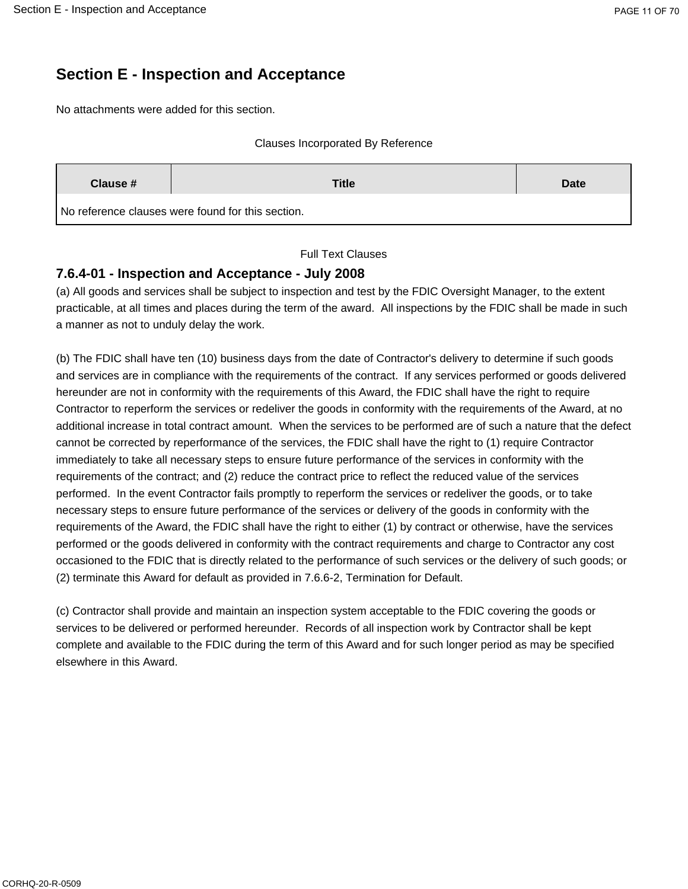# Section E - Inspection and Acceptance

No attachments were added for this section.

Clauses Incorporated By Reference

| Clause # | Title | Date |
|---|---|---|
| No reference clauses were found for this section. | | |

Full Text Clauses

### 7.6.4-01 - Inspection and Acceptance - July 2008

(a) All goods and services shall be subject to inspection and test by the FDIC Oversight Manager, to the extent practicable, at all times and places during the term of the award. All inspections by the FDIC shall be made in such a manner as not to unduly delay the work.

(b) The FDIC shall have ten (10) business days from the date of Contractor's delivery to determine if such goods and services are in compliance with the requirements of the contract. If any services performed or goods delivered hereunder are not in conformity with the requirements of this Award, the FDIC shall have the right to require Contractor to reperform the services or redeliver the goods in conformity with the requirements of the Award, at no additional increase in total contract amount. When the services to be performed are of such a nature that the defect cannot be corrected by reperformance of the services, the FDIC shall have the right to (1) require Contractor immediately to take all necessary steps to ensure future performance of the services in conformity with the requirements of the contract; and (2) reduce the contract price to reflect the reduced value of the services performed. In the event Contractor fails promptly to reperform the services or redeliver the goods, or to take necessary steps to ensure future performance of the services or delivery of the goods in conformity with the requirements of the Award, the FDIC shall have the right to either (1) by contract or otherwise, have the services performed or the goods delivered in conformity with the contract requirements and charge to Contractor any cost occasioned to the FDIC that is directly related to the performance of such services or the delivery of such goods; or (2) terminate this Award for default as provided in 7.6.6-2, Termination for Default.

(c) Contractor shall provide and maintain an inspection system acceptable to the FDIC covering the goods or services to be delivered or performed hereunder. Records of all inspection work by Contractor shall be kept complete and available to the FDIC during the term of this Award and for such longer period as may be specified elsewhere in this Award.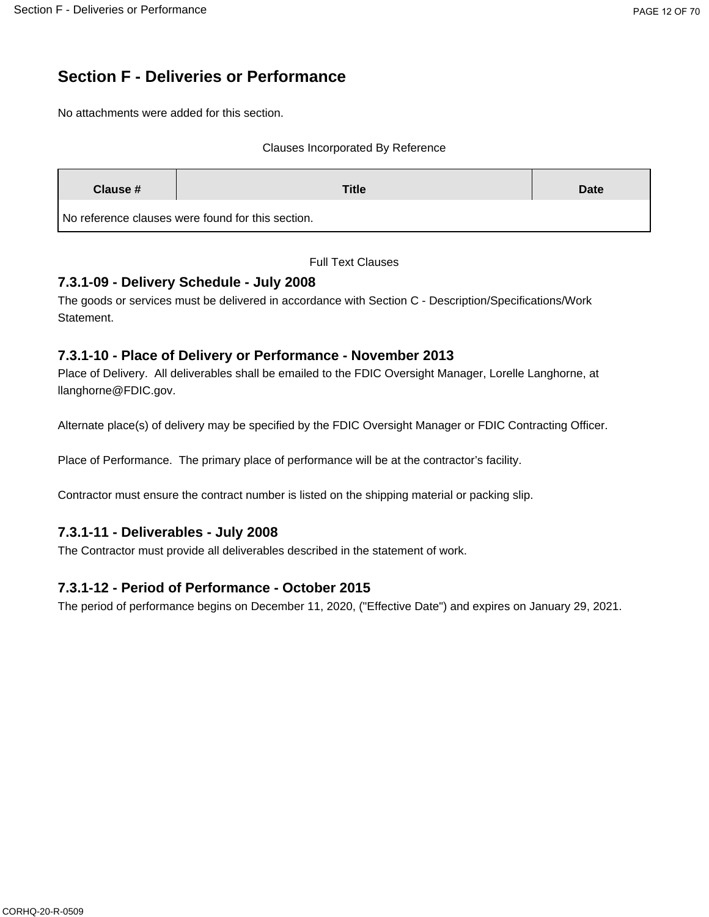# Section F - Deliveries or Performance

No attachments were added for this section.

Clauses Incorporated By Reference

| Clause # | Title | Date |
|---|---|---|
| No reference clauses were found for this section. | | |

Full Text Clauses

### 7.3.1-09 - Delivery Schedule - July 2008

The goods or services must be delivered in accordance with Section C - Description/Specifications/Work Statement.

### 7.3.1-10 - Place of Delivery or Performance - November 2013

Place of Delivery. All deliverables shall be emailed to the FDIC Oversight Manager, Lorelle Langhorne, at llanghorne@FDIC.gov.

Alternate place(s) of delivery may be specified by the FDIC Oversight Manager or FDIC Contracting Officer.

Place of Performance. The primary place of performance will be at the contractor's facility.

Contractor must ensure the contract number is listed on the shipping material or packing slip.

### 7.3.1-11 - Deliverables - July 2008

The Contractor must provide all deliverables described in the statement of work.

### 7.3.1-12 - Period of Performance - October 2015

The period of performance begins on December 11, 2020, ("Effective Date") and expires on January 29, 2021.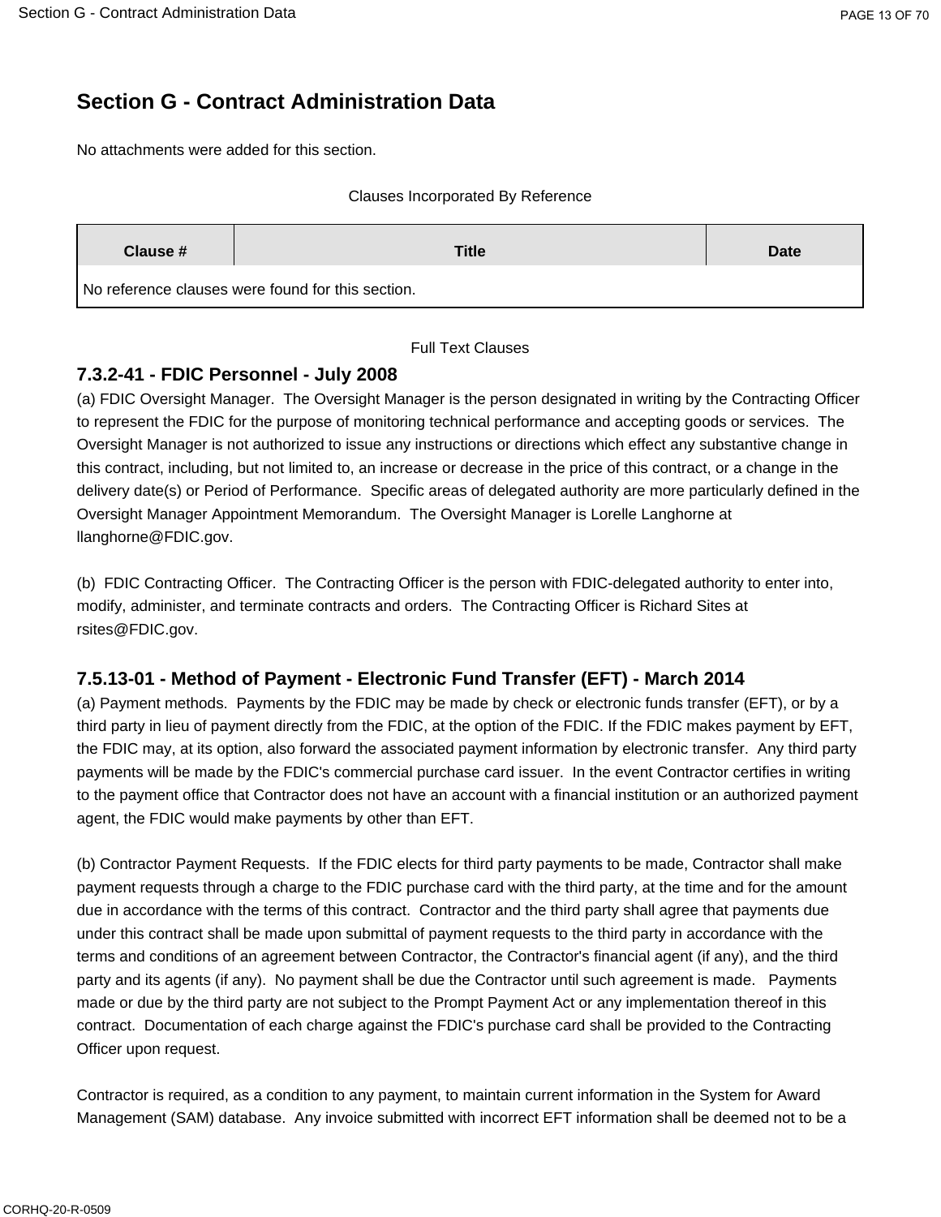# Section G - Contract Administration Data

No attachments were added for this section.

Clauses Incorporated By Reference

| Clause # | Title | Date |
| --- | --- | --- |
| No reference clauses were found for this section. | | |

Full Text Clauses

## 7.3.2-41 - FDIC Personnel - July 2008

(a) FDIC Oversight Manager. The Oversight Manager is the person designated in writing by the Contracting Officer to represent the FDIC for the purpose of monitoring technical performance and accepting goods or services. The Oversight Manager is not authorized to issue any instructions or directions which effect any substantive change in this contract, including, but not limited to, an increase or decrease in the price of this contract, or a change in the delivery date(s) or Period of Performance. Specific areas of delegated authority are more particularly defined in the Oversight Manager Appointment Memorandum. The Oversight Manager is Lorelle Langhorne at llanghorne@FDIC.gov.

(b) FDIC Contracting Officer. The Contracting Officer is the person with FDIC-delegated authority to enter into, modify, administer, and terminate contracts and orders. The Contracting Officer is Richard Sites at rsites@FDIC.gov.

## 7.5.13-01 - Method of Payment - Electronic Fund Transfer (EFT) - March 2014

(a) Payment methods. Payments by the FDIC may be made by check or electronic funds transfer (EFT), or by a third party in lieu of payment directly from the FDIC, at the option of the FDIC. If the FDIC makes payment by EFT, the FDIC may, at its option, also forward the associated payment information by electronic transfer. Any third party payments will be made by the FDIC's commercial purchase card issuer. In the event Contractor certifies in writing to the payment office that Contractor does not have an account with a financial institution or an authorized payment agent, the FDIC would make payments by other than EFT.

(b) Contractor Payment Requests. If the FDIC elects for third party payments to be made, Contractor shall make payment requests through a charge to the FDIC purchase card with the third party, at the time and for the amount due in accordance with the terms of this contract. Contractor and the third party shall agree that payments due under this contract shall be made upon submittal of payment requests to the third party in accordance with the terms and conditions of an agreement between Contractor, the Contractor's financial agent (if any), and the third party and its agents (if any). No payment shall be due the Contractor until such agreement is made. Payments made or due by the third party are not subject to the Prompt Payment Act or any implementation thereof in this contract. Documentation of each charge against the FDIC's purchase card shall be provided to the Contracting Officer upon request.

Contractor is required, as a condition to any payment, to maintain current information in the System for Award Management (SAM) database. Any invoice submitted with incorrect EFT information shall be deemed not to be a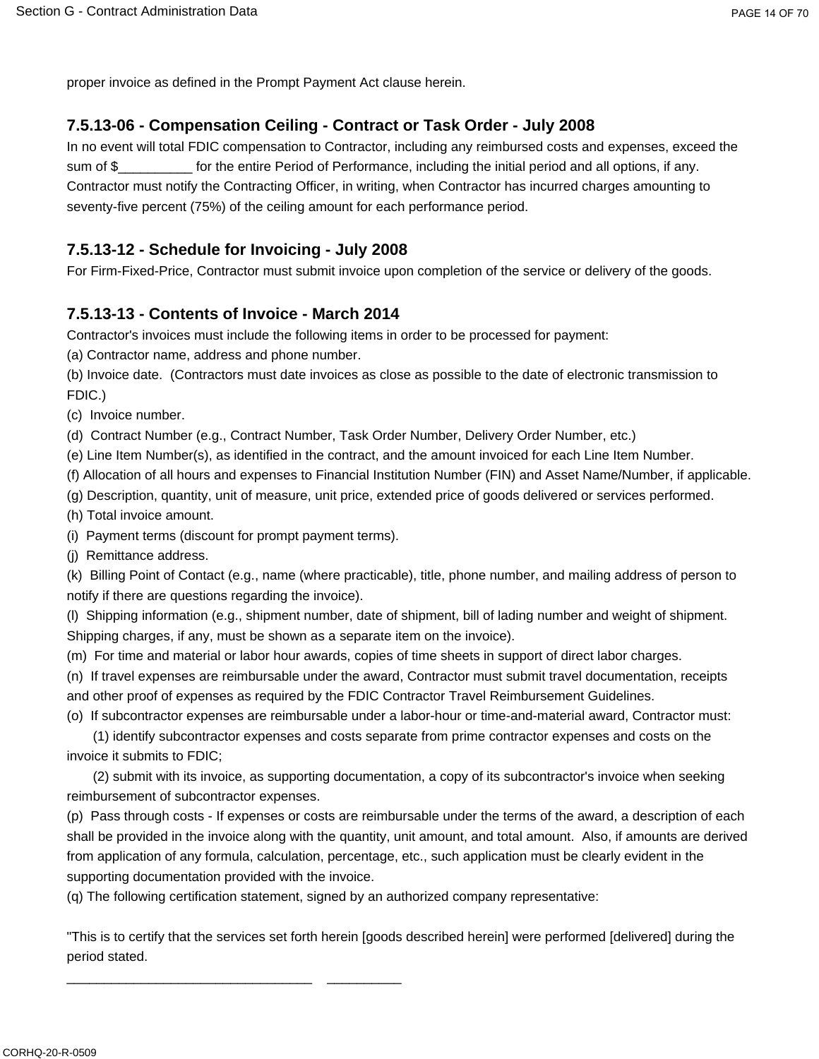proper invoice as defined in the Prompt Payment Act clause herein.

### 7.5.13-06 - Compensation Ceiling - Contract or Task Order - July 2008

In no event will total FDIC compensation to Contractor, including any reimbursed costs and expenses, exceed the sum of $__________ for the entire Period of Performance, including the initial period and all options, if any. Contractor must notify the Contracting Officer, in writing, when Contractor has incurred charges amounting to seventy-five percent (75%) of the ceiling amount for each performance period.

### 7.5.13-12 - Schedule for Invoicing - July 2008

For Firm-Fixed-Price, Contractor must submit invoice upon completion of the service or delivery of the goods.

### 7.5.13-13 - Contents of Invoice - March 2014

Contractor's invoices must include the following items in order to be processed for payment:

(a) Contractor name, address and phone number.

(b) Invoice date. (Contractors must date invoices as close as possible to the date of electronic transmission to FDIC.)

(c) Invoice number.

(d) Contract Number (e.g., Contract Number, Task Order Number, Delivery Order Number, etc.)

(e) Line Item Number(s), as identified in the contract, and the amount invoiced for each Line Item Number.

(f) Allocation of all hours and expenses to Financial Institution Number (FIN) and Asset Name/Number, if applicable.

(g) Description, quantity, unit of measure, unit price, extended price of goods delivered or services performed.

(h) Total invoice amount.

(i) Payment terms (discount for prompt payment terms).

(j) Remittance address.

(k) Billing Point of Contact (e.g., name (where practicable), title, phone number, and mailing address of person to notify if there are questions regarding the invoice).

(l) Shipping information (e.g., shipment number, date of shipment, bill of lading number and weight of shipment. Shipping charges, if any, must be shown as a separate item on the invoice).

(m) For time and material or labor hour awards, copies of time sheets in support of direct labor charges.

(n) If travel expenses are reimbursable under the award, Contractor must submit travel documentation, receipts and other proof of expenses as required by the FDIC Contractor Travel Reimbursement Guidelines.

(o) If subcontractor expenses are reimbursable under a labor-hour or time-and-material award, Contractor must:

(1) identify subcontractor expenses and costs separate from prime contractor expenses and costs on the invoice it submits to FDIC;

(2) submit with its invoice, as supporting documentation, a copy of its subcontractor's invoice when seeking reimbursement of subcontractor expenses.

(p) Pass through costs - If expenses or costs are reimbursable under the terms of the award, a description of each shall be provided in the invoice along with the quantity, unit amount, and total amount. Also, if amounts are derived from application of any formula, calculation, percentage, etc., such application must be clearly evident in the supporting documentation provided with the invoice.

(q) The following certification statement, signed by an authorized company representative:

"This is to certify that the services set forth herein [goods described herein] were performed [delivered] during the period stated.

_________________________________ __________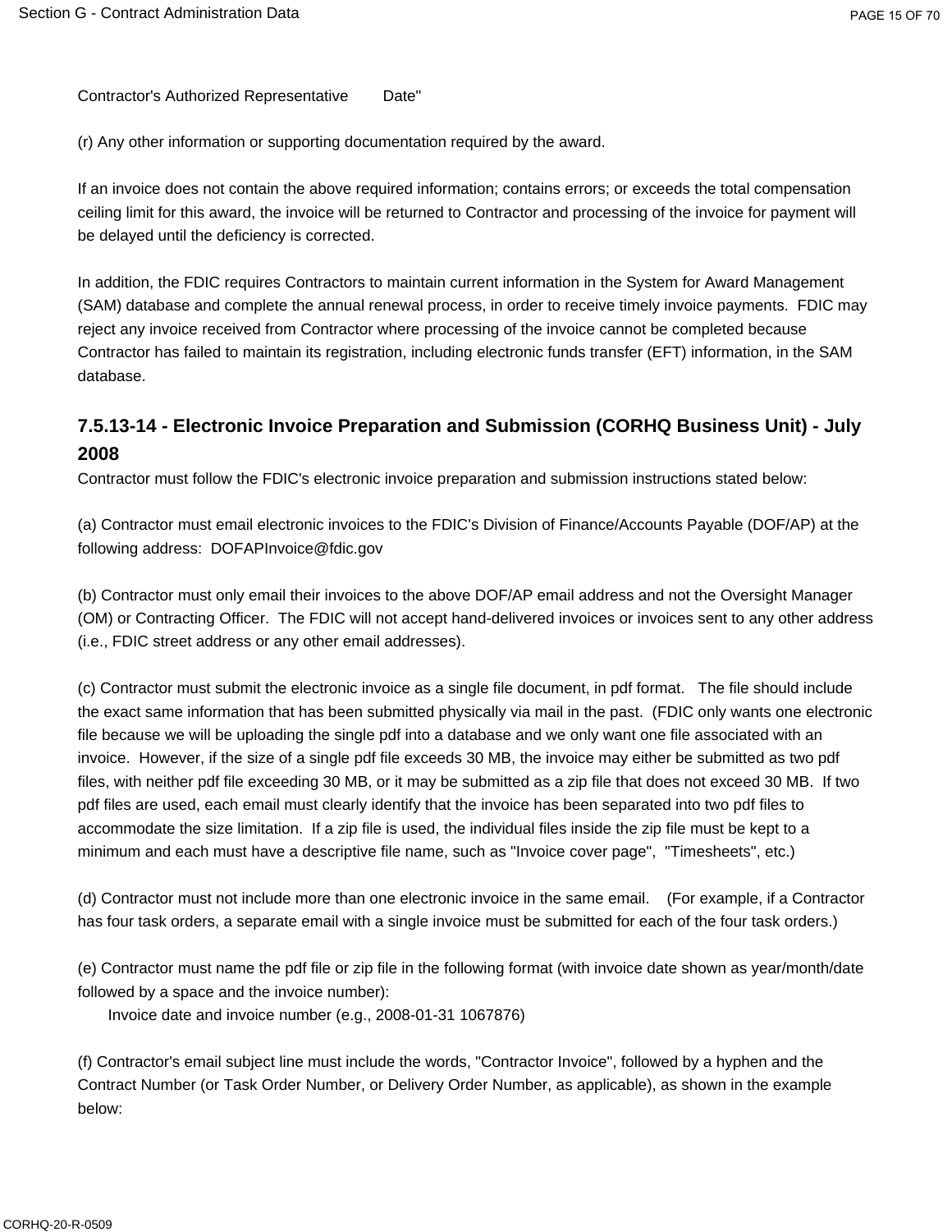Contractor's Authorized Representative        Date"

(r) Any other information or supporting documentation required by the award.

If an invoice does not contain the above required information; contains errors; or exceeds the total compensation ceiling limit for this award, the invoice will be returned to Contractor and processing of the invoice for payment will be delayed until the deficiency is corrected.

In addition, the FDIC requires Contractors to maintain current information in the System for Award Management (SAM) database and complete the annual renewal process, in order to receive timely invoice payments. FDIC may reject any invoice received from Contractor where processing of the invoice cannot be completed because Contractor has failed to maintain its registration, including electronic funds transfer (EFT) information, in the SAM database.

### 7.5.13-14 - Electronic Invoice Preparation and Submission (CORHQ Business Unit) - July 2008

Contractor must follow the FDIC's electronic invoice preparation and submission instructions stated below:

(a) Contractor must email electronic invoices to the FDIC's Division of Finance/Accounts Payable (DOF/AP) at the following address: DOFAPInvoice@fdic.gov

(b) Contractor must only email their invoices to the above DOF/AP email address and not the Oversight Manager (OM) or Contracting Officer. The FDIC will not accept hand-delivered invoices or invoices sent to any other address (i.e., FDIC street address or any other email addresses).

(c) Contractor must submit the electronic invoice as a single file document, in pdf format. The file should include the exact same information that has been submitted physically via mail in the past. (FDIC only wants one electronic file because we will be uploading the single pdf into a database and we only want one file associated with an invoice. However, if the size of a single pdf file exceeds 30 MB, the invoice may either be submitted as two pdf files, with neither pdf file exceeding 30 MB, or it may be submitted as a zip file that does not exceed 30 MB. If two pdf files are used, each email must clearly identify that the invoice has been separated into two pdf files to accommodate the size limitation. If a zip file is used, the individual files inside the zip file must be kept to a minimum and each must have a descriptive file name, such as "Invoice cover page", "Timesheets", etc.)

(d) Contractor must not include more than one electronic invoice in the same email. (For example, if a Contractor has four task orders, a separate email with a single invoice must be submitted for each of the four task orders.)

(e) Contractor must name the pdf file or zip file in the following format (with invoice date shown as year/month/date followed by a space and the invoice number):
    Invoice date and invoice number (e.g., 2008-01-31 1067876)

(f) Contractor's email subject line must include the words, "Contractor Invoice", followed by a hyphen and the Contract Number (or Task Order Number, or Delivery Order Number, as applicable), as shown in the example below: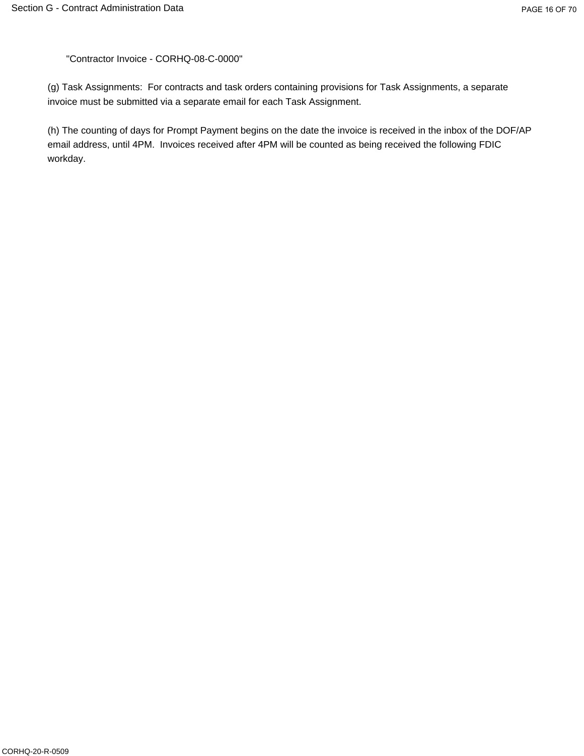"Contractor Invoice - CORHQ-08-C-0000"

(g) Task Assignments: For contracts and task orders containing provisions for Task Assignments, a separate invoice must be submitted via a separate email for each Task Assignment.

(h) The counting of days for Prompt Payment begins on the date the invoice is received in the inbox of the DOF/AP email address, until 4PM. Invoices received after 4PM will be counted as being received the following FDIC workday.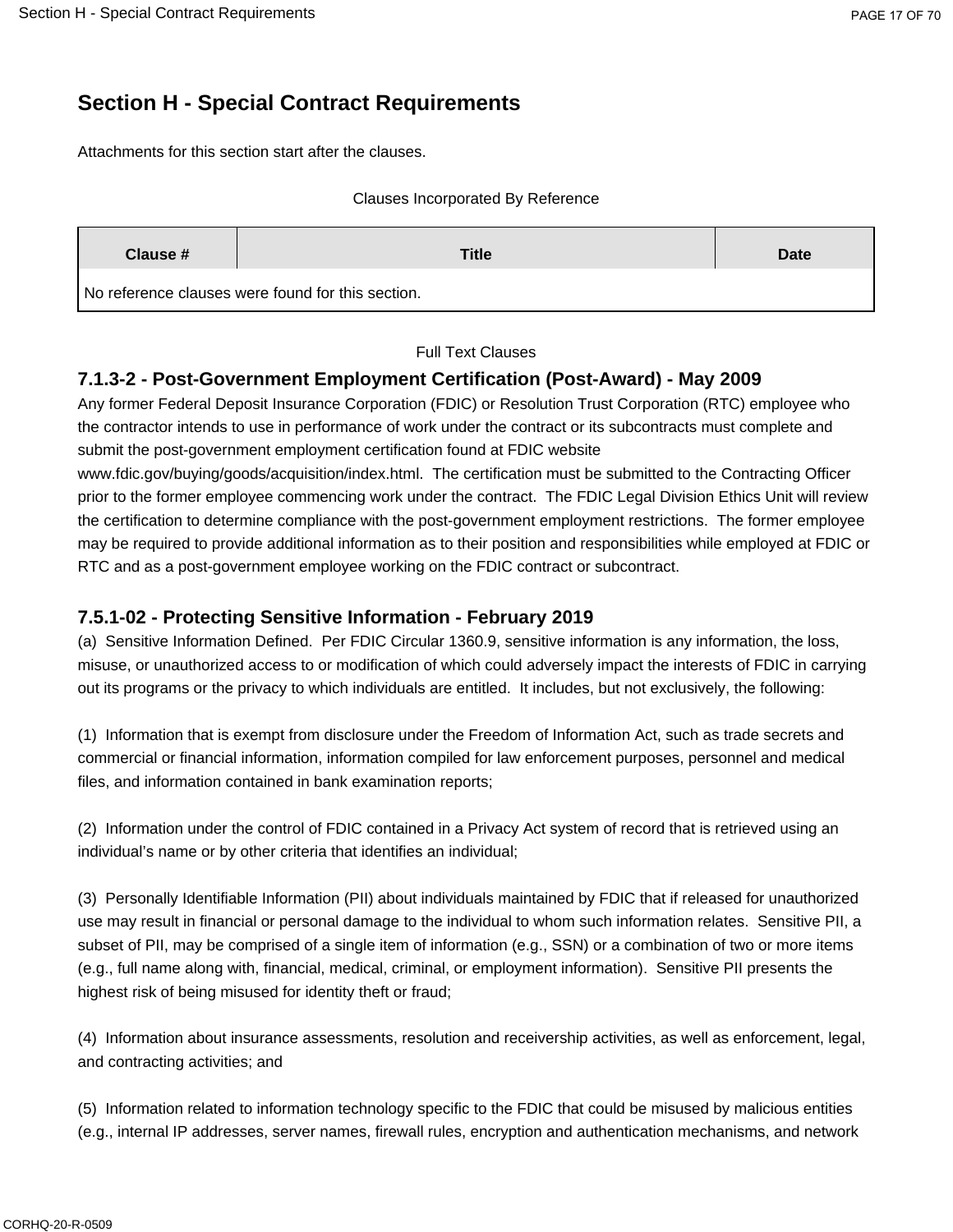# Section H - Special Contract Requirements

Attachments for this section start after the clauses.

Clauses Incorporated By Reference

| Clause # | Title | Date |
| --- | --- | --- |
| No reference clauses were found for this section. | | |

Full Text Clauses

## 7.1.3-2 - Post-Government Employment Certification (Post-Award) - May 2009

Any former Federal Deposit Insurance Corporation (FDIC) or Resolution Trust Corporation (RTC) employee who the contractor intends to use in performance of work under the contract or its subcontracts must complete and submit the post-government employment certification found at FDIC website www.fdic.gov/buying/goods/acquisition/index.html. The certification must be submitted to the Contracting Officer prior to the former employee commencing work under the contract. The FDIC Legal Division Ethics Unit will review the certification to determine compliance with the post-government employment restrictions. The former employee may be required to provide additional information as to their position and responsibilities while employed at FDIC or RTC and as a post-government employee working on the FDIC contract or subcontract.

## 7.5.1-02 - Protecting Sensitive Information - February 2019

(a) Sensitive Information Defined. Per FDIC Circular 1360.9, sensitive information is any information, the loss, misuse, or unauthorized access to or modification of which could adversely impact the interests of FDIC in carrying out its programs or the privacy to which individuals are entitled. It includes, but not exclusively, the following:

(1) Information that is exempt from disclosure under the Freedom of Information Act, such as trade secrets and commercial or financial information, information compiled for law enforcement purposes, personnel and medical files, and information contained in bank examination reports;

(2) Information under the control of FDIC contained in a Privacy Act system of record that is retrieved using an individual's name or by other criteria that identifies an individual;

(3) Personally Identifiable Information (PII) about individuals maintained by FDIC that if released for unauthorized use may result in financial or personal damage to the individual to whom such information relates. Sensitive PII, a subset of PII, may be comprised of a single item of information (e.g., SSN) or a combination of two or more items (e.g., full name along with, financial, medical, criminal, or employment information). Sensitive PII presents the highest risk of being misused for identity theft or fraud;

(4) Information about insurance assessments, resolution and receivership activities, as well as enforcement, legal, and contracting activities; and

(5) Information related to information technology specific to the FDIC that could be misused by malicious entities (e.g., internal IP addresses, server names, firewall rules, encryption and authentication mechanisms, and network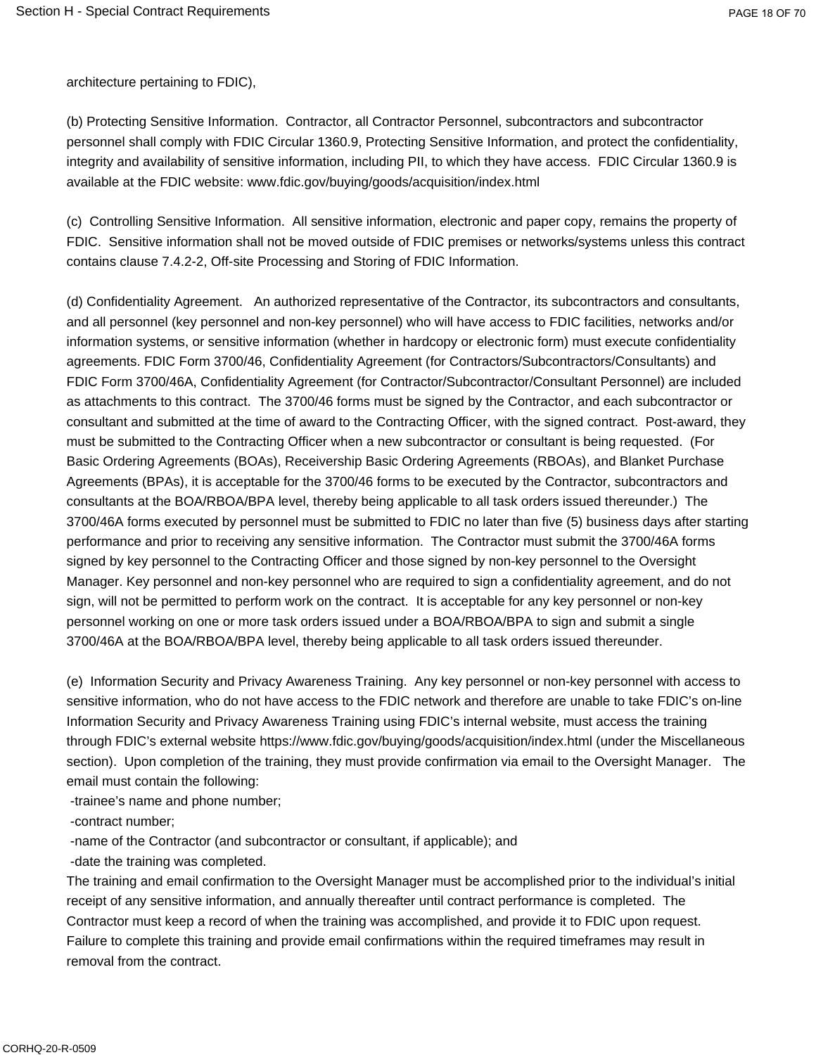architecture pertaining to FDIC),

(b) Protecting Sensitive Information.  Contractor, all Contractor Personnel, subcontractors and subcontractor personnel shall comply with FDIC Circular 1360.9, Protecting Sensitive Information, and protect the confidentiality, integrity and availability of sensitive information, including PII, to which they have access.  FDIC Circular 1360.9 is available at the FDIC website: www.fdic.gov/buying/goods/acquisition/index.html

(c)  Controlling Sensitive Information.  All sensitive information, electronic and paper copy, remains the property of FDIC.  Sensitive information shall not be moved outside of FDIC premises or networks/systems unless this contract contains clause 7.4.2-2, Off-site Processing and Storing of FDIC Information.

(d) Confidentiality Agreement.   An authorized representative of the Contractor, its subcontractors and consultants, and all personnel (key personnel and non-key personnel) who will have access to FDIC facilities, networks and/or information systems, or sensitive information (whether in hardcopy or electronic form) must execute confidentiality agreements. FDIC Form 3700/46, Confidentiality Agreement (for Contractors/Subcontractors/Consultants) and FDIC Form 3700/46A, Confidentiality Agreement (for Contractor/Subcontractor/Consultant Personnel) are included as attachments to this contract.  The 3700/46 forms must be signed by the Contractor, and each subcontractor or consultant and submitted at the time of award to the Contracting Officer, with the signed contract.  Post-award, they must be submitted to the Contracting Officer when a new subcontractor or consultant is being requested.  (For Basic Ordering Agreements (BOAs), Receivership Basic Ordering Agreements (RBOAs), and Blanket Purchase Agreements (BPAs), it is acceptable for the 3700/46 forms to be executed by the Contractor, subcontractors and consultants at the BOA/RBOA/BPA level, thereby being applicable to all task orders issued thereunder.)  The 3700/46A forms executed by personnel must be submitted to FDIC no later than five (5) business days after starting performance and prior to receiving any sensitive information.  The Contractor must submit the 3700/46A forms signed by key personnel to the Contracting Officer and those signed by non-key personnel to the Oversight Manager. Key personnel and non-key personnel who are required to sign a confidentiality agreement, and do not sign, will not be permitted to perform work on the contract.  It is acceptable for any key personnel or non-key personnel working on one or more task orders issued under a BOA/RBOA/BPA to sign and submit a single 3700/46A at the BOA/RBOA/BPA level, thereby being applicable to all task orders issued thereunder.

(e)  Information Security and Privacy Awareness Training.  Any key personnel or non-key personnel with access to sensitive information, who do not have access to the FDIC network and therefore are unable to take FDIC's on-line Information Security and Privacy Awareness Training using FDIC's internal website, must access the training through FDIC's external website https://www.fdic.gov/buying/goods/acquisition/index.html (under the Miscellaneous section).  Upon completion of the training, they must provide confirmation via email to the Oversight Manager.   The email must contain the following:

- trainee's name and phone number;
- contract number;
- name of the Contractor (and subcontractor or consultant, if applicable); and
- date the training was completed.

The training and email confirmation to the Oversight Manager must be accomplished prior to the individual's initial receipt of any sensitive information, and annually thereafter until contract performance is completed.  The Contractor must keep a record of when the training was accomplished, and provide it to FDIC upon request. Failure to complete this training and provide email confirmations within the required timeframes may result in removal from the contract.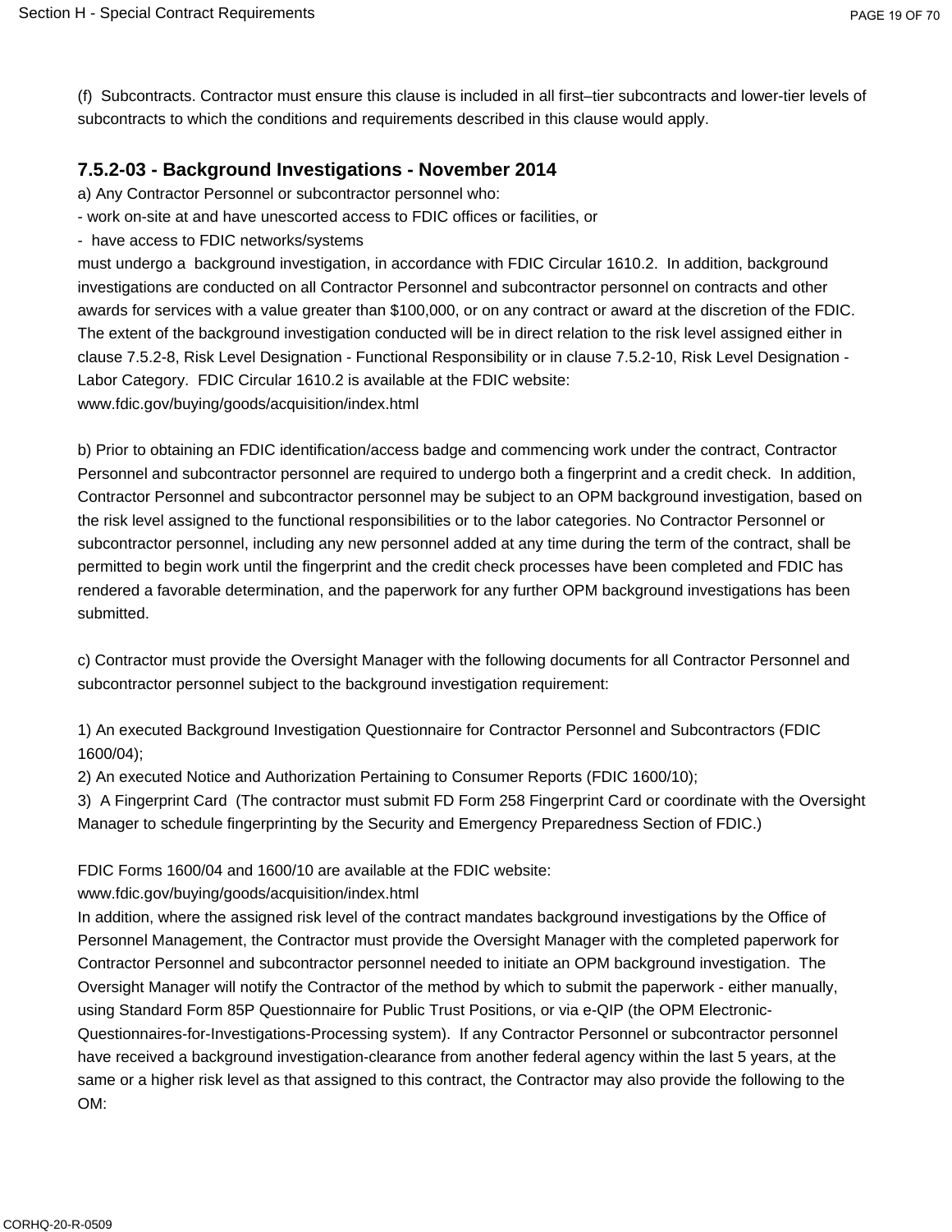(f) Subcontracts. Contractor must ensure this clause is included in all first–tier subcontracts and lower-tier levels of subcontracts to which the conditions and requirements described in this clause would apply.

### 7.5.2-03 - Background Investigations - November 2014

a) Any Contractor Personnel or subcontractor personnel who:

- work on-site at and have unescorted access to FDIC offices or facilities, or
- have access to FDIC networks/systems

must undergo a background investigation, in accordance with FDIC Circular 1610.2. In addition, background investigations are conducted on all Contractor Personnel and subcontractor personnel on contracts and other awards for services with a value greater than $100,000, or on any contract or award at the discretion of the FDIC. The extent of the background investigation conducted will be in direct relation to the risk level assigned either in clause 7.5.2-8, Risk Level Designation - Functional Responsibility or in clause 7.5.2-10, Risk Level Designation - Labor Category. FDIC Circular 1610.2 is available at the FDIC website: www.fdic.gov/buying/goods/acquisition/index.html

b) Prior to obtaining an FDIC identification/access badge and commencing work under the contract, Contractor Personnel and subcontractor personnel are required to undergo both a fingerprint and a credit check. In addition, Contractor Personnel and subcontractor personnel may be subject to an OPM background investigation, based on the risk level assigned to the functional responsibilities or to the labor categories. No Contractor Personnel or subcontractor personnel, including any new personnel added at any time during the term of the contract, shall be permitted to begin work until the fingerprint and the credit check processes have been completed and FDIC has rendered a favorable determination, and the paperwork for any further OPM background investigations has been submitted.

c) Contractor must provide the Oversight Manager with the following documents for all Contractor Personnel and subcontractor personnel subject to the background investigation requirement:

1) An executed Background Investigation Questionnaire for Contractor Personnel and Subcontractors (FDIC 1600/04);
2) An executed Notice and Authorization Pertaining to Consumer Reports (FDIC 1600/10);
3) A Fingerprint Card (The contractor must submit FD Form 258 Fingerprint Card or coordinate with the Oversight Manager to schedule fingerprinting by the Security and Emergency Preparedness Section of FDIC.)

FDIC Forms 1600/04 and 1600/10 are available at the FDIC website: www.fdic.gov/buying/goods/acquisition/index.html
In addition, where the assigned risk level of the contract mandates background investigations by the Office of Personnel Management, the Contractor must provide the Oversight Manager with the completed paperwork for Contractor Personnel and subcontractor personnel needed to initiate an OPM background investigation. The Oversight Manager will notify the Contractor of the method by which to submit the paperwork - either manually, using Standard Form 85P Questionnaire for Public Trust Positions, or via e-QIP (the OPM Electronic-Questionnaires-for-Investigations-Processing system). If any Contractor Personnel or subcontractor personnel have received a background investigation-clearance from another federal agency within the last 5 years, at the same or a higher risk level as that assigned to this contract, the Contractor may also provide the following to the OM: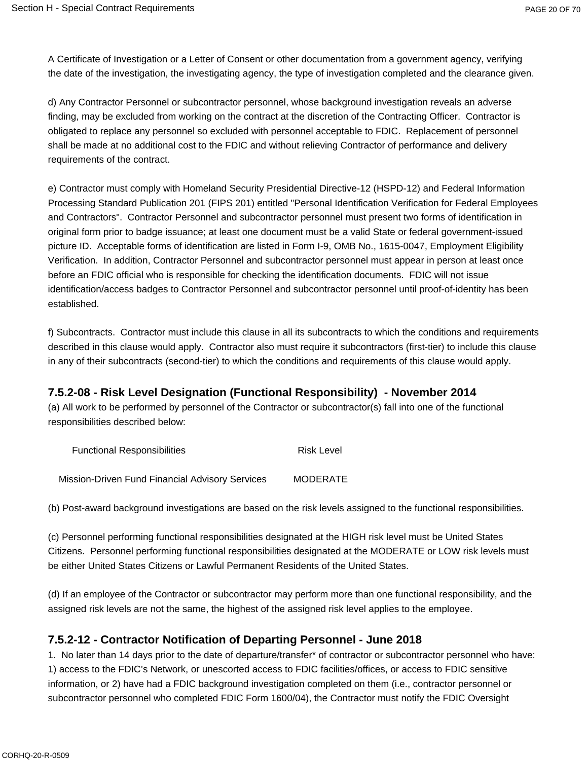A Certificate of Investigation or a Letter of Consent or other documentation from a government agency, verifying the date of the investigation, the investigating agency, the type of investigation completed and the clearance given.

d) Any Contractor Personnel or subcontractor personnel, whose background investigation reveals an adverse finding, may be excluded from working on the contract at the discretion of the Contracting Officer. Contractor is obligated to replace any personnel so excluded with personnel acceptable to FDIC. Replacement of personnel shall be made at no additional cost to the FDIC and without relieving Contractor of performance and delivery requirements of the contract.

e) Contractor must comply with Homeland Security Presidential Directive-12 (HSPD-12) and Federal Information Processing Standard Publication 201 (FIPS 201) entitled "Personal Identification Verification for Federal Employees and Contractors". Contractor Personnel and subcontractor personnel must present two forms of identification in original form prior to badge issuance; at least one document must be a valid State or federal government-issued picture ID. Acceptable forms of identification are listed in Form I-9, OMB No., 1615-0047, Employment Eligibility Verification. In addition, Contractor Personnel and subcontractor personnel must appear in person at least once before an FDIC official who is responsible for checking the identification documents. FDIC will not issue identification/access badges to Contractor Personnel and subcontractor personnel until proof-of-identity has been established.

f) Subcontracts. Contractor must include this clause in all its subcontracts to which the conditions and requirements described in this clause would apply. Contractor also must require it subcontractors (first-tier) to include this clause in any of their subcontracts (second-tier) to which the conditions and requirements of this clause would apply.

### 7.5.2-08 - Risk Level Designation (Functional Responsibility) - November 2014

(a) All work to be performed by personnel of the Contractor or subcontractor(s) fall into one of the functional responsibilities described below:

| Functional Responsibilities | Risk Level |
|---|---|
| Mission-Driven Fund Financial Advisory Services | MODERATE |

(b) Post-award background investigations are based on the risk levels assigned to the functional responsibilities.

(c) Personnel performing functional responsibilities designated at the HIGH risk level must be United States Citizens. Personnel performing functional responsibilities designated at the MODERATE or LOW risk levels must be either United States Citizens or Lawful Permanent Residents of the United States.

(d) If an employee of the Contractor or subcontractor may perform more than one functional responsibility, and the assigned risk levels are not the same, the highest of the assigned risk level applies to the employee.

### 7.5.2-12 - Contractor Notification of Departing Personnel - June 2018

1. No later than 14 days prior to the date of departure/transfer* of contractor or subcontractor personnel who have: 1) access to the FDIC's Network, or unescorted access to FDIC facilities/offices, or access to FDIC sensitive information, or 2) have had a FDIC background investigation completed on them (i.e., contractor personnel or subcontractor personnel who completed FDIC Form 1600/04), the Contractor must notify the FDIC Oversight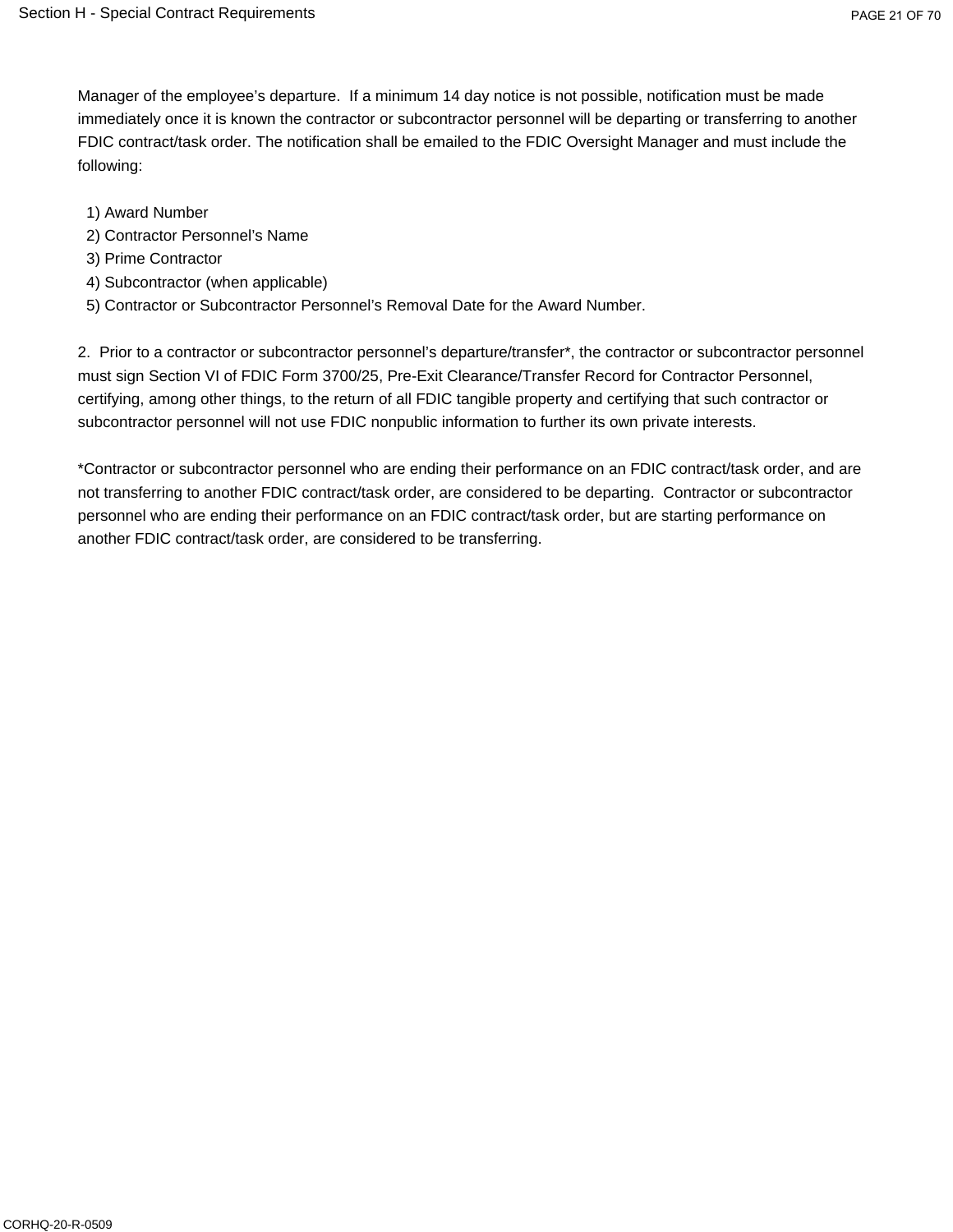Manager of the employee's departure.  If a minimum 14 day notice is not possible, notification must be made immediately once it is known the contractor or subcontractor personnel will be departing or transferring to another FDIC contract/task order. The notification shall be emailed to the FDIC Oversight Manager and must include the following:

1) Award Number
2) Contractor Personnel's Name
3) Prime Contractor
4) Subcontractor (when applicable)
5) Contractor or Subcontractor Personnel's Removal Date for the Award Number.

2.  Prior to a contractor or subcontractor personnel's departure/transfer*, the contractor or subcontractor personnel must sign Section VI of FDIC Form 3700/25, Pre-Exit Clearance/Transfer Record for Contractor Personnel, certifying, among other things, to the return of all FDIC tangible property and certifying that such contractor or subcontractor personnel will not use FDIC nonpublic information to further its own private interests.

*Contractor or subcontractor personnel who are ending their performance on an FDIC contract/task order, and are not transferring to another FDIC contract/task order, are considered to be departing.  Contractor or subcontractor personnel who are ending their performance on an FDIC contract/task order, but are starting performance on another FDIC contract/task order, are considered to be transferring.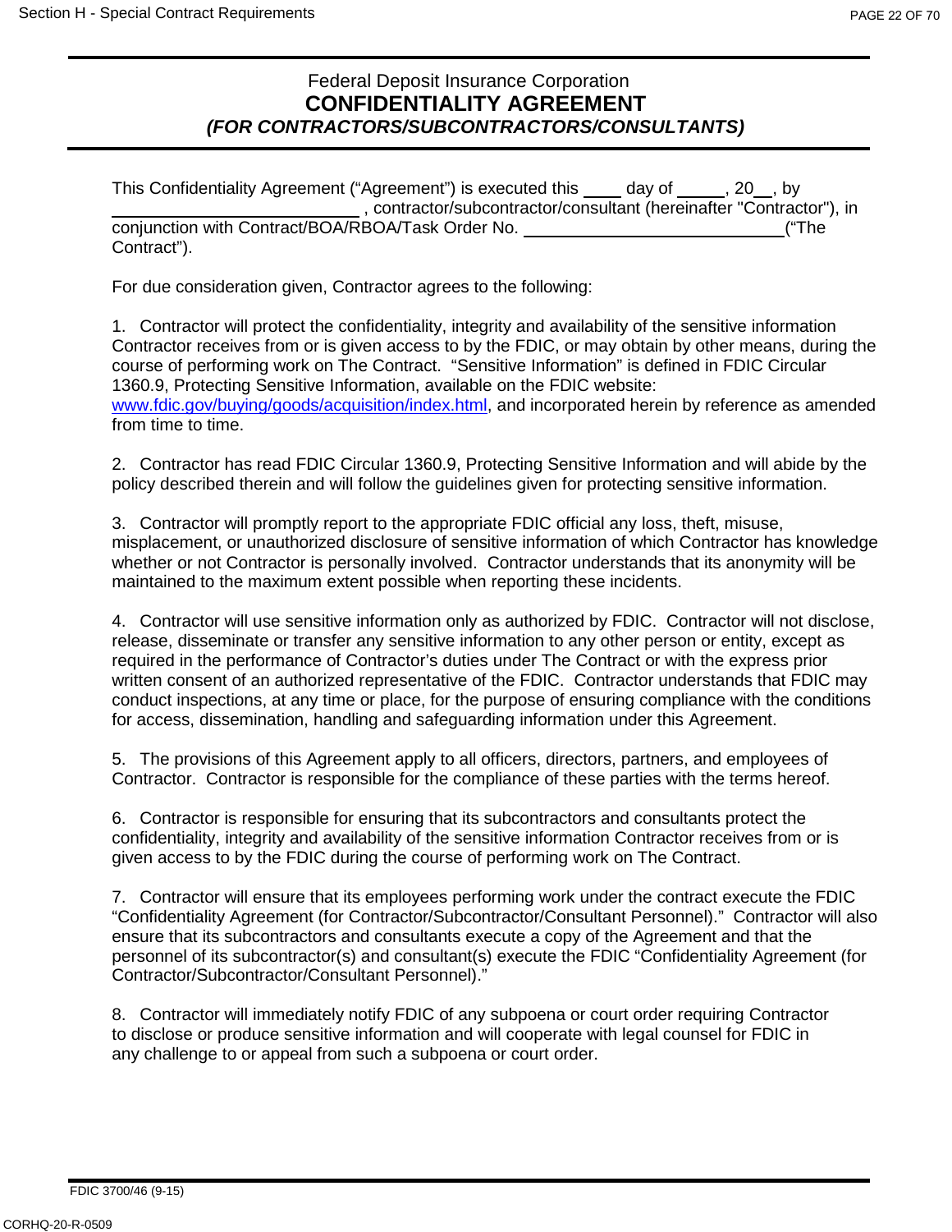Federal Deposit Insurance Corporation

# CONFIDENTIALITY AGREEMENT

***(FOR CONTRACTORS/SUBCONTRACTORS/CONSULTANTS)***

This Confidentiality Agreement ("Agreement") is executed this ____ day of _____, 20__, by ____________________________ , contractor/subcontractor/consultant (hereinafter "Contractor"), in conjunction with Contract/BOA/RBOA/Task Order No. ______________________________("The Contract").

For due consideration given, Contractor agrees to the following:

1. Contractor will protect the confidentiality, integrity and availability of the sensitive information Contractor receives from or is given access to by the FDIC, or may obtain by other means, during the course of performing work on The Contract. "Sensitive Information" is defined in FDIC Circular 1360.9, Protecting Sensitive Information, available on the FDIC website: www.fdic.gov/buying/goods/acquisition/index.html, and incorporated herein by reference as amended from time to time.

2. Contractor has read FDIC Circular 1360.9, Protecting Sensitive Information and will abide by the policy described therein and will follow the guidelines given for protecting sensitive information.

3. Contractor will promptly report to the appropriate FDIC official any loss, theft, misuse, misplacement, or unauthorized disclosure of sensitive information of which Contractor has knowledge whether or not Contractor is personally involved. Contractor understands that its anonymity will be maintained to the maximum extent possible when reporting these incidents.

4. Contractor will use sensitive information only as authorized by FDIC. Contractor will not disclose, release, disseminate or transfer any sensitive information to any other person or entity, except as required in the performance of Contractor's duties under The Contract or with the express prior written consent of an authorized representative of the FDIC. Contractor understands that FDIC may conduct inspections, at any time or place, for the purpose of ensuring compliance with the conditions for access, dissemination, handling and safeguarding information under this Agreement.

5. The provisions of this Agreement apply to all officers, directors, partners, and employees of Contractor. Contractor is responsible for the compliance of these parties with the terms hereof.

6. Contractor is responsible for ensuring that its subcontractors and consultants protect the confidentiality, integrity and availability of the sensitive information Contractor receives from or is given access to by the FDIC during the course of performing work on The Contract.

7. Contractor will ensure that its employees performing work under the contract execute the FDIC "Confidentiality Agreement (for Contractor/Subcontractor/Consultant Personnel)." Contractor will also ensure that its subcontractors and consultants execute a copy of the Agreement and that the personnel of its subcontractor(s) and consultant(s) execute the FDIC "Confidentiality Agreement (for Contractor/Subcontractor/Consultant Personnel)."

8. Contractor will immediately notify FDIC of any subpoena or court order requiring Contractor to disclose or produce sensitive information and will cooperate with legal counsel for FDIC in any challenge to or appeal from such a subpoena or court order.

FDIC 3700/46 (9-15)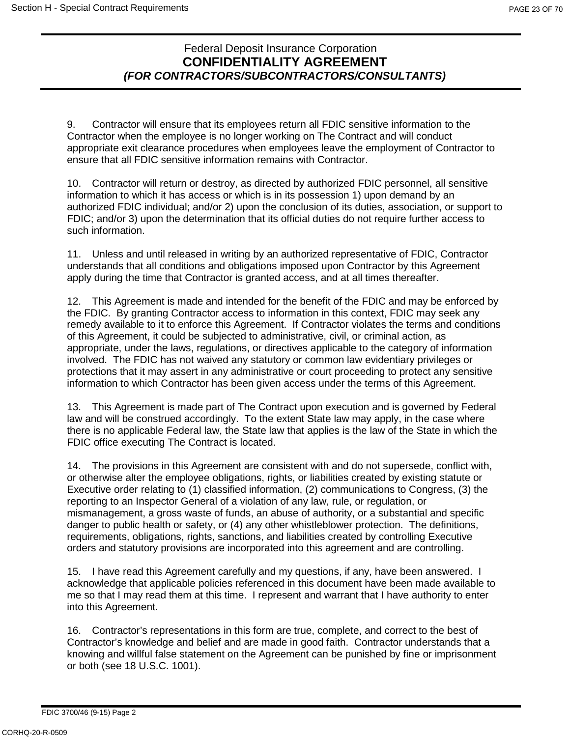Federal Deposit Insurance Corporation

# CONFIDENTIALITY AGREEMENT

***(FOR CONTRACTORS/SUBCONTRACTORS/CONSULTANTS)***

9. Contractor will ensure that its employees return all FDIC sensitive information to the Contractor when the employee is no longer working on The Contract and will conduct appropriate exit clearance procedures when employees leave the employment of Contractor to ensure that all FDIC sensitive information remains with Contractor.

10. Contractor will return or destroy, as directed by authorized FDIC personnel, all sensitive information to which it has access or which is in its possession 1) upon demand by an authorized FDIC individual; and/or 2) upon the conclusion of its duties, association, or support to FDIC; and/or 3) upon the determination that its official duties do not require further access to such information.

11. Unless and until released in writing by an authorized representative of FDIC, Contractor understands that all conditions and obligations imposed upon Contractor by this Agreement apply during the time that Contractor is granted access, and at all times thereafter.

12. This Agreement is made and intended for the benefit of the FDIC and may be enforced by the FDIC. By granting Contractor access to information in this context, FDIC may seek any remedy available to it to enforce this Agreement. If Contractor violates the terms and conditions of this Agreement, it could be subjected to administrative, civil, or criminal action, as appropriate, under the laws, regulations, or directives applicable to the category of information involved. The FDIC has not waived any statutory or common law evidentiary privileges or protections that it may assert in any administrative or court proceeding to protect any sensitive information to which Contractor has been given access under the terms of this Agreement.

13. This Agreement is made part of The Contract upon execution and is governed by Federal law and will be construed accordingly. To the extent State law may apply, in the case where there is no applicable Federal law, the State law that applies is the law of the State in which the FDIC office executing The Contract is located.

14. The provisions in this Agreement are consistent with and do not supersede, conflict with, or otherwise alter the employee obligations, rights, or liabilities created by existing statute or Executive order relating to (1) classified information, (2) communications to Congress, (3) the reporting to an Inspector General of a violation of any law, rule, or regulation, or mismanagement, a gross waste of funds, an abuse of authority, or a substantial and specific danger to public health or safety, or (4) any other whistleblower protection. The definitions, requirements, obligations, rights, sanctions, and liabilities created by controlling Executive orders and statutory provisions are incorporated into this agreement and are controlling.

15. I have read this Agreement carefully and my questions, if any, have been answered. I acknowledge that applicable policies referenced in this document have been made available to me so that I may read them at this time. I represent and warrant that I have authority to enter into this Agreement.

16. Contractor's representations in this form are true, complete, and correct to the best of Contractor's knowledge and belief and are made in good faith. Contractor understands that a knowing and willful false statement on the Agreement can be punished by fine or imprisonment or both (see 18 U.S.C. 1001).

FDIC 3700/46 (9-15) Page 2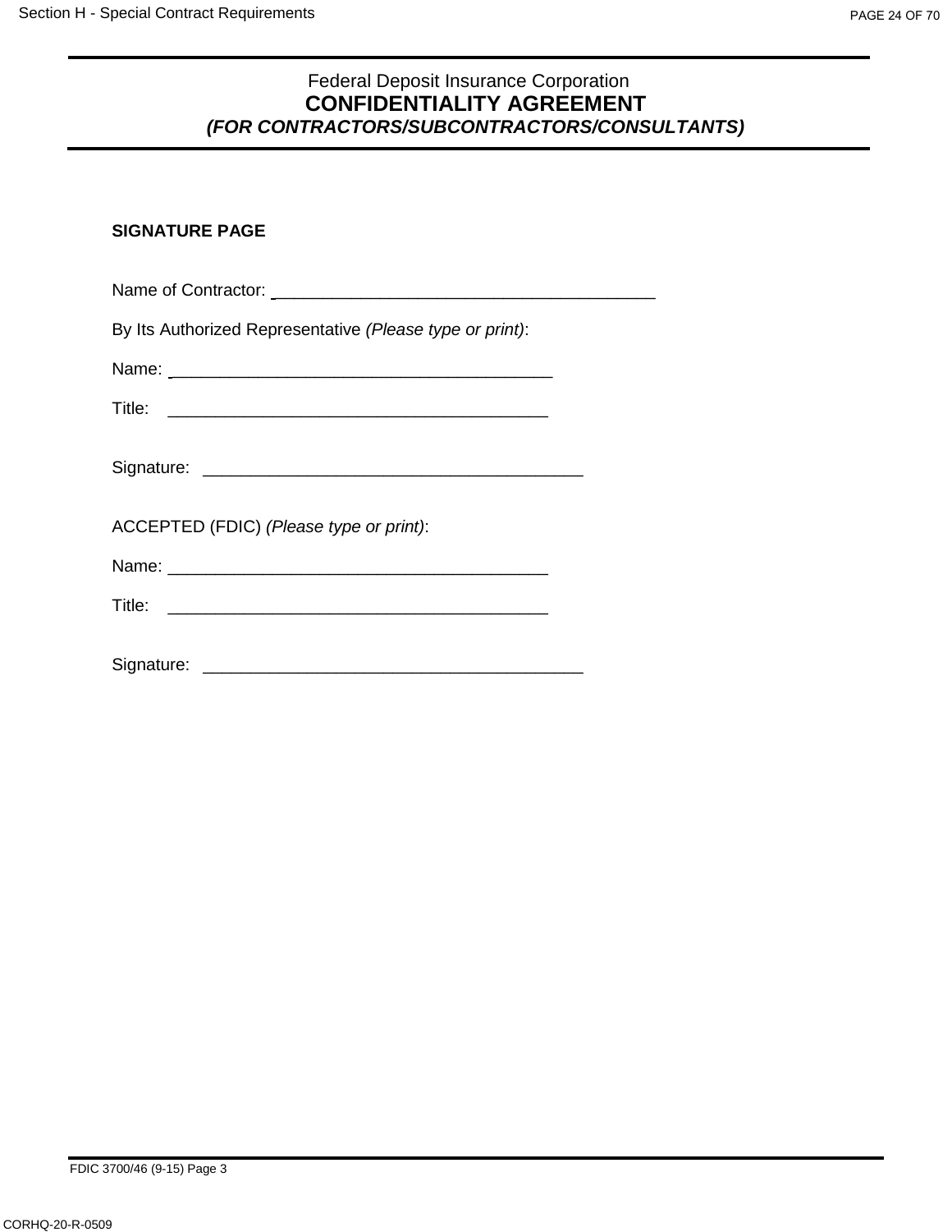Federal Deposit Insurance Corporation

# CONFIDENTIALITY AGREEMENT

***(FOR CONTRACTORS/SUBCONTRACTORS/CONSULTANTS)***

**SIGNATURE PAGE**

Name of Contractor: ________________________________________

By Its Authorized Representative *(Please type or print)*:

Name: ________________________________________

Title: ________________________________________

Signature: ________________________________________

ACCEPTED (FDIC) *(Please type or print)*:

Name: ________________________________________

Title: ________________________________________

Signature: ________________________________________

FDIC 3700/46 (9-15) Page 3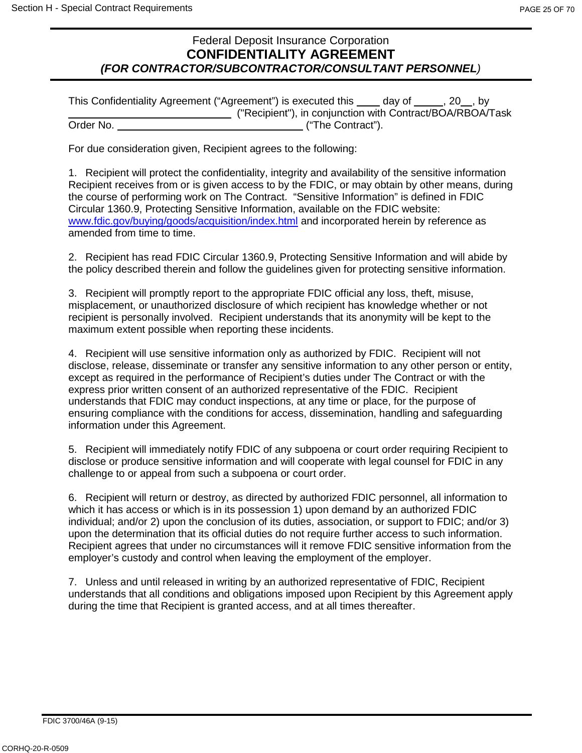Federal Deposit Insurance Corporation

# CONFIDENTIALITY AGREEMENT

***(FOR CONTRACTOR/SUBCONTRACTOR/CONSULTANT PERSONNEL)***

This Confidentiality Agreement (“Agreement”) is executed this ____ day of _____, 20__, by ____________________________ ("Recipient"), in conjunction with Contract/BOA/RBOA/Task Order No. ________________________________ (“The Contract”).

For due consideration given, Recipient agrees to the following:

1. Recipient will protect the confidentiality, integrity and availability of the sensitive information Recipient receives from or is given access to by the FDIC, or may obtain by other means, during the course of performing work on The Contract. “Sensitive Information” is defined in FDIC Circular 1360.9, Protecting Sensitive Information, available on the FDIC website: www.fdic.gov/buying/goods/acquisition/index.html and incorporated herein by reference as amended from time to time.

2. Recipient has read FDIC Circular 1360.9, Protecting Sensitive Information and will abide by the policy described therein and follow the guidelines given for protecting sensitive information.

3. Recipient will promptly report to the appropriate FDIC official any loss, theft, misuse, misplacement, or unauthorized disclosure of which recipient has knowledge whether or not recipient is personally involved. Recipient understands that its anonymity will be kept to the maximum extent possible when reporting these incidents.

4. Recipient will use sensitive information only as authorized by FDIC. Recipient will not disclose, release, disseminate or transfer any sensitive information to any other person or entity, except as required in the performance of Recipient’s duties under The Contract or with the express prior written consent of an authorized representative of the FDIC. Recipient understands that FDIC may conduct inspections, at any time or place, for the purpose of ensuring compliance with the conditions for access, dissemination, handling and safeguarding information under this Agreement.

5. Recipient will immediately notify FDIC of any subpoena or court order requiring Recipient to disclose or produce sensitive information and will cooperate with legal counsel for FDIC in any challenge to or appeal from such a subpoena or court order.

6. Recipient will return or destroy, as directed by authorized FDIC personnel, all information to which it has access or which is in its possession 1) upon demand by an authorized FDIC individual; and/or 2) upon the conclusion of its duties, association, or support to FDIC; and/or 3) upon the determination that its official duties do not require further access to such information. Recipient agrees that under no circumstances will it remove FDIC sensitive information from the employer’s custody and control when leaving the employment of the employer.

7. Unless and until released in writing by an authorized representative of FDIC, Recipient understands that all conditions and obligations imposed upon Recipient by this Agreement apply during the time that Recipient is granted access, and at all times thereafter.

FDIC 3700/46A (9-15)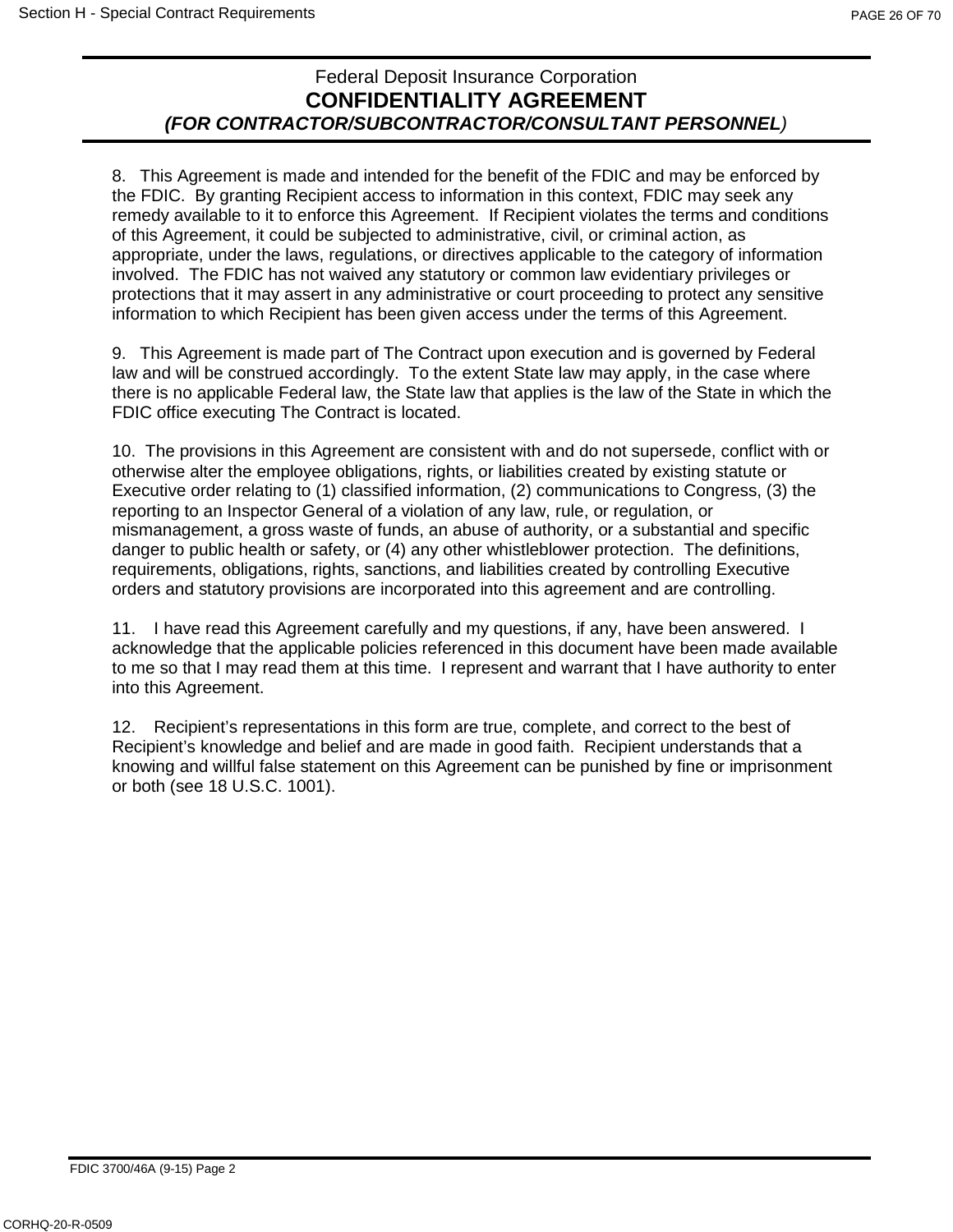Federal Deposit Insurance Corporation

**CONFIDENTIALITY AGREEMENT**

***(FOR CONTRACTOR/SUBCONTRACTOR/CONSULTANT PERSONNEL)***

8. This Agreement is made and intended for the benefit of the FDIC and may be enforced by the FDIC. By granting Recipient access to information in this context, FDIC may seek any remedy available to it to enforce this Agreement. If Recipient violates the terms and conditions of this Agreement, it could be subjected to administrative, civil, or criminal action, as appropriate, under the laws, regulations, or directives applicable to the category of information involved. The FDIC has not waived any statutory or common law evidentiary privileges or protections that it may assert in any administrative or court proceeding to protect any sensitive information to which Recipient has been given access under the terms of this Agreement.

9. This Agreement is made part of The Contract upon execution and is governed by Federal law and will be construed accordingly. To the extent State law may apply, in the case where there is no applicable Federal law, the State law that applies is the law of the State in which the FDIC office executing The Contract is located.

10. The provisions in this Agreement are consistent with and do not supersede, conflict with or otherwise alter the employee obligations, rights, or liabilities created by existing statute or Executive order relating to (1) classified information, (2) communications to Congress, (3) the reporting to an Inspector General of a violation of any law, rule, or regulation, or mismanagement, a gross waste of funds, an abuse of authority, or a substantial and specific danger to public health or safety, or (4) any other whistleblower protection. The definitions, requirements, obligations, rights, sanctions, and liabilities created by controlling Executive orders and statutory provisions are incorporated into this agreement and are controlling.

11. I have read this Agreement carefully and my questions, if any, have been answered. I acknowledge that the applicable policies referenced in this document have been made available to me so that I may read them at this time. I represent and warrant that I have authority to enter into this Agreement.

12. Recipient's representations in this form are true, complete, and correct to the best of Recipient's knowledge and belief and are made in good faith. Recipient understands that a knowing and willful false statement on this Agreement can be punished by fine or imprisonment or both (see 18 U.S.C. 1001).

FDIC 3700/46A (9-15) Page 2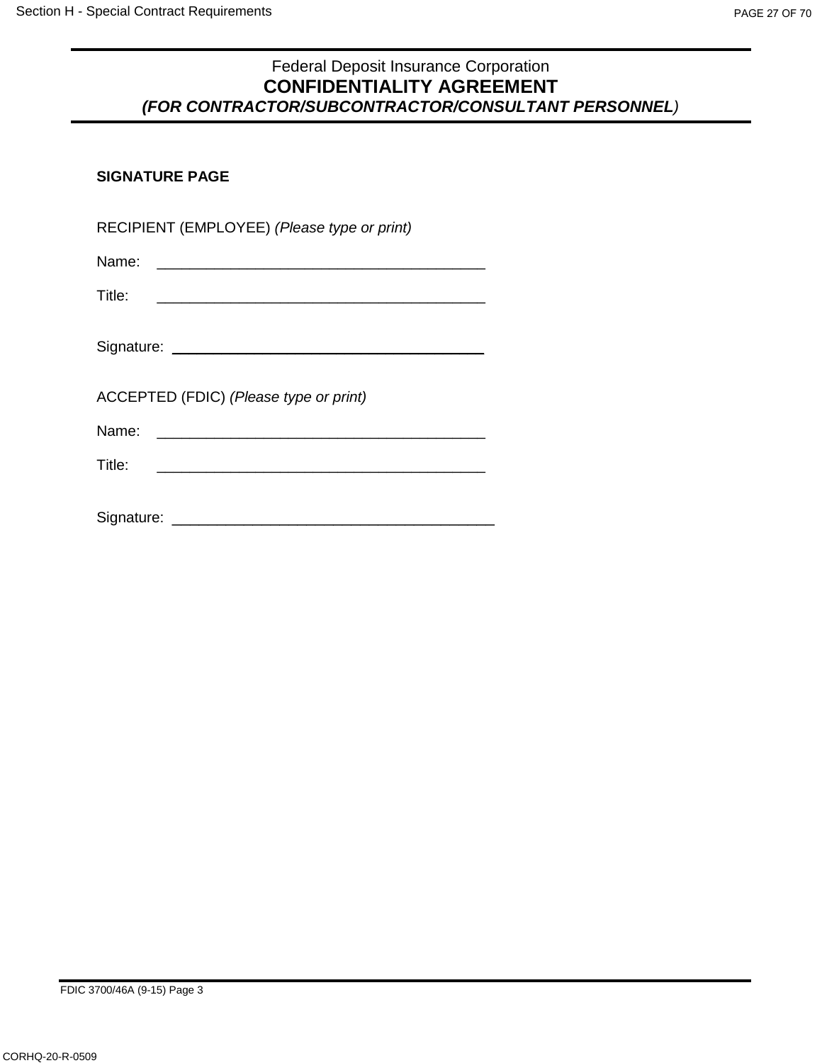Federal Deposit Insurance Corporation

# CONFIDENTIALITY AGREEMENT

***(FOR CONTRACTOR/SUBCONTRACTOR/CONSULTANT PERSONNEL)***

**SIGNATURE PAGE**

RECIPIENT (EMPLOYEE) *(Please type or print)*

Name: _______________________________________

Title: _______________________________________

Signature: _______________________________________

ACCEPTED (FDIC) *(Please type or print)*

Name: _______________________________________

Title: _______________________________________

Signature: _______________________________________

FDIC 3700/46A (9-15) Page 3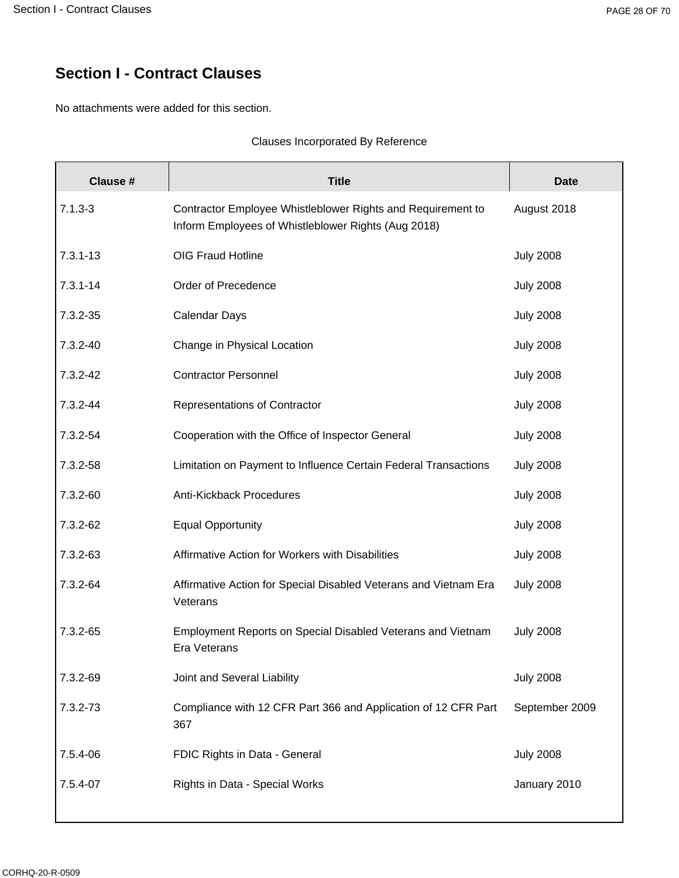## Section I - Contract Clauses

No attachments were added for this section.

Clauses Incorporated By Reference

| Clause # | Title | Date |
|---|---|---|
| 7.1.3-3 | Contractor Employee Whistleblower Rights and Requirement to Inform Employees of Whistleblower Rights (Aug 2018) | August 2018 |
| 7.3.1-13 | OIG Fraud Hotline | July 2008 |
| 7.3.1-14 | Order of Precedence | July 2008 |
| 7.3.2-35 | Calendar Days | July 2008 |
| 7.3.2-40 | Change in Physical Location | July 2008 |
| 7.3.2-42 | Contractor Personnel | July 2008 |
| 7.3.2-44 | Representations of Contractor | July 2008 |
| 7.3.2-54 | Cooperation with the Office of Inspector General | July 2008 |
| 7.3.2-58 | Limitation on Payment to Influence Certain Federal Transactions | July 2008 |
| 7.3.2-60 | Anti-Kickback Procedures | July 2008 |
| 7.3.2-62 | Equal Opportunity | July 2008 |
| 7.3.2-63 | Affirmative Action for Workers with Disabilities | July 2008 |
| 7.3.2-64 | Affirmative Action for Special Disabled Veterans and Vietnam Era Veterans | July 2008 |
| 7.3.2-65 | Employment Reports on Special Disabled Veterans and Vietnam Era Veterans | July 2008 |
| 7.3.2-69 | Joint and Several Liability | July 2008 |
| 7.3.2-73 | Compliance with 12 CFR Part 366 and Application of 12 CFR Part 367 | September 2009 |
| 7.5.4-06 | FDIC Rights in Data - General | July 2008 |
| 7.5.4-07 | Rights in Data - Special Works | January 2010 |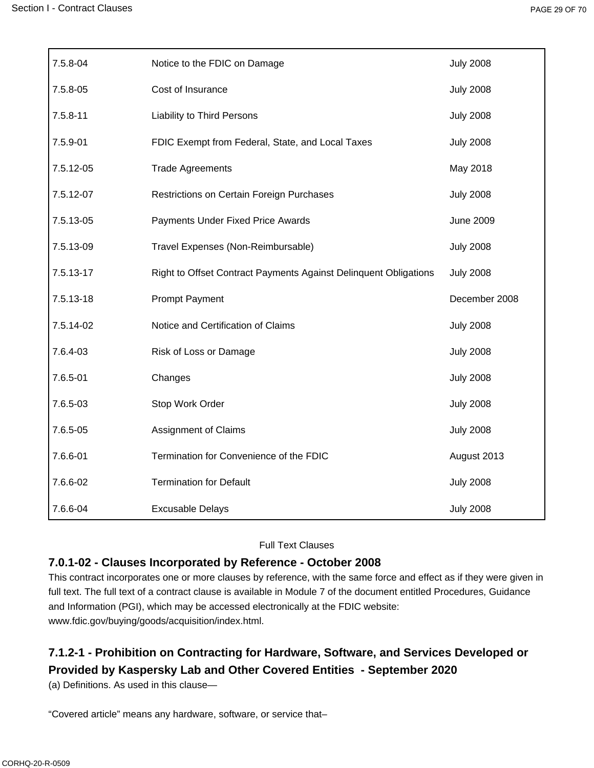| | | |
|---|---|---|
| 7.5.8-04 | Notice to the FDIC on Damage | July 2008 |
| 7.5.8-05 | Cost of Insurance | July 2008 |
| 7.5.8-11 | Liability to Third Persons | July 2008 |
| 7.5.9-01 | FDIC Exempt from Federal, State, and Local Taxes | July 2008 |
| 7.5.12-05 | Trade Agreements | May 2018 |
| 7.5.12-07 | Restrictions on Certain Foreign Purchases | July 2008 |
| 7.5.13-05 | Payments Under Fixed Price Awards | June 2009 |
| 7.5.13-09 | Travel Expenses (Non-Reimbursable) | July 2008 |
| 7.5.13-17 | Right to Offset Contract Payments Against Delinquent Obligations | July 2008 |
| 7.5.13-18 | Prompt Payment | December 2008 |
| 7.5.14-02 | Notice and Certification of Claims | July 2008 |
| 7.6.4-03 | Risk of Loss or Damage | July 2008 |
| 7.6.5-01 | Changes | July 2008 |
| 7.6.5-03 | Stop Work Order | July 2008 |
| 7.6.5-05 | Assignment of Claims | July 2008 |
| 7.6.6-01 | Termination for Convenience of the FDIC | August 2013 |
| 7.6.6-02 | Termination for Default | July 2008 |
| 7.6.6-04 | Excusable Delays | July 2008 |

Full Text Clauses

### 7.0.1-02 - Clauses Incorporated by Reference - October 2008

This contract incorporates one or more clauses by reference, with the same force and effect as if they were given in full text. The full text of a contract clause is available in Module 7 of the document entitled Procedures, Guidance and Information (PGI), which may be accessed electronically at the FDIC website: www.fdic.gov/buying/goods/acquisition/index.html.

### 7.1.2-1 - Prohibition on Contracting for Hardware, Software, and Services Developed or Provided by Kaspersky Lab and Other Covered Entities - September 2020

(a) Definitions. As used in this clause—

“Covered article” means any hardware, software, or service that–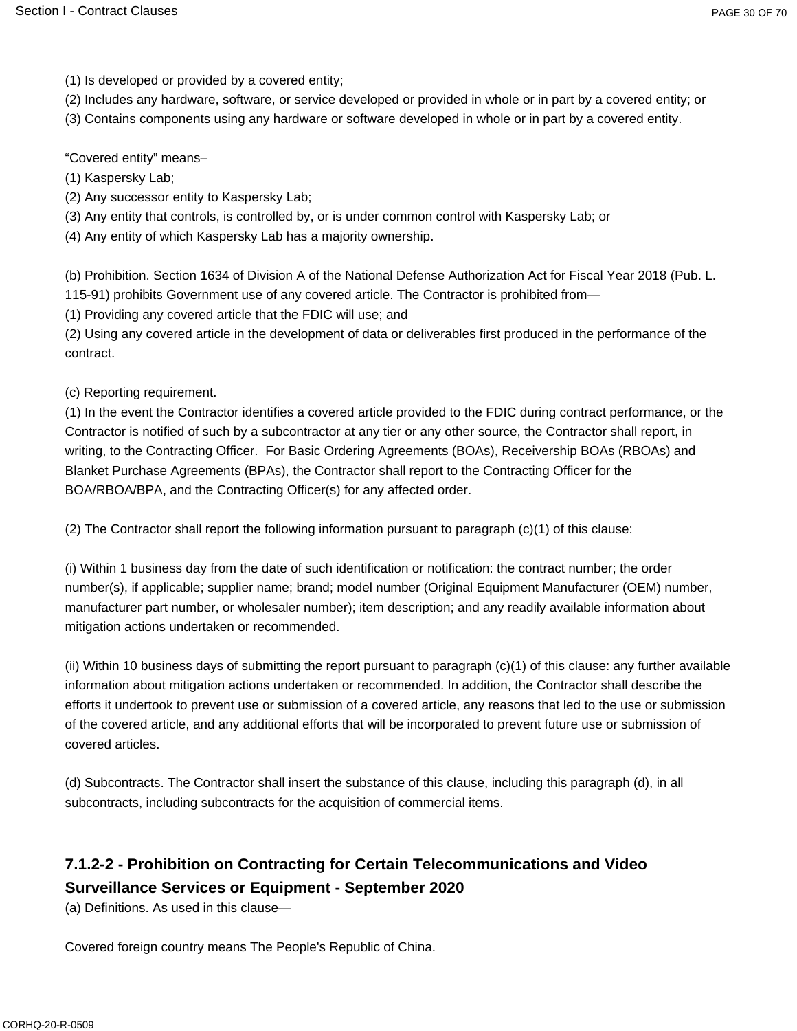(1) Is developed or provided by a covered entity;
(2) Includes any hardware, software, or service developed or provided in whole or in part by a covered entity; or
(3) Contains components using any hardware or software developed in whole or in part by a covered entity.

“Covered entity” means–
(1) Kaspersky Lab;
(2) Any successor entity to Kaspersky Lab;
(3) Any entity that controls, is controlled by, or is under common control with Kaspersky Lab; or
(4) Any entity of which Kaspersky Lab has a majority ownership.

(b) Prohibition. Section 1634 of Division A of the National Defense Authorization Act for Fiscal Year 2018 (Pub. L. 115-91) prohibits Government use of any covered article. The Contractor is prohibited from—
(1) Providing any covered article that the FDIC will use; and
(2) Using any covered article in the development of data or deliverables first produced in the performance of the contract.

(c) Reporting requirement.
(1) In the event the Contractor identifies a covered article provided to the FDIC during contract performance, or the Contractor is notified of such by a subcontractor at any tier or any other source, the Contractor shall report, in writing, to the Contracting Officer. For Basic Ordering Agreements (BOAs), Receivership BOAs (RBOAs) and Blanket Purchase Agreements (BPAs), the Contractor shall report to the Contracting Officer for the BOA/RBOA/BPA, and the Contracting Officer(s) for any affected order.

(2) The Contractor shall report the following information pursuant to paragraph (c)(1) of this clause:

(i) Within 1 business day from the date of such identification or notification: the contract number; the order number(s), if applicable; supplier name; brand; model number (Original Equipment Manufacturer (OEM) number, manufacturer part number, or wholesaler number); item description; and any readily available information about mitigation actions undertaken or recommended.

(ii) Within 10 business days of submitting the report pursuant to paragraph (c)(1) of this clause: any further available information about mitigation actions undertaken or recommended. In addition, the Contractor shall describe the efforts it undertook to prevent use or submission of a covered article, any reasons that led to the use or submission of the covered article, and any additional efforts that will be incorporated to prevent future use or submission of covered articles.

(d) Subcontracts. The Contractor shall insert the substance of this clause, including this paragraph (d), in all subcontracts, including subcontracts for the acquisition of commercial items.

### 7.1.2-2 - Prohibition on Contracting for Certain Telecommunications and Video Surveillance Services or Equipment - September 2020

(a) Definitions. As used in this clause—

Covered foreign country means The People's Republic of China.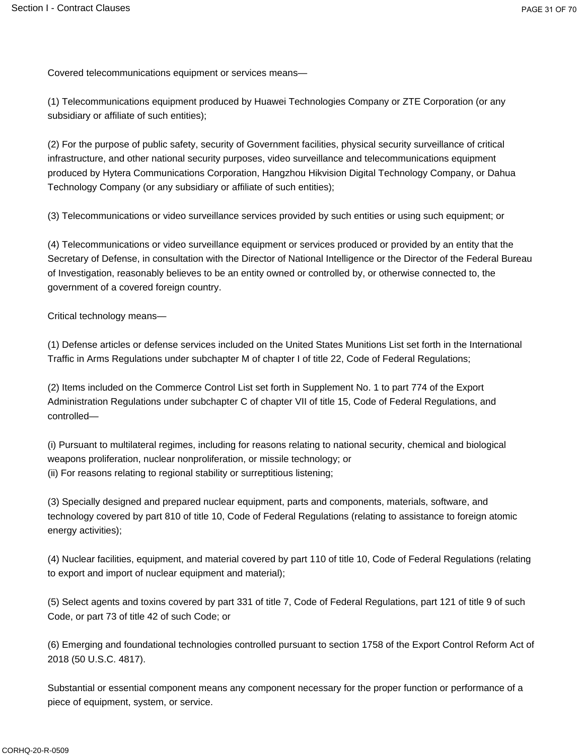Covered telecommunications equipment or services means—

(1) Telecommunications equipment produced by Huawei Technologies Company or ZTE Corporation (or any subsidiary or affiliate of such entities);

(2) For the purpose of public safety, security of Government facilities, physical security surveillance of critical infrastructure, and other national security purposes, video surveillance and telecommunications equipment produced by Hytera Communications Corporation, Hangzhou Hikvision Digital Technology Company, or Dahua Technology Company (or any subsidiary or affiliate of such entities);

(3) Telecommunications or video surveillance services provided by such entities or using such equipment; or

(4) Telecommunications or video surveillance equipment or services produced or provided by an entity that the Secretary of Defense, in consultation with the Director of National Intelligence or the Director of the Federal Bureau of Investigation, reasonably believes to be an entity owned or controlled by, or otherwise connected to, the government of a covered foreign country.

Critical technology means—

(1) Defense articles or defense services included on the United States Munitions List set forth in the International Traffic in Arms Regulations under subchapter M of chapter I of title 22, Code of Federal Regulations;

(2) Items included on the Commerce Control List set forth in Supplement No. 1 to part 774 of the Export Administration Regulations under subchapter C of chapter VII of title 15, Code of Federal Regulations, and controlled—

(i) Pursuant to multilateral regimes, including for reasons relating to national security, chemical and biological weapons proliferation, nuclear nonproliferation, or missile technology; or
(ii) For reasons relating to regional stability or surreptitious listening;

(3) Specially designed and prepared nuclear equipment, parts and components, materials, software, and technology covered by part 810 of title 10, Code of Federal Regulations (relating to assistance to foreign atomic energy activities);

(4) Nuclear facilities, equipment, and material covered by part 110 of title 10, Code of Federal Regulations (relating to export and import of nuclear equipment and material);

(5) Select agents and toxins covered by part 331 of title 7, Code of Federal Regulations, part 121 of title 9 of such Code, or part 73 of title 42 of such Code; or

(6) Emerging and foundational technologies controlled pursuant to section 1758 of the Export Control Reform Act of 2018 (50 U.S.C. 4817).

Substantial or essential component means any component necessary for the proper function or performance of a piece of equipment, system, or service.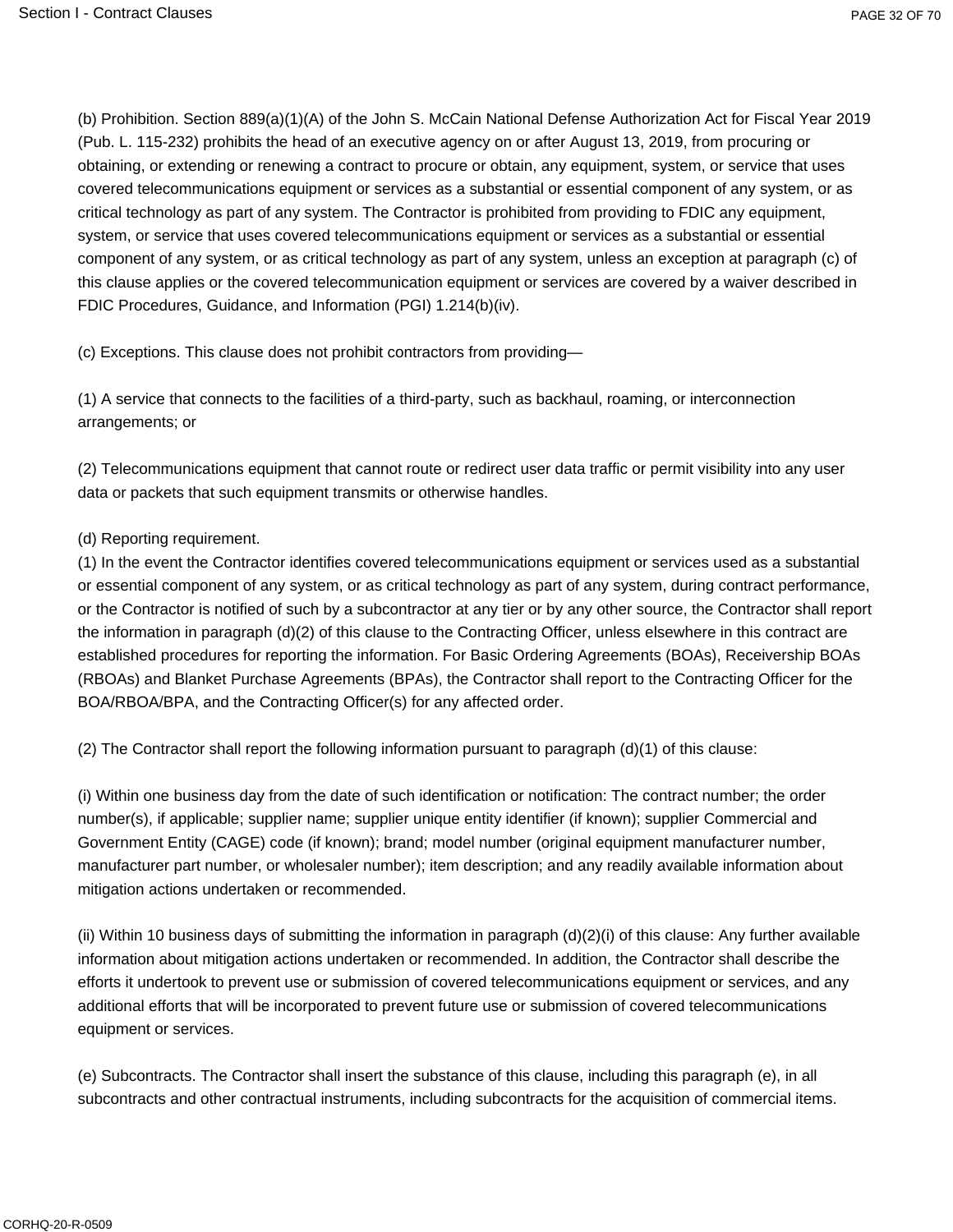(b) Prohibition. Section 889(a)(1)(A) of the John S. McCain National Defense Authorization Act for Fiscal Year 2019 (Pub. L. 115-232) prohibits the head of an executive agency on or after August 13, 2019, from procuring or obtaining, or extending or renewing a contract to procure or obtain, any equipment, system, or service that uses covered telecommunications equipment or services as a substantial or essential component of any system, or as critical technology as part of any system. The Contractor is prohibited from providing to FDIC any equipment, system, or service that uses covered telecommunications equipment or services as a substantial or essential component of any system, or as critical technology as part of any system, unless an exception at paragraph (c) of this clause applies or the covered telecommunication equipment or services are covered by a waiver described in FDIC Procedures, Guidance, and Information (PGI) 1.214(b)(iv).

(c) Exceptions. This clause does not prohibit contractors from providing—

(1) A service that connects to the facilities of a third-party, such as backhaul, roaming, or interconnection arrangements; or

(2) Telecommunications equipment that cannot route or redirect user data traffic or permit visibility into any user data or packets that such equipment transmits or otherwise handles.

(d) Reporting requirement.
(1) In the event the Contractor identifies covered telecommunications equipment or services used as a substantial or essential component of any system, or as critical technology as part of any system, during contract performance, or the Contractor is notified of such by a subcontractor at any tier or by any other source, the Contractor shall report the information in paragraph (d)(2) of this clause to the Contracting Officer, unless elsewhere in this contract are established procedures for reporting the information. For Basic Ordering Agreements (BOAs), Receivership BOAs (RBOAs) and Blanket Purchase Agreements (BPAs), the Contractor shall report to the Contracting Officer for the BOA/RBOA/BPA, and the Contracting Officer(s) for any affected order.

(2) The Contractor shall report the following information pursuant to paragraph (d)(1) of this clause:

(i) Within one business day from the date of such identification or notification: The contract number; the order number(s), if applicable; supplier name; supplier unique entity identifier (if known); supplier Commercial and Government Entity (CAGE) code (if known); brand; model number (original equipment manufacturer number, manufacturer part number, or wholesaler number); item description; and any readily available information about mitigation actions undertaken or recommended.

(ii) Within 10 business days of submitting the information in paragraph (d)(2)(i) of this clause: Any further available information about mitigation actions undertaken or recommended. In addition, the Contractor shall describe the efforts it undertook to prevent use or submission of covered telecommunications equipment or services, and any additional efforts that will be incorporated to prevent future use or submission of covered telecommunications equipment or services.

(e) Subcontracts. The Contractor shall insert the substance of this clause, including this paragraph (e), in all subcontracts and other contractual instruments, including subcontracts for the acquisition of commercial items.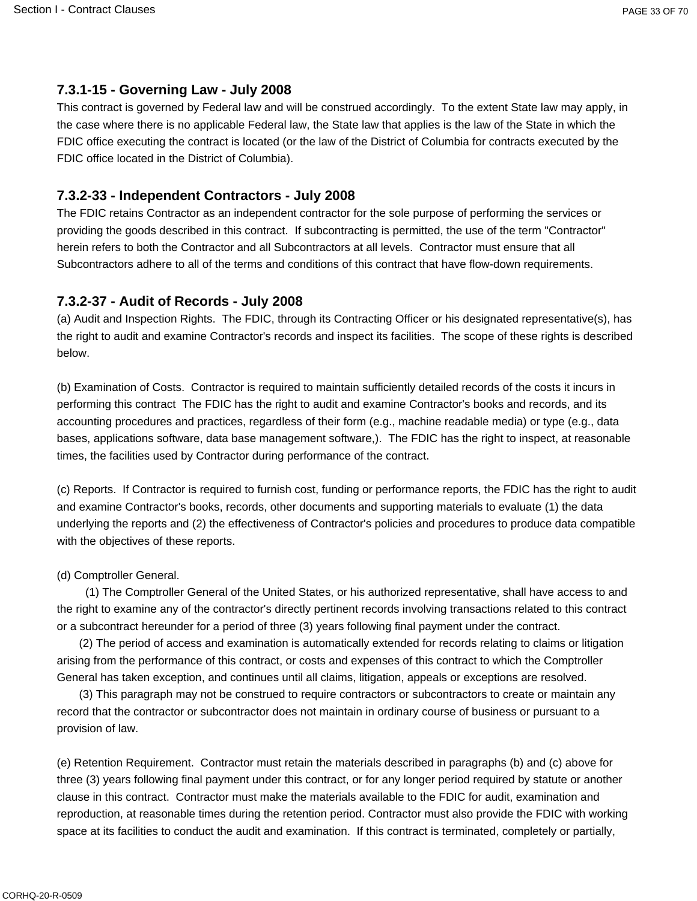### 7.3.1-15 - Governing Law - July 2008

This contract is governed by Federal law and will be construed accordingly. To the extent State law may apply, in the case where there is no applicable Federal law, the State law that applies is the law of the State in which the FDIC office executing the contract is located (or the law of the District of Columbia for contracts executed by the FDIC office located in the District of Columbia).

### 7.3.2-33 - Independent Contractors - July 2008

The FDIC retains Contractor as an independent contractor for the sole purpose of performing the services or providing the goods described in this contract. If subcontracting is permitted, the use of the term "Contractor" herein refers to both the Contractor and all Subcontractors at all levels. Contractor must ensure that all Subcontractors adhere to all of the terms and conditions of this contract that have flow-down requirements.

### 7.3.2-37 - Audit of Records - July 2008

(a) Audit and Inspection Rights. The FDIC, through its Contracting Officer or his designated representative(s), has the right to audit and examine Contractor's records and inspect its facilities. The scope of these rights is described below.

(b) Examination of Costs. Contractor is required to maintain sufficiently detailed records of the costs it incurs in performing this contract The FDIC has the right to audit and examine Contractor's books and records, and its accounting procedures and practices, regardless of their form (e.g., machine readable media) or type (e.g., data bases, applications software, data base management software,). The FDIC has the right to inspect, at reasonable times, the facilities used by Contractor during performance of the contract.

(c) Reports. If Contractor is required to furnish cost, funding or performance reports, the FDIC has the right to audit and examine Contractor's books, records, other documents and supporting materials to evaluate (1) the data underlying the reports and (2) the effectiveness of Contractor's policies and procedures to produce data compatible with the objectives of these reports.

(d) Comptroller General.

(1) The Comptroller General of the United States, or his authorized representative, shall have access to and the right to examine any of the contractor's directly pertinent records involving transactions related to this contract or a subcontract hereunder for a period of three (3) years following final payment under the contract.

(2) The period of access and examination is automatically extended for records relating to claims or litigation arising from the performance of this contract, or costs and expenses of this contract to which the Comptroller General has taken exception, and continues until all claims, litigation, appeals or exceptions are resolved.

(3) This paragraph may not be construed to require contractors or subcontractors to create or maintain any record that the contractor or subcontractor does not maintain in ordinary course of business or pursuant to a provision of law.

(e) Retention Requirement. Contractor must retain the materials described in paragraphs (b) and (c) above for three (3) years following final payment under this contract, or for any longer period required by statute or another clause in this contract. Contractor must make the materials available to the FDIC for audit, examination and reproduction, at reasonable times during the retention period. Contractor must also provide the FDIC with working space at its facilities to conduct the audit and examination. If this contract is terminated, completely or partially,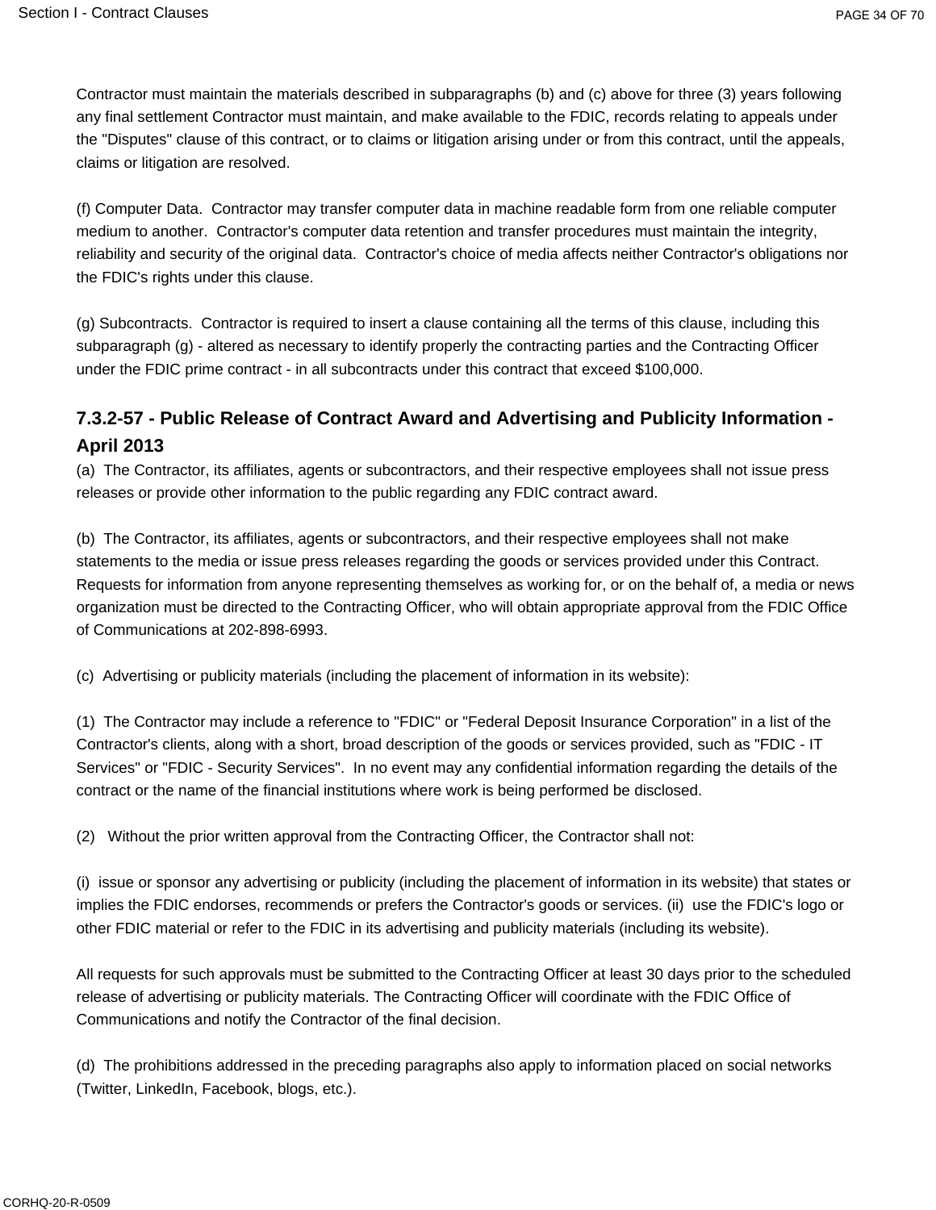Contractor must maintain the materials described in subparagraphs (b) and (c) above for three (3) years following any final settlement Contractor must maintain, and make available to the FDIC, records relating to appeals under the "Disputes" clause of this contract, or to claims or litigation arising under or from this contract, until the appeals, claims or litigation are resolved.

(f) Computer Data. Contractor may transfer computer data in machine readable form from one reliable computer medium to another. Contractor's computer data retention and transfer procedures must maintain the integrity, reliability and security of the original data. Contractor's choice of media affects neither Contractor's obligations nor the FDIC's rights under this clause.

(g) Subcontracts. Contractor is required to insert a clause containing all the terms of this clause, including this subparagraph (g) - altered as necessary to identify properly the contracting parties and the Contracting Officer under the FDIC prime contract - in all subcontracts under this contract that exceed $100,000.

### 7.3.2-57 - Public Release of Contract Award and Advertising and Publicity Information - April 2013

(a) The Contractor, its affiliates, agents or subcontractors, and their respective employees shall not issue press releases or provide other information to the public regarding any FDIC contract award.

(b) The Contractor, its affiliates, agents or subcontractors, and their respective employees shall not make statements to the media or issue press releases regarding the goods or services provided under this Contract. Requests for information from anyone representing themselves as working for, or on the behalf of, a media or news organization must be directed to the Contracting Officer, who will obtain appropriate approval from the FDIC Office of Communications at 202-898-6993.

(c) Advertising or publicity materials (including the placement of information in its website):

(1) The Contractor may include a reference to "FDIC" or "Federal Deposit Insurance Corporation" in a list of the Contractor's clients, along with a short, broad description of the goods or services provided, such as "FDIC - IT Services" or "FDIC - Security Services". In no event may any confidential information regarding the details of the contract or the name of the financial institutions where work is being performed be disclosed.

(2) Without the prior written approval from the Contracting Officer, the Contractor shall not:

(i) issue or sponsor any advertising or publicity (including the placement of information in its website) that states or implies the FDIC endorses, recommends or prefers the Contractor's goods or services. (ii) use the FDIC's logo or other FDIC material or refer to the FDIC in its advertising and publicity materials (including its website).

All requests for such approvals must be submitted to the Contracting Officer at least 30 days prior to the scheduled release of advertising or publicity materials. The Contracting Officer will coordinate with the FDIC Office of Communications and notify the Contractor of the final decision.

(d) The prohibitions addressed in the preceding paragraphs also apply to information placed on social networks (Twitter, LinkedIn, Facebook, blogs, etc.).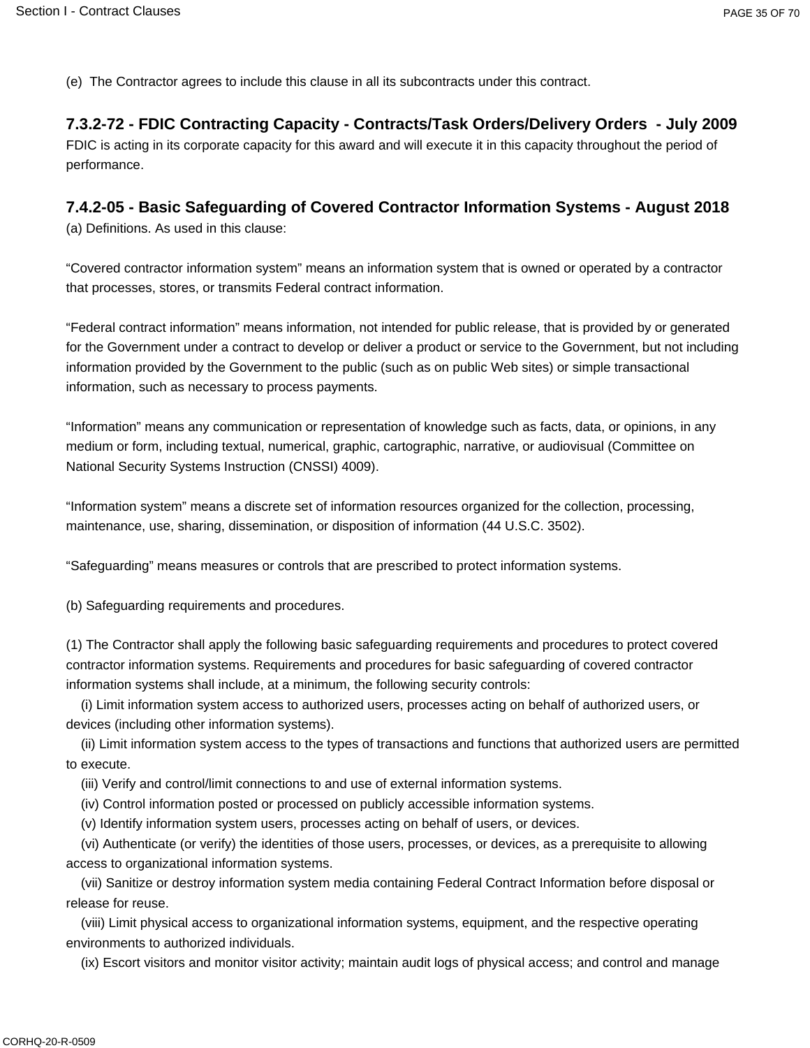(e)  The Contractor agrees to include this clause in all its subcontracts under this contract.

### 7.3.2-72 - FDIC Contracting Capacity - Contracts/Task Orders/Delivery Orders  - July 2009

FDIC is acting in its corporate capacity for this award and will execute it in this capacity throughout the period of performance.

### 7.4.2-05 - Basic Safeguarding of Covered Contractor Information Systems - August 2018

(a) Definitions. As used in this clause:

“Covered contractor information system” means an information system that is owned or operated by a contractor that processes, stores, or transmits Federal contract information.

“Federal contract information” means information, not intended for public release, that is provided by or generated for the Government under a contract to develop or deliver a product or service to the Government, but not including information provided by the Government to the public (such as on public Web sites) or simple transactional information, such as necessary to process payments.

“Information” means any communication or representation of knowledge such as facts, data, or opinions, in any medium or form, including textual, numerical, graphic, cartographic, narrative, or audiovisual (Committee on National Security Systems Instruction (CNSSI) 4009).

“Information system” means a discrete set of information resources organized for the collection, processing, maintenance, use, sharing, dissemination, or disposition of information (44 U.S.C. 3502).

“Safeguarding” means measures or controls that are prescribed to protect information systems.

(b) Safeguarding requirements and procedures.

(1) The Contractor shall apply the following basic safeguarding requirements and procedures to protect covered contractor information systems. Requirements and procedures for basic safeguarding of covered contractor information systems shall include, at a minimum, the following security controls:

(i) Limit information system access to authorized users, processes acting on behalf of authorized users, or devices (including other information systems).

(ii) Limit information system access to the types of transactions and functions that authorized users are permitted to execute.

(iii) Verify and control/limit connections to and use of external information systems.

(iv) Control information posted or processed on publicly accessible information systems.

(v) Identify information system users, processes acting on behalf of users, or devices.

(vi) Authenticate (or verify) the identities of those users, processes, or devices, as a prerequisite to allowing access to organizational information systems.

(vii) Sanitize or destroy information system media containing Federal Contract Information before disposal or release for reuse.

(viii) Limit physical access to organizational information systems, equipment, and the respective operating environments to authorized individuals.

(ix) Escort visitors and monitor visitor activity; maintain audit logs of physical access; and control and manage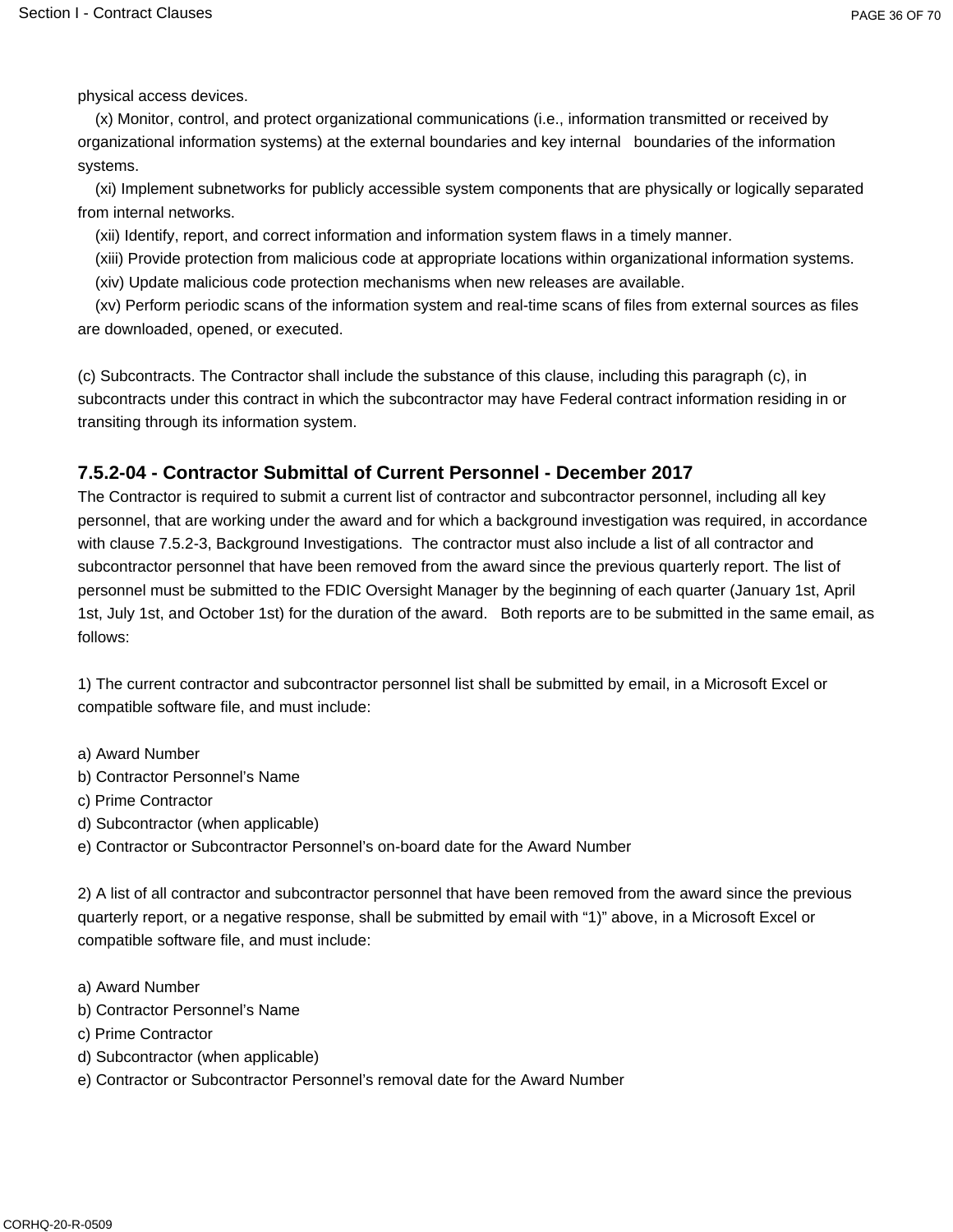physical access devices.

(x) Monitor, control, and protect organizational communications (i.e., information transmitted or received by organizational information systems) at the external boundaries and key internal boundaries of the information systems.

(xi) Implement subnetworks for publicly accessible system components that are physically or logically separated from internal networks.

(xii) Identify, report, and correct information and information system flaws in a timely manner.

(xiii) Provide protection from malicious code at appropriate locations within organizational information systems.

(xiv) Update malicious code protection mechanisms when new releases are available.

(xv) Perform periodic scans of the information system and real-time scans of files from external sources as files are downloaded, opened, or executed.

(c) Subcontracts. The Contractor shall include the substance of this clause, including this paragraph (c), in subcontracts under this contract in which the subcontractor may have Federal contract information residing in or transiting through its information system.

### 7.5.2-04 - Contractor Submittal of Current Personnel - December 2017

The Contractor is required to submit a current list of contractor and subcontractor personnel, including all key personnel, that are working under the award and for which a background investigation was required, in accordance with clause 7.5.2-3, Background Investigations. The contractor must also include a list of all contractor and subcontractor personnel that have been removed from the award since the previous quarterly report. The list of personnel must be submitted to the FDIC Oversight Manager by the beginning of each quarter (January 1st, April 1st, July 1st, and October 1st) for the duration of the award. Both reports are to be submitted in the same email, as follows:

1) The current contractor and subcontractor personnel list shall be submitted by email, in a Microsoft Excel or compatible software file, and must include:

a) Award Number
b) Contractor Personnel's Name
c) Prime Contractor
d) Subcontractor (when applicable)
e) Contractor or Subcontractor Personnel's on-board date for the Award Number

2) A list of all contractor and subcontractor personnel that have been removed from the award since the previous quarterly report, or a negative response, shall be submitted by email with "1)" above, in a Microsoft Excel or compatible software file, and must include:

a) Award Number
b) Contractor Personnel's Name
c) Prime Contractor
d) Subcontractor (when applicable)
e) Contractor or Subcontractor Personnel's removal date for the Award Number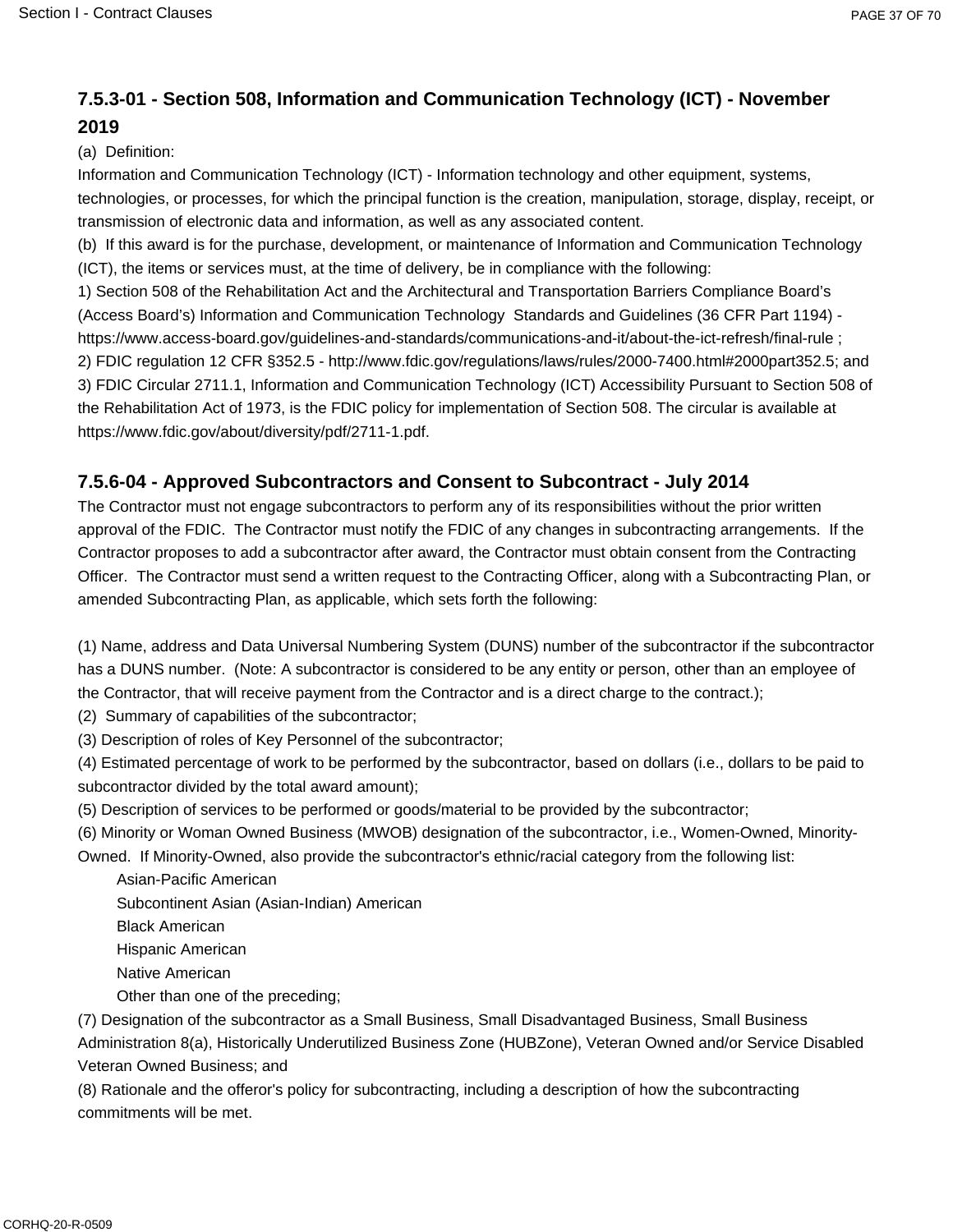### 7.5.3-01 - Section 508, Information and Communication Technology (ICT) - November 2019

(a) Definition:

Information and Communication Technology (ICT) - Information technology and other equipment, systems, technologies, or processes, for which the principal function is the creation, manipulation, storage, display, receipt, or transmission of electronic data and information, as well as any associated content.

(b) If this award is for the purchase, development, or maintenance of Information and Communication Technology (ICT), the items or services must, at the time of delivery, be in compliance with the following:

1) Section 508 of the Rehabilitation Act and the Architectural and Transportation Barriers Compliance Board's (Access Board's) Information and Communication Technology Standards and Guidelines (36 CFR Part 1194) - https://www.access-board.gov/guidelines-and-standards/communications-and-it/about-the-ict-refresh/final-rule ;

2) FDIC regulation 12 CFR §352.5 - http://www.fdic.gov/regulations/laws/rules/2000-7400.html#2000part352.5; and

3) FDIC Circular 2711.1, Information and Communication Technology (ICT) Accessibility Pursuant to Section 508 of the Rehabilitation Act of 1973, is the FDIC policy for implementation of Section 508. The circular is available at https://www.fdic.gov/about/diversity/pdf/2711-1.pdf.

### 7.5.6-04 - Approved Subcontractors and Consent to Subcontract - July 2014

The Contractor must not engage subcontractors to perform any of its responsibilities without the prior written approval of the FDIC. The Contractor must notify the FDIC of any changes in subcontracting arrangements. If the Contractor proposes to add a subcontractor after award, the Contractor must obtain consent from the Contracting Officer. The Contractor must send a written request to the Contracting Officer, along with a Subcontracting Plan, or amended Subcontracting Plan, as applicable, which sets forth the following:

(1) Name, address and Data Universal Numbering System (DUNS) number of the subcontractor if the subcontractor has a DUNS number. (Note: A subcontractor is considered to be any entity or person, other than an employee of the Contractor, that will receive payment from the Contractor and is a direct charge to the contract.);

(2) Summary of capabilities of the subcontractor;

(3) Description of roles of Key Personnel of the subcontractor;

(4) Estimated percentage of work to be performed by the subcontractor, based on dollars (i.e., dollars to be paid to subcontractor divided by the total award amount);

(5) Description of services to be performed or goods/material to be provided by the subcontractor;

(6) Minority or Woman Owned Business (MWOB) designation of the subcontractor, i.e., Women-Owned, Minority-Owned. If Minority-Owned, also provide the subcontractor's ethnic/racial category from the following list:

- Asian-Pacific American
- Subcontinent Asian (Asian-Indian) American
- Black American
- Hispanic American
- Native American
- Other than one of the preceding;

(7) Designation of the subcontractor as a Small Business, Small Disadvantaged Business, Small Business Administration 8(a), Historically Underutilized Business Zone (HUBZone), Veteran Owned and/or Service Disabled Veteran Owned Business; and

(8) Rationale and the offeror's policy for subcontracting, including a description of how the subcontracting commitments will be met.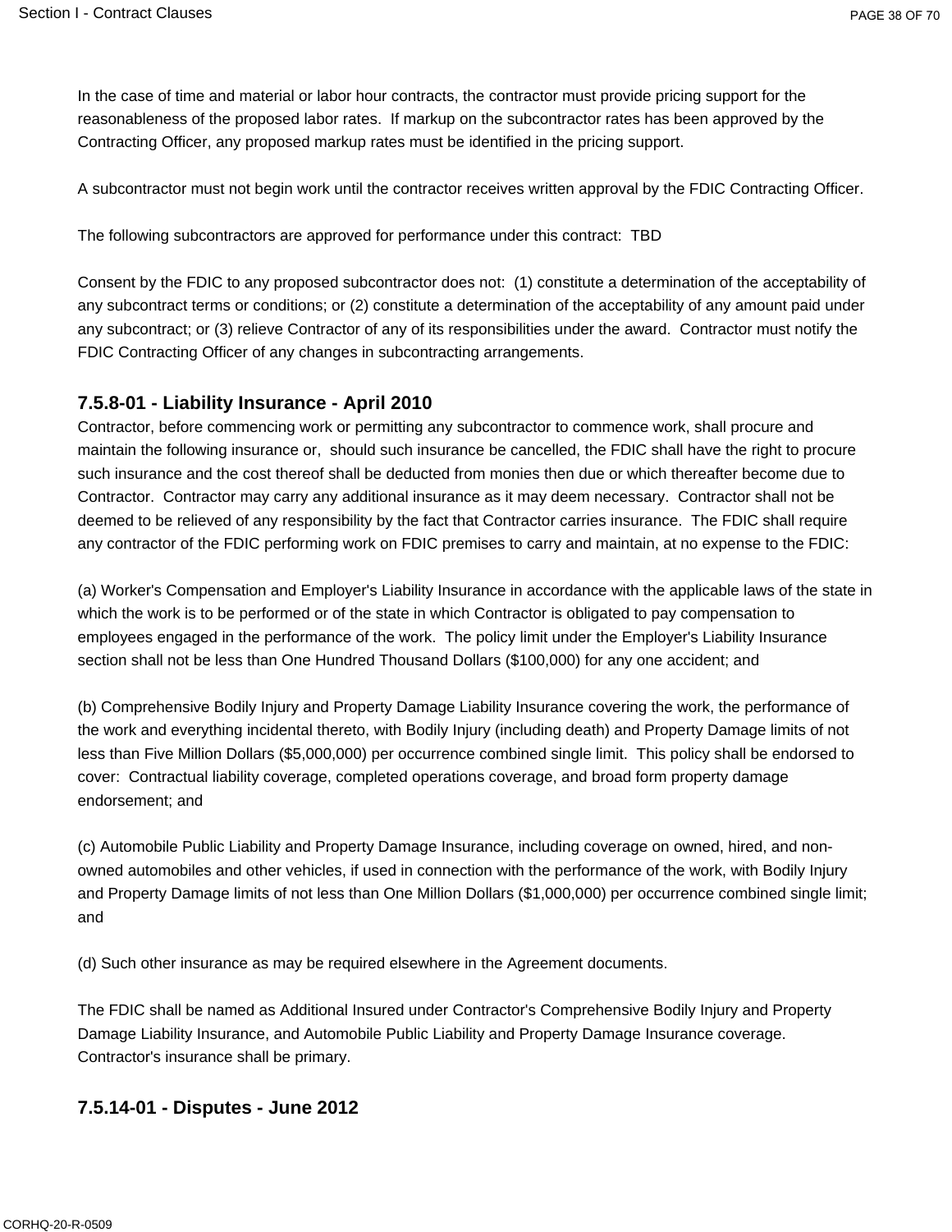In the case of time and material or labor hour contracts, the contractor must provide pricing support for the reasonableness of the proposed labor rates. If markup on the subcontractor rates has been approved by the Contracting Officer, any proposed markup rates must be identified in the pricing support.

A subcontractor must not begin work until the contractor receives written approval by the FDIC Contracting Officer.

The following subcontractors are approved for performance under this contract: TBD

Consent by the FDIC to any proposed subcontractor does not: (1) constitute a determination of the acceptability of any subcontract terms or conditions; or (2) constitute a determination of the acceptability of any amount paid under any subcontract; or (3) relieve Contractor of any of its responsibilities under the award. Contractor must notify the FDIC Contracting Officer of any changes in subcontracting arrangements.

### 7.5.8-01 - Liability Insurance - April 2010

Contractor, before commencing work or permitting any subcontractor to commence work, shall procure and maintain the following insurance or, should such insurance be cancelled, the FDIC shall have the right to procure such insurance and the cost thereof shall be deducted from monies then due or which thereafter become due to Contractor. Contractor may carry any additional insurance as it may deem necessary. Contractor shall not be deemed to be relieved of any responsibility by the fact that Contractor carries insurance. The FDIC shall require any contractor of the FDIC performing work on FDIC premises to carry and maintain, at no expense to the FDIC:

(a) Worker's Compensation and Employer's Liability Insurance in accordance with the applicable laws of the state in which the work is to be performed or of the state in which Contractor is obligated to pay compensation to employees engaged in the performance of the work. The policy limit under the Employer's Liability Insurance section shall not be less than One Hundred Thousand Dollars ($100,000) for any one accident; and

(b) Comprehensive Bodily Injury and Property Damage Liability Insurance covering the work, the performance of the work and everything incidental thereto, with Bodily Injury (including death) and Property Damage limits of not less than Five Million Dollars ($5,000,000) per occurrence combined single limit. This policy shall be endorsed to cover: Contractual liability coverage, completed operations coverage, and broad form property damage endorsement; and

(c) Automobile Public Liability and Property Damage Insurance, including coverage on owned, hired, and non-owned automobiles and other vehicles, if used in connection with the performance of the work, with Bodily Injury and Property Damage limits of not less than One Million Dollars ($1,000,000) per occurrence combined single limit; and

(d) Such other insurance as may be required elsewhere in the Agreement documents.

The FDIC shall be named as Additional Insured under Contractor's Comprehensive Bodily Injury and Property Damage Liability Insurance, and Automobile Public Liability and Property Damage Insurance coverage. Contractor's insurance shall be primary.

### 7.5.14-01 - Disputes - June 2012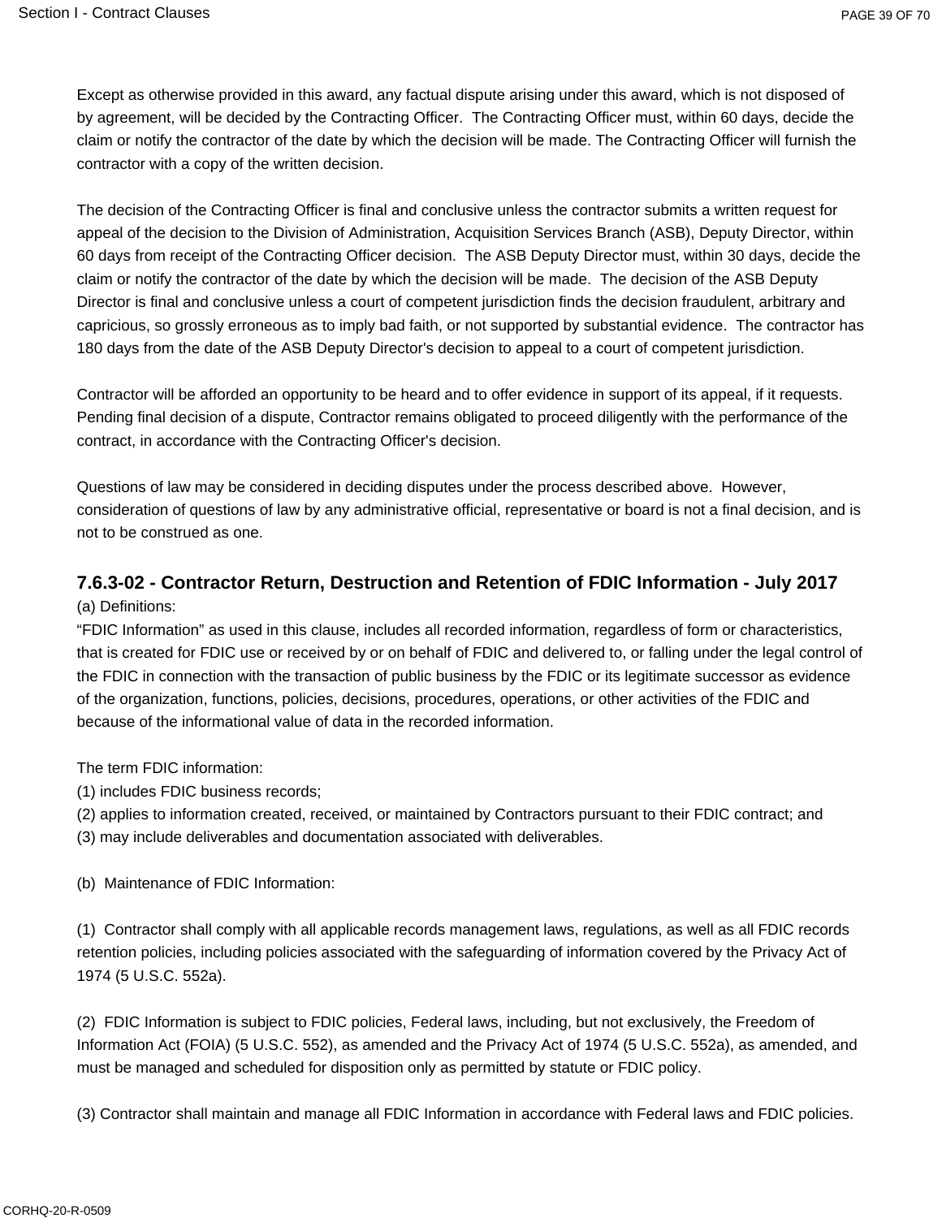Except as otherwise provided in this award, any factual dispute arising under this award, which is not disposed of by agreement, will be decided by the Contracting Officer. The Contracting Officer must, within 60 days, decide the claim or notify the contractor of the date by which the decision will be made. The Contracting Officer will furnish the contractor with a copy of the written decision.

The decision of the Contracting Officer is final and conclusive unless the contractor submits a written request for appeal of the decision to the Division of Administration, Acquisition Services Branch (ASB), Deputy Director, within 60 days from receipt of the Contracting Officer decision. The ASB Deputy Director must, within 30 days, decide the claim or notify the contractor of the date by which the decision will be made. The decision of the ASB Deputy Director is final and conclusive unless a court of competent jurisdiction finds the decision fraudulent, arbitrary and capricious, so grossly erroneous as to imply bad faith, or not supported by substantial evidence. The contractor has 180 days from the date of the ASB Deputy Director's decision to appeal to a court of competent jurisdiction.

Contractor will be afforded an opportunity to be heard and to offer evidence in support of its appeal, if it requests. Pending final decision of a dispute, Contractor remains obligated to proceed diligently with the performance of the contract, in accordance with the Contracting Officer's decision.

Questions of law may be considered in deciding disputes under the process described above. However, consideration of questions of law by any administrative official, representative or board is not a final decision, and is not to be construed as one.

### 7.6.3-02 - Contractor Return, Destruction and Retention of FDIC Information - July 2017

(a) Definitions:

“FDIC Information” as used in this clause, includes all recorded information, regardless of form or characteristics, that is created for FDIC use or received by or on behalf of FDIC and delivered to, or falling under the legal control of the FDIC in connection with the transaction of public business by the FDIC or its legitimate successor as evidence of the organization, functions, policies, decisions, procedures, operations, or other activities of the FDIC and because of the informational value of data in the recorded information.

The term FDIC information:

(1) includes FDIC business records;

(2) applies to information created, received, or maintained by Contractors pursuant to their FDIC contract; and

(3) may include deliverables and documentation associated with deliverables.

(b) Maintenance of FDIC Information:

(1) Contractor shall comply with all applicable records management laws, regulations, as well as all FDIC records retention policies, including policies associated with the safeguarding of information covered by the Privacy Act of 1974 (5 U.S.C. 552a).

(2) FDIC Information is subject to FDIC policies, Federal laws, including, but not exclusively, the Freedom of Information Act (FOIA) (5 U.S.C. 552), as amended and the Privacy Act of 1974 (5 U.S.C. 552a), as amended, and must be managed and scheduled for disposition only as permitted by statute or FDIC policy.

(3) Contractor shall maintain and manage all FDIC Information in accordance with Federal laws and FDIC policies.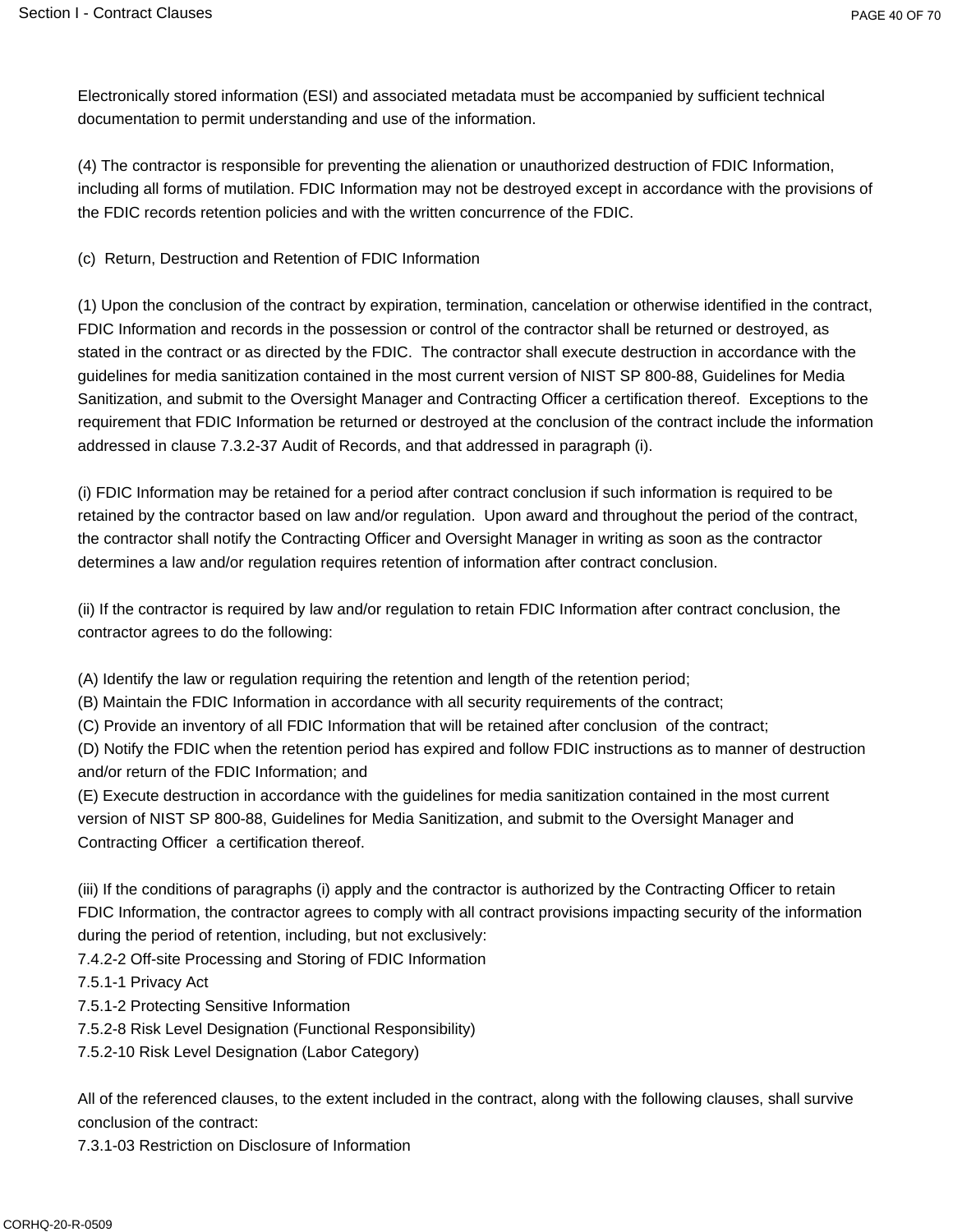Electronically stored information (ESI) and associated metadata must be accompanied by sufficient technical documentation to permit understanding and use of the information.

(4) The contractor is responsible for preventing the alienation or unauthorized destruction of FDIC Information, including all forms of mutilation. FDIC Information may not be destroyed except in accordance with the provisions of the FDIC records retention policies and with the written concurrence of the FDIC.

(c) Return, Destruction and Retention of FDIC Information

(1) Upon the conclusion of the contract by expiration, termination, cancelation or otherwise identified in the contract, FDIC Information and records in the possession or control of the contractor shall be returned or destroyed, as stated in the contract or as directed by the FDIC. The contractor shall execute destruction in accordance with the guidelines for media sanitization contained in the most current version of NIST SP 800-88, Guidelines for Media Sanitization, and submit to the Oversight Manager and Contracting Officer a certification thereof. Exceptions to the requirement that FDIC Information be returned or destroyed at the conclusion of the contract include the information addressed in clause 7.3.2-37 Audit of Records, and that addressed in paragraph (i).

(i) FDIC Information may be retained for a period after contract conclusion if such information is required to be retained by the contractor based on law and/or regulation. Upon award and throughout the period of the contract, the contractor shall notify the Contracting Officer and Oversight Manager in writing as soon as the contractor determines a law and/or regulation requires retention of information after contract conclusion.

(ii) If the contractor is required by law and/or regulation to retain FDIC Information after contract conclusion, the contractor agrees to do the following:

(A) Identify the law or regulation requiring the retention and length of the retention period;
(B) Maintain the FDIC Information in accordance with all security requirements of the contract;
(C) Provide an inventory of all FDIC Information that will be retained after conclusion of the contract;
(D) Notify the FDIC when the retention period has expired and follow FDIC instructions as to manner of destruction and/or return of the FDIC Information; and
(E) Execute destruction in accordance with the guidelines for media sanitization contained in the most current version of NIST SP 800-88, Guidelines for Media Sanitization, and submit to the Oversight Manager and Contracting Officer a certification thereof.

(iii) If the conditions of paragraphs (i) apply and the contractor is authorized by the Contracting Officer to retain FDIC Information, the contractor agrees to comply with all contract provisions impacting security of the information during the period of retention, including, but not exclusively:
7.4.2-2 Off-site Processing and Storing of FDIC Information
7.5.1-1 Privacy Act
7.5.1-2 Protecting Sensitive Information
7.5.2-8 Risk Level Designation (Functional Responsibility)
7.5.2-10 Risk Level Designation (Labor Category)

All of the referenced clauses, to the extent included in the contract, along with the following clauses, shall survive conclusion of the contract:
7.3.1-03 Restriction on Disclosure of Information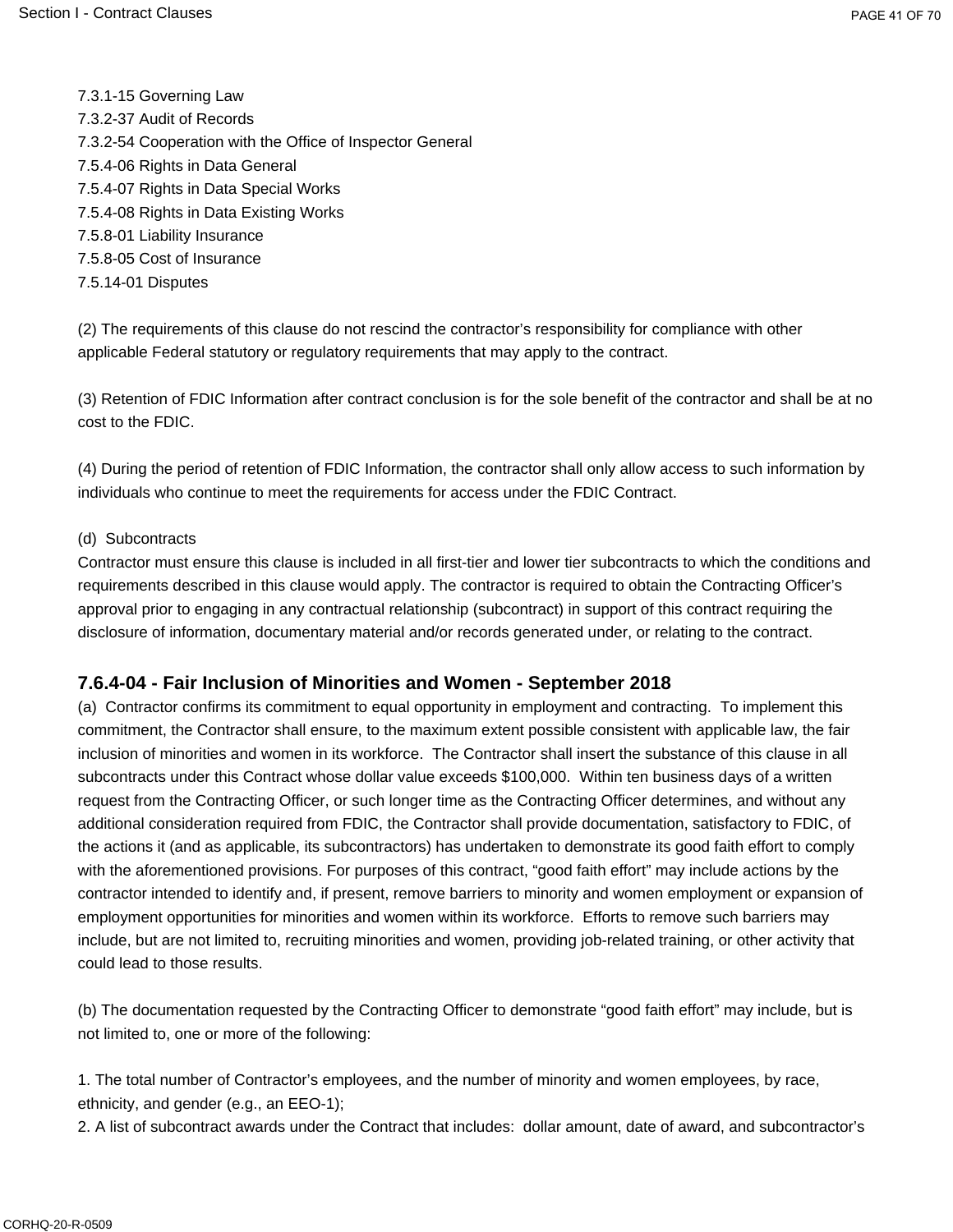7.3.1-15 Governing Law
7.3.2-37 Audit of Records
7.3.2-54 Cooperation with the Office of Inspector General
7.5.4-06 Rights in Data General
7.5.4-07 Rights in Data Special Works
7.5.4-08 Rights in Data Existing Works
7.5.8-01 Liability Insurance
7.5.8-05 Cost of Insurance
7.5.14-01 Disputes

(2) The requirements of this clause do not rescind the contractor's responsibility for compliance with other applicable Federal statutory or regulatory requirements that may apply to the contract.

(3) Retention of FDIC Information after contract conclusion is for the sole benefit of the contractor and shall be at no cost to the FDIC.

(4) During the period of retention of FDIC Information, the contractor shall only allow access to such information by individuals who continue to meet the requirements for access under the FDIC Contract.

(d) Subcontracts
Contractor must ensure this clause is included in all first-tier and lower tier subcontracts to which the conditions and requirements described in this clause would apply. The contractor is required to obtain the Contracting Officer's approval prior to engaging in any contractual relationship (subcontract) in support of this contract requiring the disclosure of information, documentary material and/or records generated under, or relating to the contract.

### 7.6.4-04 - Fair Inclusion of Minorities and Women - September 2018

(a) Contractor confirms its commitment to equal opportunity in employment and contracting. To implement this commitment, the Contractor shall ensure, to the maximum extent possible consistent with applicable law, the fair inclusion of minorities and women in its workforce. The Contractor shall insert the substance of this clause in all subcontracts under this Contract whose dollar value exceeds $100,000. Within ten business days of a written request from the Contracting Officer, or such longer time as the Contracting Officer determines, and without any additional consideration required from FDIC, the Contractor shall provide documentation, satisfactory to FDIC, of the actions it (and as applicable, its subcontractors) has undertaken to demonstrate its good faith effort to comply with the aforementioned provisions. For purposes of this contract, "good faith effort" may include actions by the contractor intended to identify and, if present, remove barriers to minority and women employment or expansion of employment opportunities for minorities and women within its workforce. Efforts to remove such barriers may include, but are not limited to, recruiting minorities and women, providing job-related training, or other activity that could lead to those results.

(b) The documentation requested by the Contracting Officer to demonstrate "good faith effort" may include, but is not limited to, one or more of the following:

1. The total number of Contractor's employees, and the number of minority and women employees, by race, ethnicity, and gender (e.g., an EEO-1);
2. A list of subcontract awards under the Contract that includes: dollar amount, date of award, and subcontractor's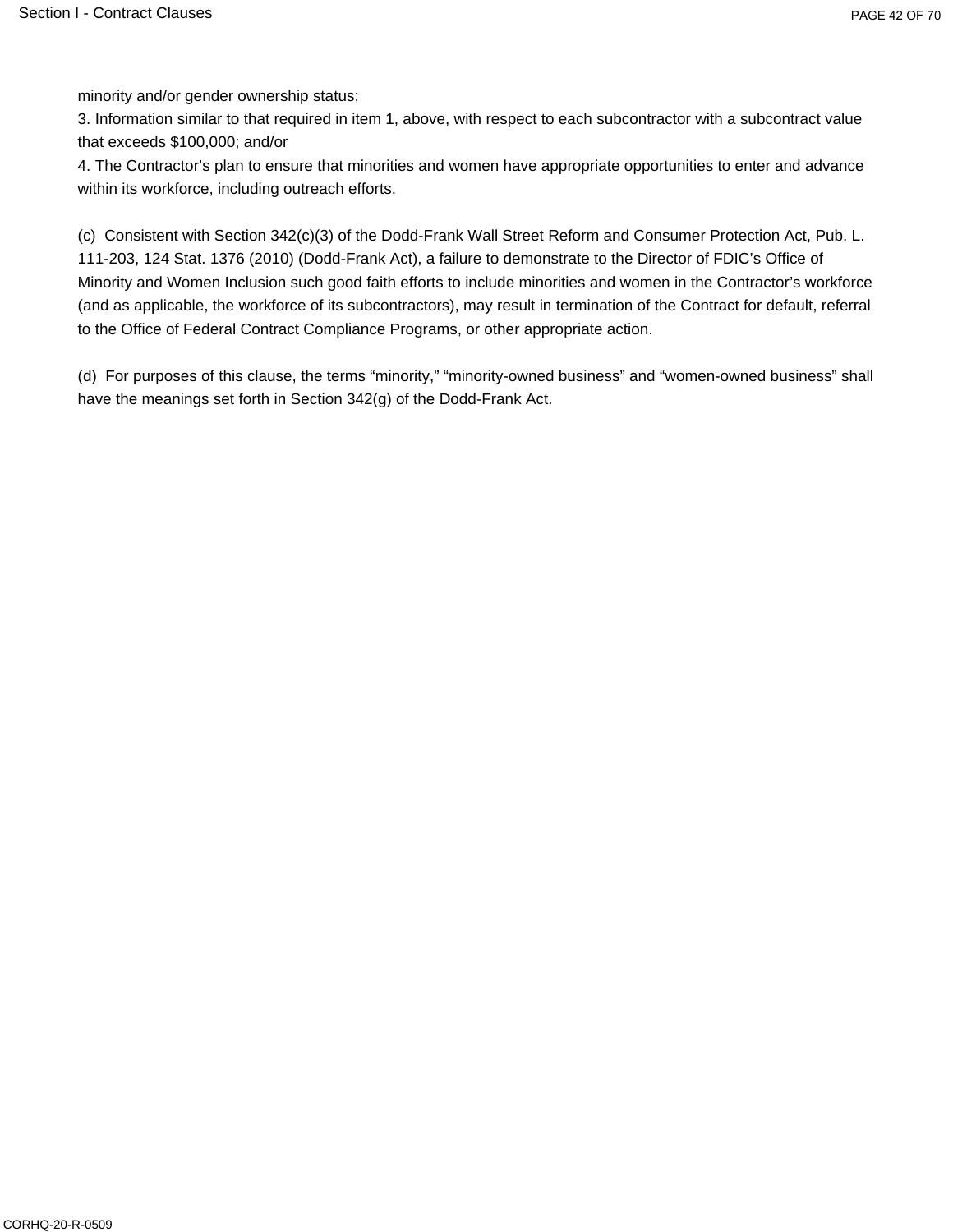minority and/or gender ownership status;
3. Information similar to that required in item 1, above, with respect to each subcontractor with a subcontract value that exceeds $100,000; and/or
4. The Contractor's plan to ensure that minorities and women have appropriate opportunities to enter and advance within its workforce, including outreach efforts.

(c) Consistent with Section 342(c)(3) of the Dodd-Frank Wall Street Reform and Consumer Protection Act, Pub. L. 111-203, 124 Stat. 1376 (2010) (Dodd-Frank Act), a failure to demonstrate to the Director of FDIC's Office of Minority and Women Inclusion such good faith efforts to include minorities and women in the Contractor's workforce (and as applicable, the workforce of its subcontractors), may result in termination of the Contract for default, referral to the Office of Federal Contract Compliance Programs, or other appropriate action.

(d) For purposes of this clause, the terms "minority," "minority-owned business" and "women-owned business" shall have the meanings set forth in Section 342(g) of the Dodd-Frank Act.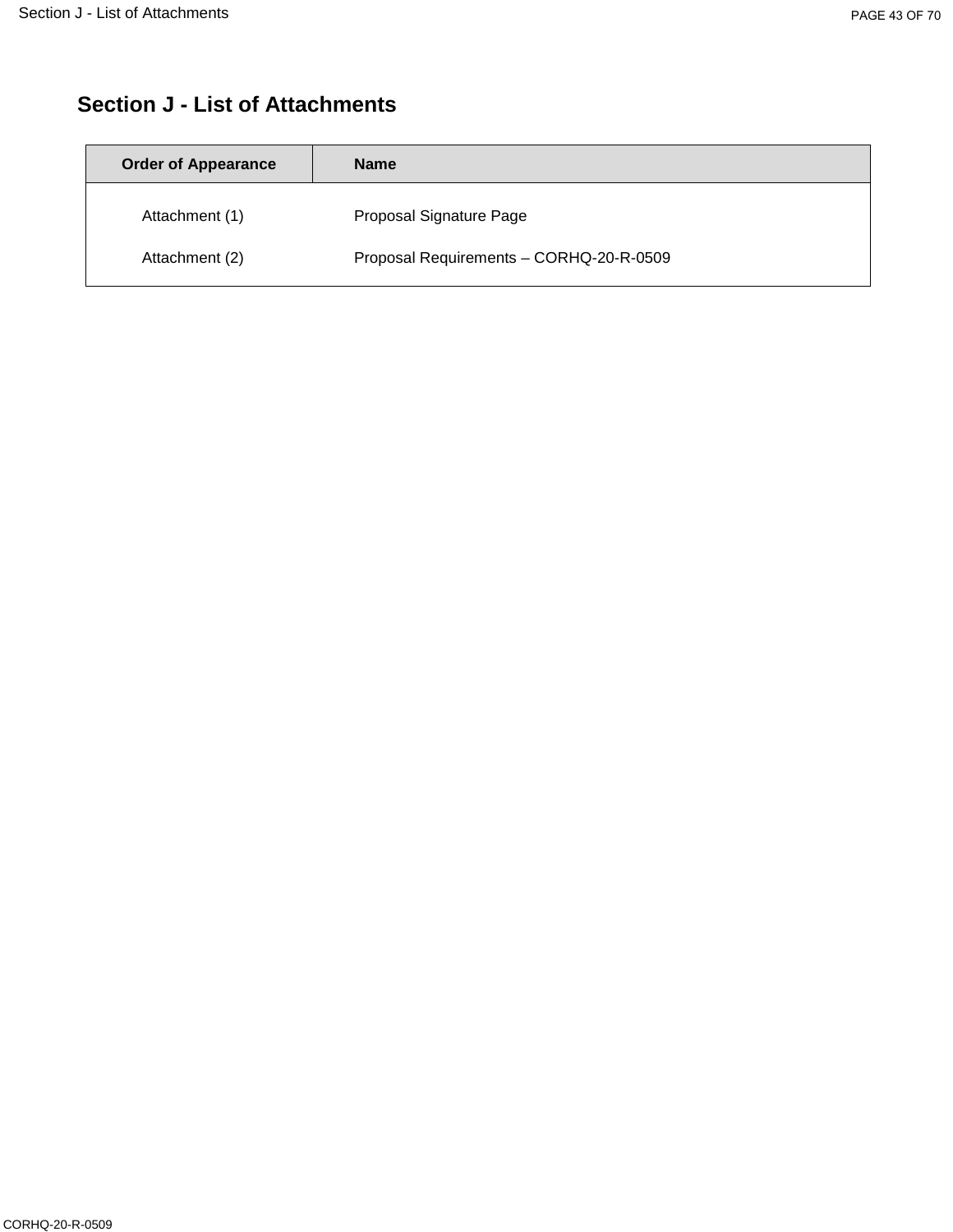## Section J - List of Attachments

| Order of Appearance | Name |
|---|---|
| Attachment (1) | Proposal Signature Page |
| Attachment (2) | Proposal Requirements – CORHQ-20-R-0509 |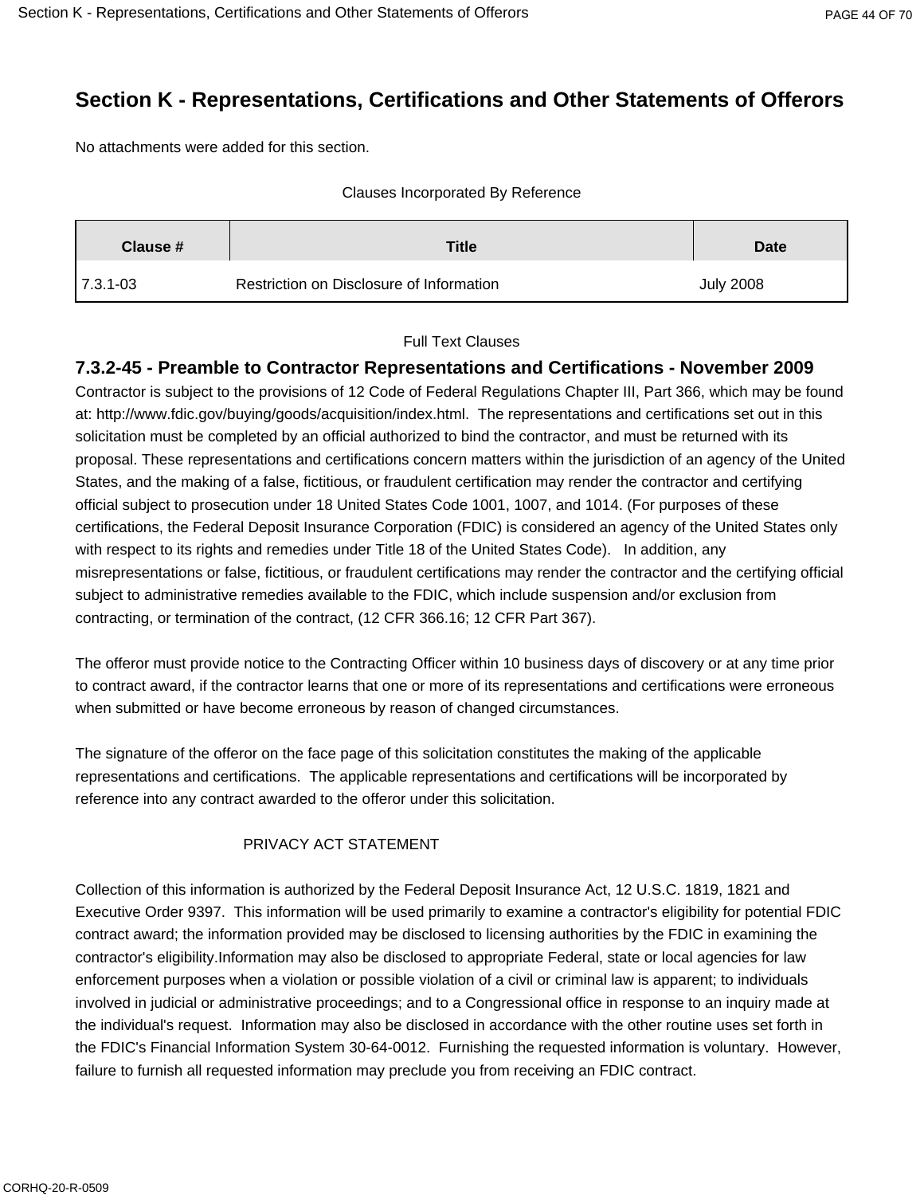# Section K - Representations, Certifications and Other Statements of Offerors

No attachments were added for this section.

Clauses Incorporated By Reference

| Clause # | Title | Date |
|---|---|---|
| 7.3.1-03 | Restriction on Disclosure of Information | July 2008 |

Full Text Clauses

### 7.3.2-45 - Preamble to Contractor Representations and Certifications - November 2009

Contractor is subject to the provisions of 12 Code of Federal Regulations Chapter III, Part 366, which may be found at: http://www.fdic.gov/buying/goods/acquisition/index.html. The representations and certifications set out in this solicitation must be completed by an official authorized to bind the contractor, and must be returned with its proposal. These representations and certifications concern matters within the jurisdiction of an agency of the United States, and the making of a false, fictitious, or fraudulent certification may render the contractor and certifying official subject to prosecution under 18 United States Code 1001, 1007, and 1014. (For purposes of these certifications, the Federal Deposit Insurance Corporation (FDIC) is considered an agency of the United States only with respect to its rights and remedies under Title 18 of the United States Code). In addition, any misrepresentations or false, fictitious, or fraudulent certifications may render the contractor and the certifying official subject to administrative remedies available to the FDIC, which include suspension and/or exclusion from contracting, or termination of the contract, (12 CFR 366.16; 12 CFR Part 367).

The offeror must provide notice to the Contracting Officer within 10 business days of discovery or at any time prior to contract award, if the contractor learns that one or more of its representations and certifications were erroneous when submitted or have become erroneous by reason of changed circumstances.

The signature of the offeror on the face page of this solicitation constitutes the making of the applicable representations and certifications. The applicable representations and certifications will be incorporated by reference into any contract awarded to the offeror under this solicitation.

PRIVACY ACT STATEMENT

Collection of this information is authorized by the Federal Deposit Insurance Act, 12 U.S.C. 1819, 1821 and Executive Order 9397. This information will be used primarily to examine a contractor's eligibility for potential FDIC contract award; the information provided may be disclosed to licensing authorities by the FDIC in examining the contractor's eligibility.Information may also be disclosed to appropriate Federal, state or local agencies for law enforcement purposes when a violation or possible violation of a civil or criminal law is apparent; to individuals involved in judicial or administrative proceedings; and to a Congressional office in response to an inquiry made at the individual's request. Information may also be disclosed in accordance with the other routine uses set forth in the FDIC's Financial Information System 30-64-0012. Furnishing the requested information is voluntary. However, failure to furnish all requested information may preclude you from receiving an FDIC contract.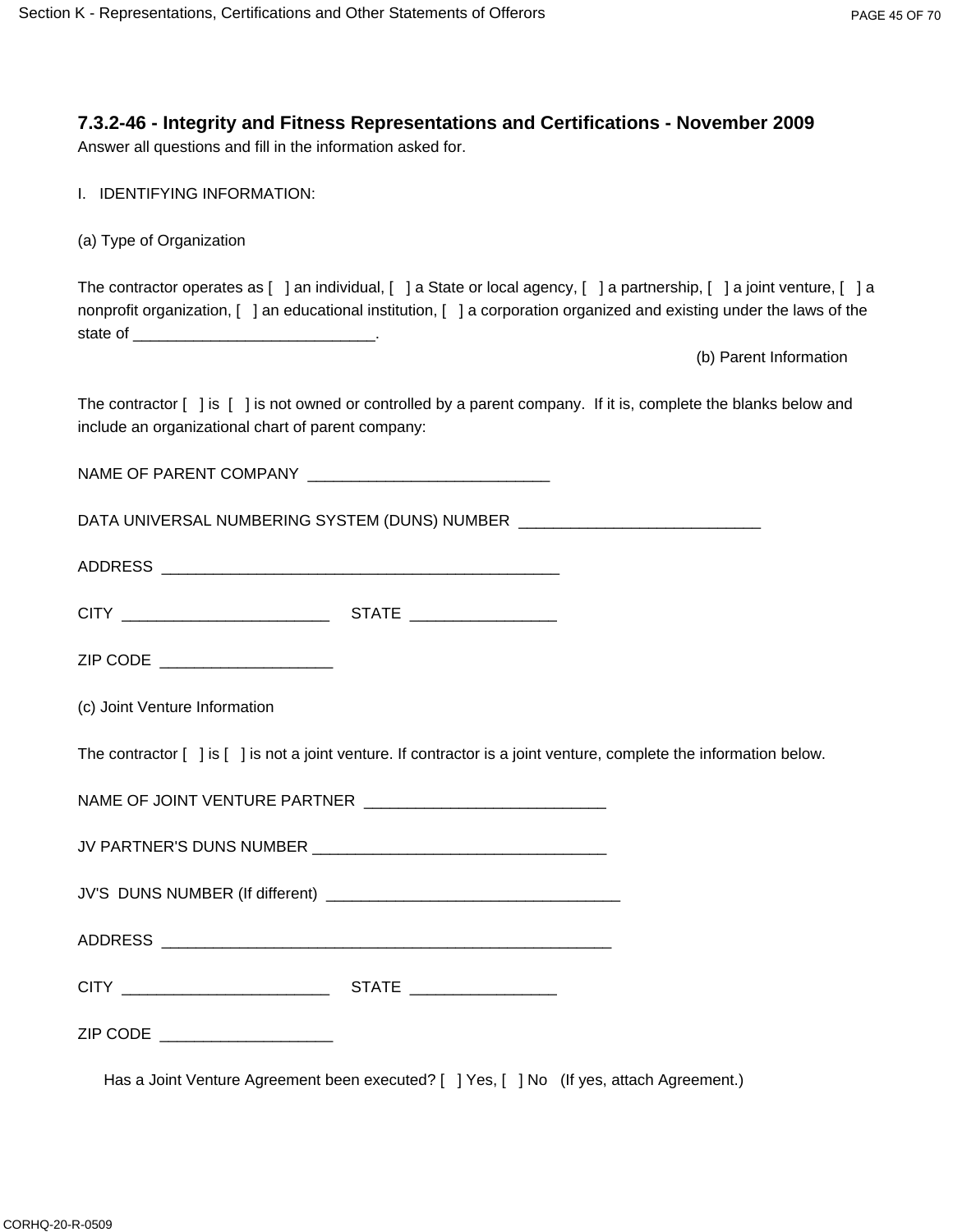### 7.3.2-46 - Integrity and Fitness Representations and Certifications - November 2009

Answer all questions and fill in the information asked for.

I. IDENTIFYING INFORMATION:

(a) Type of Organization

The contractor operates as [ ] an individual, [ ] a State or local agency, [ ] a partnership, [ ] a joint venture, [ ] a nonprofit organization, [ ] an educational institution, [ ] a corporation organized and existing under the laws of the state of ____________________________.

(b) Parent Information

The contractor [ ] is [ ] is not owned or controlled by a parent company. If it is, complete the blanks below and include an organizational chart of parent company:

NAME OF PARENT COMPANY ____________________________

DATA UNIVERSAL NUMBERING SYSTEM (DUNS) NUMBER ____________________________

ADDRESS ______________________________________________

CITY _______________________ STATE ________________

ZIP CODE ____________________

(c) Joint Venture Information

The contractor [ ] is [ ] is not a joint venture. If contractor is a joint venture, complete the information below.

NAME OF JOINT VENTURE PARTNER ____________________________

JV PARTNER'S DUNS NUMBER __________________________________

JV'S DUNS NUMBER (If different) __________________________________

ADDRESS ____________________________________________________

CITY _______________________ STATE ________________

ZIP CODE ____________________

Has a Joint Venture Agreement been executed? [ ] Yes, [ ] No (If yes, attach Agreement.)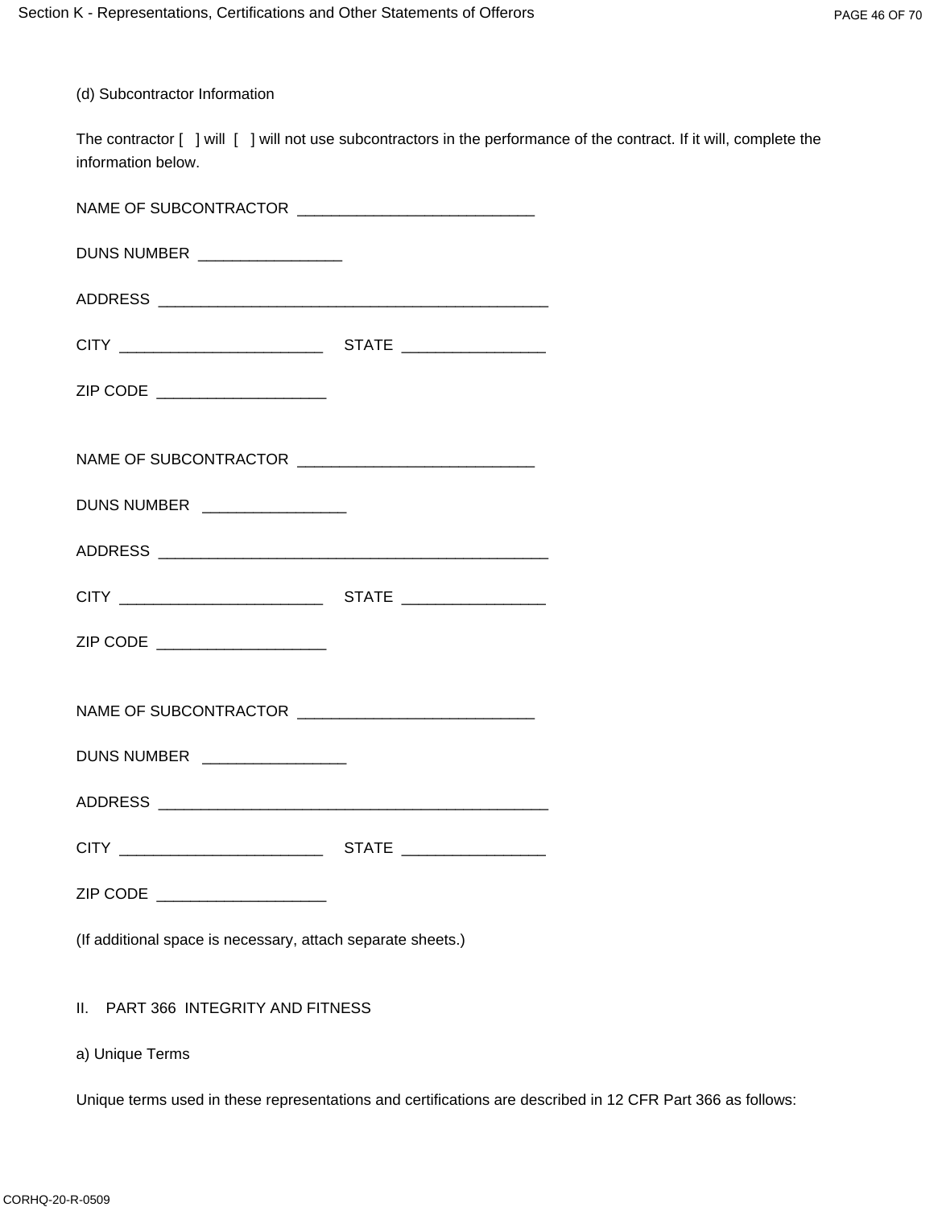(d) Subcontractor Information

The contractor [   ] will  [   ] will not use subcontractors in the performance of the contract. If it will, complete the information below.

NAME OF SUBCONTRACTOR ___________________________

DUNS NUMBER ________________

ADDRESS ____________________________________________

CITY _______________________   STATE ________________

ZIP CODE ___________________

NAME OF SUBCONTRACTOR ___________________________

DUNS NUMBER ________________

ADDRESS ____________________________________________

CITY _______________________   STATE ________________

ZIP CODE ___________________

NAME OF SUBCONTRACTOR ___________________________

DUNS NUMBER ________________

ADDRESS ____________________________________________

CITY _______________________   STATE ________________

ZIP CODE ___________________

(If additional space is necessary, attach separate sheets.)

II. PART 366 INTEGRITY AND FITNESS

a) Unique Terms

Unique terms used in these representations and certifications are described in 12 CFR Part 366 as follows: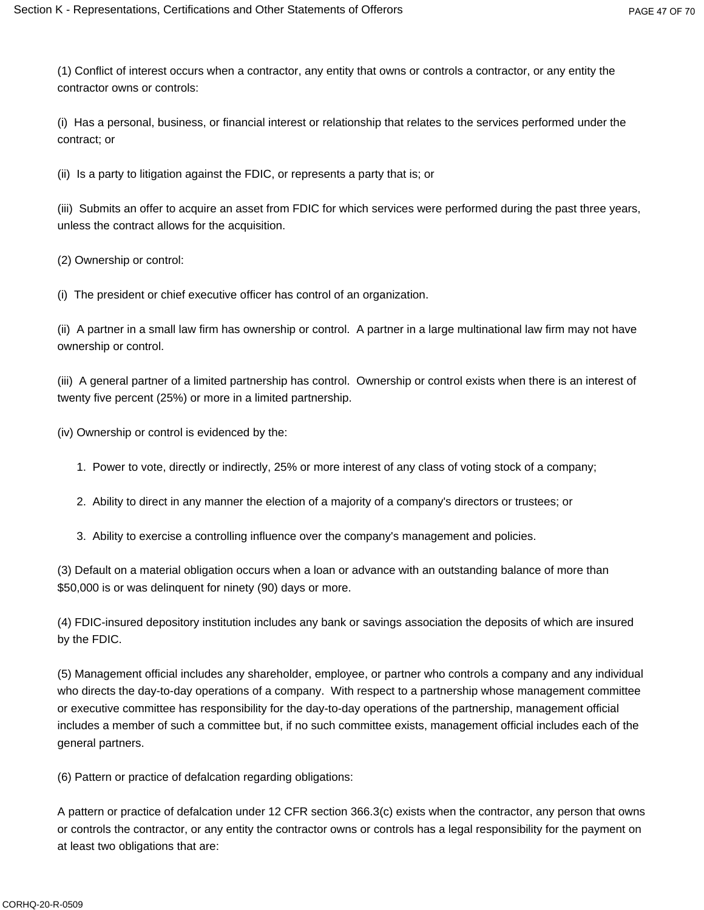(1) Conflict of interest occurs when a contractor, any entity that owns or controls a contractor, or any entity the contractor owns or controls:

(i) Has a personal, business, or financial interest or relationship that relates to the services performed under the contract; or

(ii) Is a party to litigation against the FDIC, or represents a party that is; or

(iii) Submits an offer to acquire an asset from FDIC for which services were performed during the past three years, unless the contract allows for the acquisition.

(2) Ownership or control:

(i) The president or chief executive officer has control of an organization.

(ii) A partner in a small law firm has ownership or control. A partner in a large multinational law firm may not have ownership or control.

(iii) A general partner of a limited partnership has control. Ownership or control exists when there is an interest of twenty five percent (25%) or more in a limited partnership.

(iv) Ownership or control is evidenced by the:

1. Power to vote, directly or indirectly, 25% or more interest of any class of voting stock of a company;
2. Ability to direct in any manner the election of a majority of a company's directors or trustees; or
3. Ability to exercise a controlling influence over the company's management and policies.

(3) Default on a material obligation occurs when a loan or advance with an outstanding balance of more than $50,000 is or was delinquent for ninety (90) days or more.

(4) FDIC-insured depository institution includes any bank or savings association the deposits of which are insured by the FDIC.

(5) Management official includes any shareholder, employee, or partner who controls a company and any individual who directs the day-to-day operations of a company. With respect to a partnership whose management committee or executive committee has responsibility for the day-to-day operations of the partnership, management official includes a member of such a committee but, if no such committee exists, management official includes each of the general partners.

(6) Pattern or practice of defalcation regarding obligations:

A pattern or practice of defalcation under 12 CFR section 366.3(c) exists when the contractor, any person that owns or controls the contractor, or any entity the contractor owns or controls has a legal responsibility for the payment on at least two obligations that are: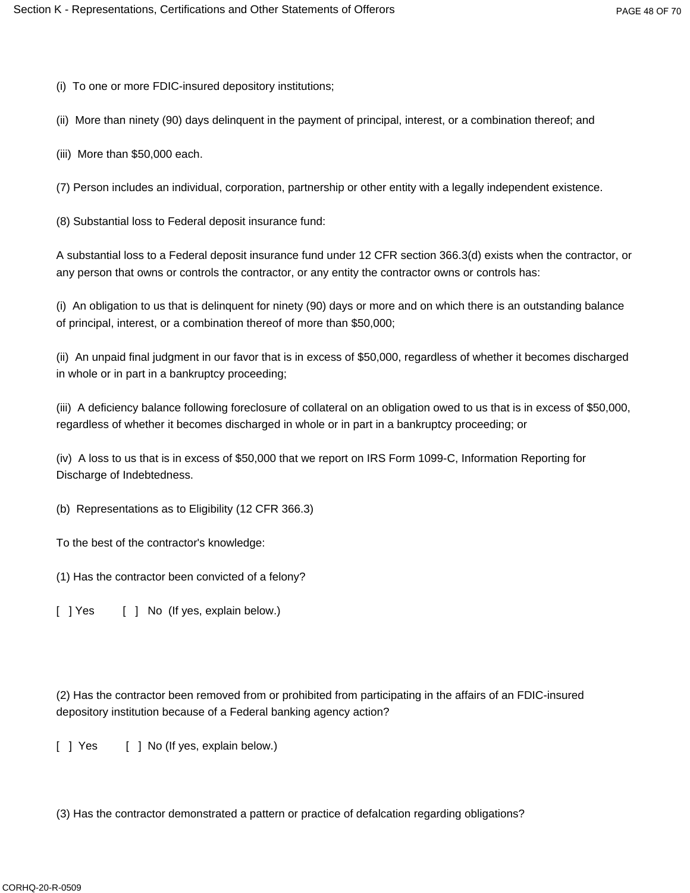(i) To one or more FDIC-insured depository institutions;

(ii) More than ninety (90) days delinquent in the payment of principal, interest, or a combination thereof; and

(iii) More than $50,000 each.

(7) Person includes an individual, corporation, partnership or other entity with a legally independent existence.

(8) Substantial loss to Federal deposit insurance fund:

A substantial loss to a Federal deposit insurance fund under 12 CFR section 366.3(d) exists when the contractor, or any person that owns or controls the contractor, or any entity the contractor owns or controls has:

(i) An obligation to us that is delinquent for ninety (90) days or more and on which there is an outstanding balance of principal, interest, or a combination thereof of more than $50,000;

(ii) An unpaid final judgment in our favor that is in excess of $50,000, regardless of whether it becomes discharged in whole or in part in a bankruptcy proceeding;

(iii) A deficiency balance following foreclosure of collateral on an obligation owed to us that is in excess of $50,000, regardless of whether it becomes discharged in whole or in part in a bankruptcy proceeding; or

(iv) A loss to us that is in excess of $50,000 that we report on IRS Form 1099-C, Information Reporting for Discharge of Indebtedness.

(b) Representations as to Eligibility (12 CFR 366.3)

To the best of the contractor's knowledge:

(1) Has the contractor been convicted of a felony?

[ ] Yes [ ] No (If yes, explain below.)

(2) Has the contractor been removed from or prohibited from participating in the affairs of an FDIC-insured depository institution because of a Federal banking agency action?

[ ] Yes [ ] No (If yes, explain below.)

(3) Has the contractor demonstrated a pattern or practice of defalcation regarding obligations?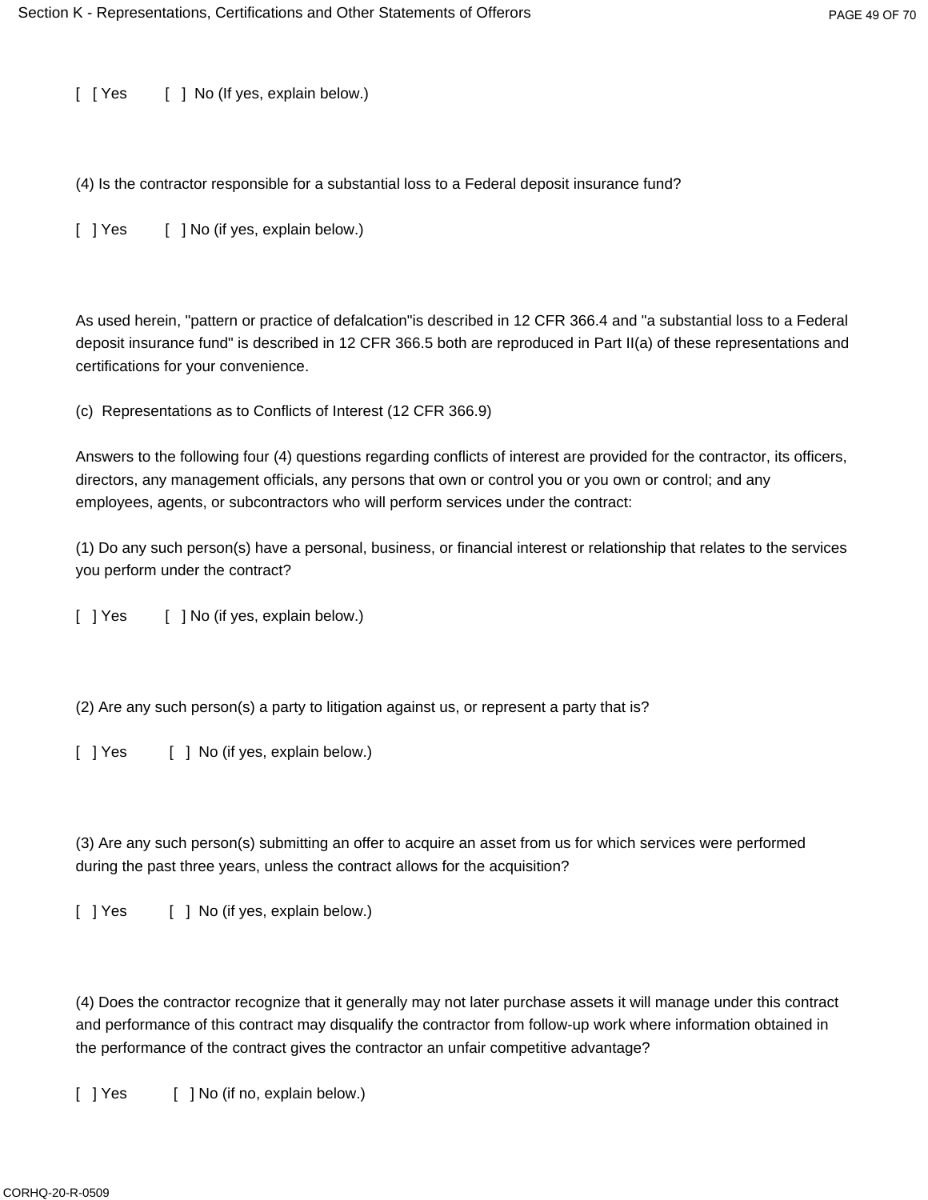[ [ Yes [ ] No (If yes, explain below.)

(4) Is the contractor responsible for a substantial loss to a Federal deposit insurance fund?

[ ] Yes [ ] No (if yes, explain below.)

As used herein, "pattern or practice of defalcation"is described in 12 CFR 366.4 and "a substantial loss to a Federal deposit insurance fund" is described in 12 CFR 366.5 both are reproduced in Part II(a) of these representations and certifications for your convenience.

(c) Representations as to Conflicts of Interest (12 CFR 366.9)

Answers to the following four (4) questions regarding conflicts of interest are provided for the contractor, its officers, directors, any management officials, any persons that own or control you or you own or control; and any employees, agents, or subcontractors who will perform services under the contract:

(1) Do any such person(s) have a personal, business, or financial interest or relationship that relates to the services you perform under the contract?

[ ] Yes [ ] No (if yes, explain below.)

(2) Are any such person(s) a party to litigation against us, or represent a party that is?

[ ] Yes [ ] No (if yes, explain below.)

(3) Are any such person(s) submitting an offer to acquire an asset from us for which services were performed during the past three years, unless the contract allows for the acquisition?

[ ] Yes [ ] No (if yes, explain below.)

(4) Does the contractor recognize that it generally may not later purchase assets it will manage under this contract and performance of this contract may disqualify the contractor from follow-up work where information obtained in the performance of the contract gives the contractor an unfair competitive advantage?

[ ] Yes [ ] No (if no, explain below.)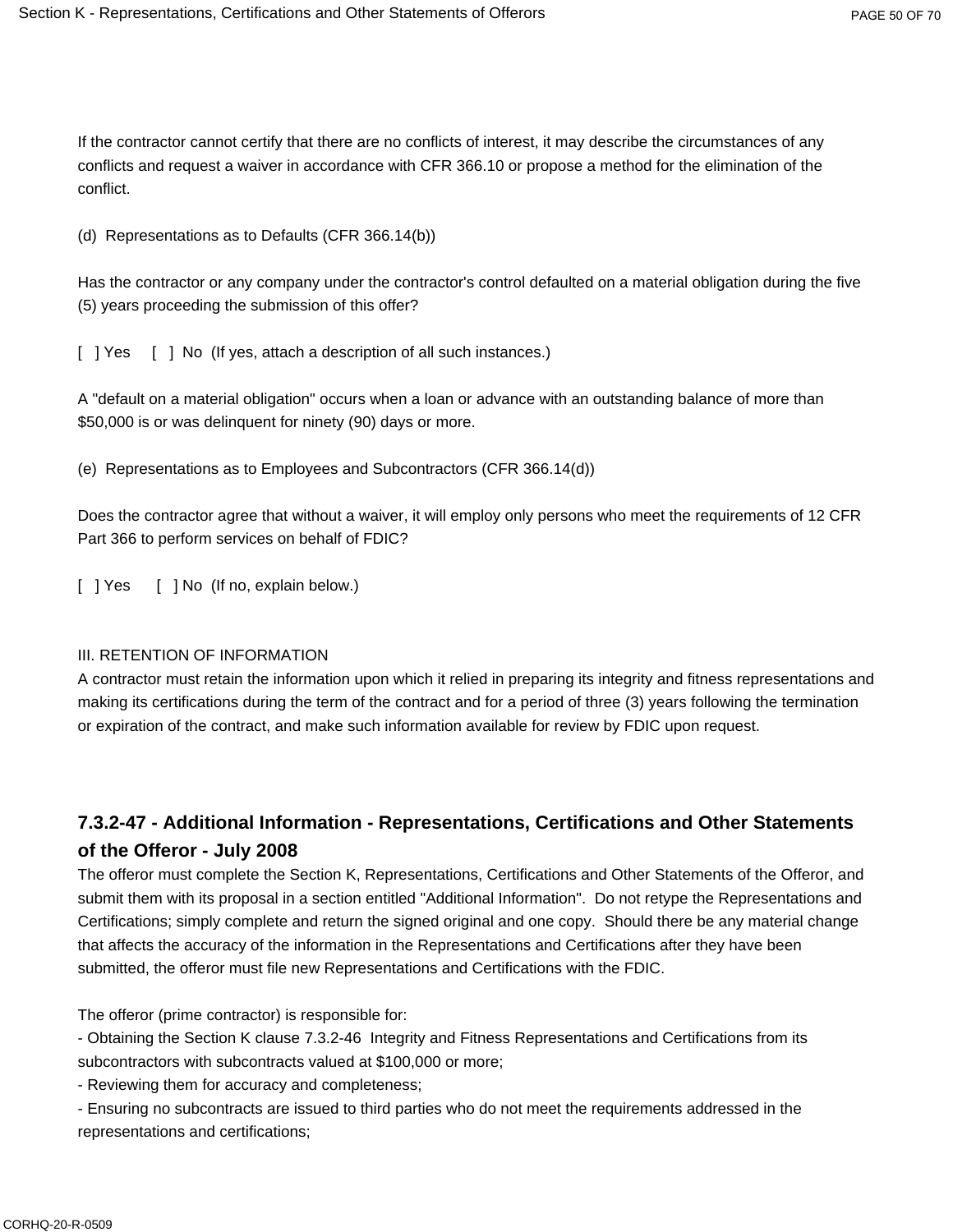If the contractor cannot certify that there are no conflicts of interest, it may describe the circumstances of any conflicts and request a waiver in accordance with CFR 366.10 or propose a method for the elimination of the conflict.

(d) Representations as to Defaults (CFR 366.14(b))

Has the contractor or any company under the contractor's control defaulted on a material obligation during the five (5) years proceeding the submission of this offer?

[ ] Yes [ ] No (If yes, attach a description of all such instances.)

A "default on a material obligation" occurs when a loan or advance with an outstanding balance of more than $50,000 is or was delinquent for ninety (90) days or more.

(e) Representations as to Employees and Subcontractors (CFR 366.14(d))

Does the contractor agree that without a waiver, it will employ only persons who meet the requirements of 12 CFR Part 366 to perform services on behalf of FDIC?

[ ] Yes [ ] No (If no, explain below.)

III. RETENTION OF INFORMATION

A contractor must retain the information upon which it relied in preparing its integrity and fitness representations and making its certifications during the term of the contract and for a period of three (3) years following the termination or expiration of the contract, and make such information available for review by FDIC upon request.

### 7.3.2-47 - Additional Information - Representations, Certifications and Other Statements of the Offeror - July 2008

The offeror must complete the Section K, Representations, Certifications and Other Statements of the Offeror, and submit them with its proposal in a section entitled "Additional Information". Do not retype the Representations and Certifications; simply complete and return the signed original and one copy. Should there be any material change that affects the accuracy of the information in the Representations and Certifications after they have been submitted, the offeror must file new Representations and Certifications with the FDIC.

The offeror (prime contractor) is responsible for:

- Obtaining the Section K clause 7.3.2-46 Integrity and Fitness Representations and Certifications from its subcontractors with subcontracts valued at $100,000 or more;
- Reviewing them for accuracy and completeness;
- Ensuring no subcontracts are issued to third parties who do not meet the requirements addressed in the representations and certifications;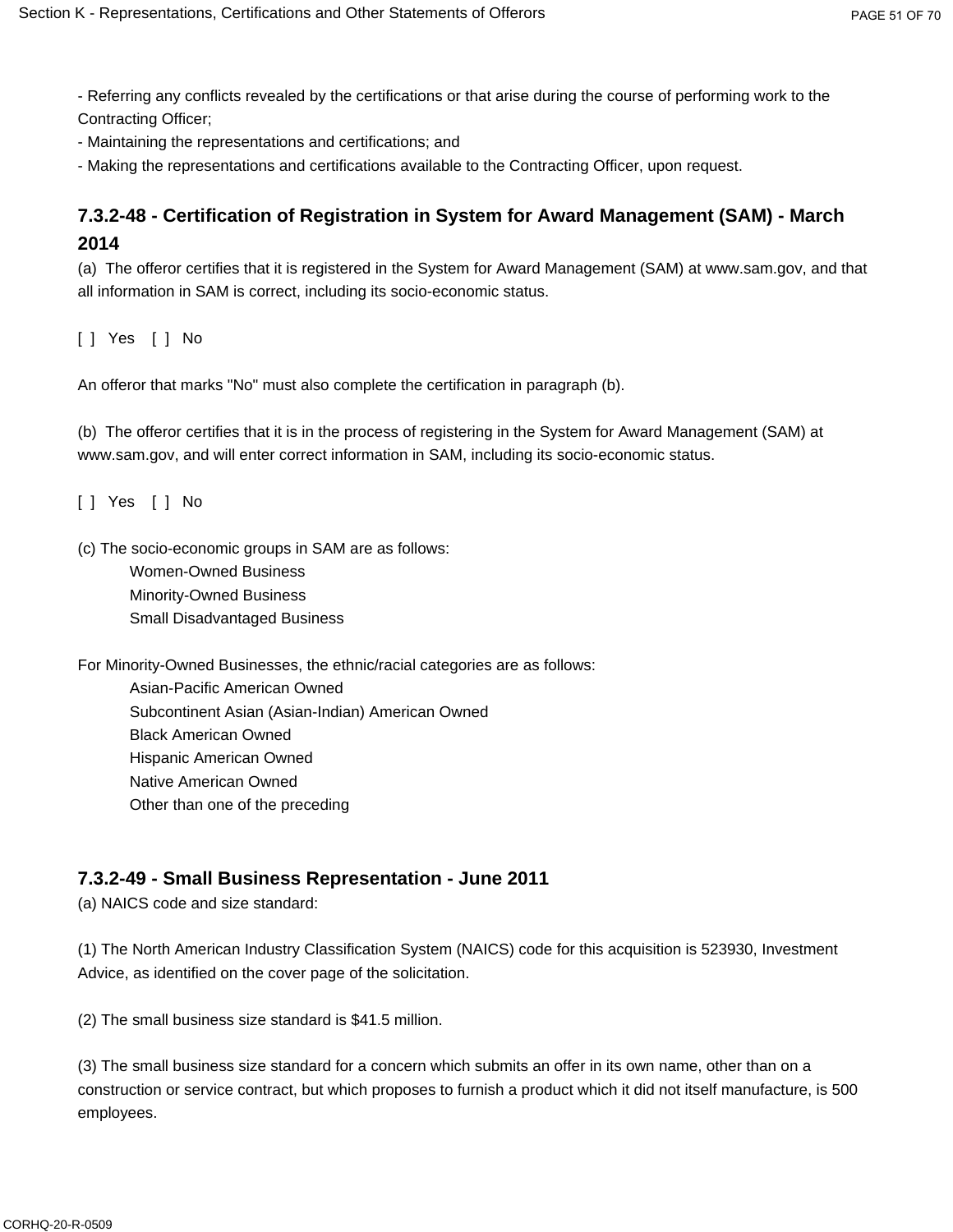- Referring any conflicts revealed by the certifications or that arise during the course of performing work to the Contracting Officer;
- Maintaining the representations and certifications; and
- Making the representations and certifications available to the Contracting Officer, upon request.

### 7.3.2-48 - Certification of Registration in System for Award Management (SAM) - March 2014

(a) The offeror certifies that it is registered in the System for Award Management (SAM) at www.sam.gov, and that all information in SAM is correct, including its socio-economic status.

[ ] Yes [ ] No

An offeror that marks "No" must also complete the certification in paragraph (b).

(b) The offeror certifies that it is in the process of registering in the System for Award Management (SAM) at www.sam.gov, and will enter correct information in SAM, including its socio-economic status.

[ ] Yes [ ] No

(c) The socio-economic groups in SAM are as follows:

Women-Owned Business
Minority-Owned Business
Small Disadvantaged Business

For Minority-Owned Businesses, the ethnic/racial categories are as follows:

Asian-Pacific American Owned
Subcontinent Asian (Asian-Indian) American Owned
Black American Owned
Hispanic American Owned
Native American Owned
Other than one of the preceding

### 7.3.2-49 - Small Business Representation - June 2011

(a) NAICS code and size standard:

(1) The North American Industry Classification System (NAICS) code for this acquisition is 523930, Investment Advice, as identified on the cover page of the solicitation.

(2) The small business size standard is $41.5 million.

(3) The small business size standard for a concern which submits an offer in its own name, other than on a construction or service contract, but which proposes to furnish a product which it did not itself manufacture, is 500 employees.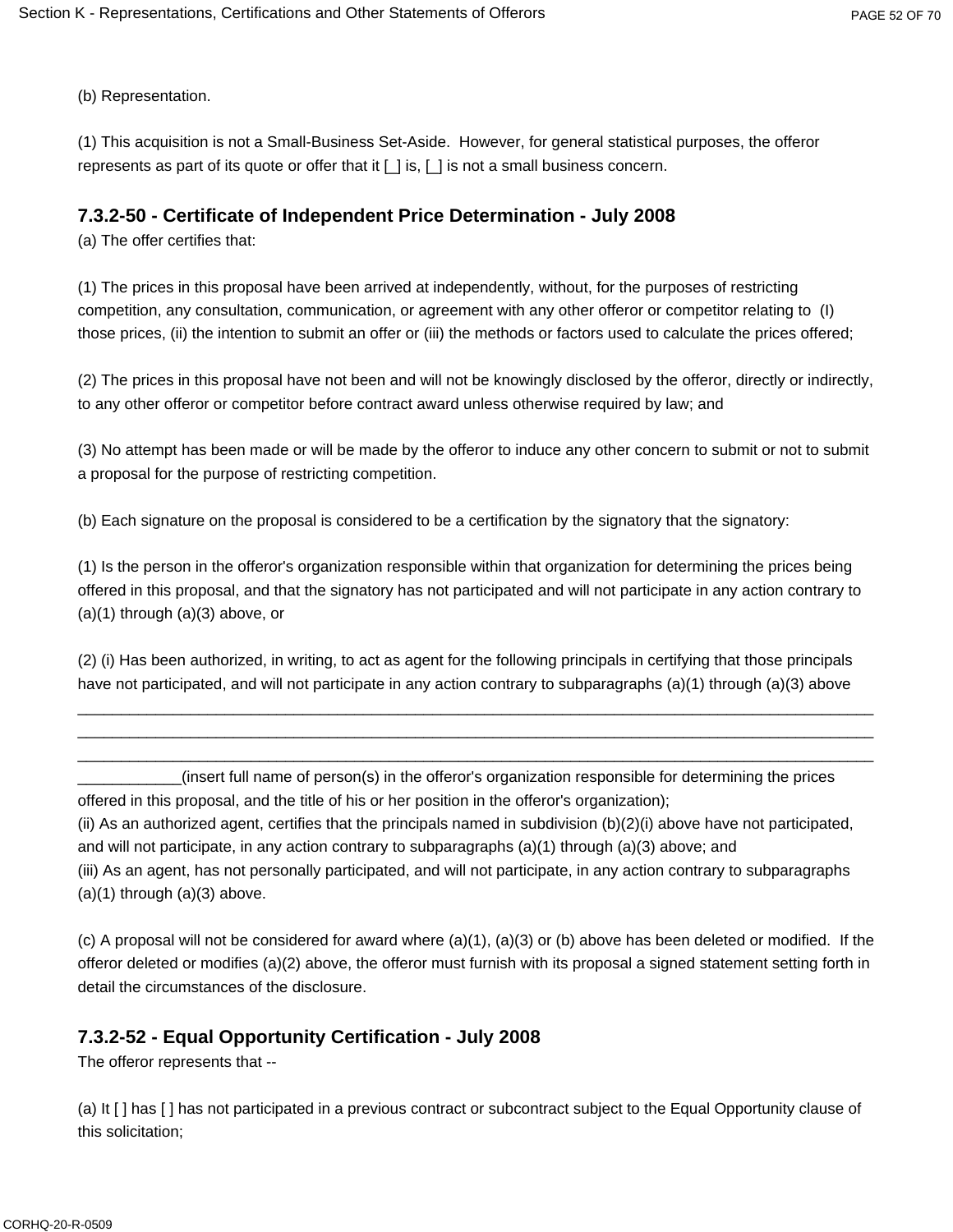(b) Representation.

(1) This acquisition is not a Small-Business Set-Aside. However, for general statistical purposes, the offeror represents as part of its quote or offer that it [_] is, [_] is not a small business concern.

### 7.3.2-50 - Certificate of Independent Price Determination - July 2008

(a) The offer certifies that:

(1) The prices in this proposal have been arrived at independently, without, for the purposes of restricting competition, any consultation, communication, or agreement with any other offeror or competitor relating to (I) those prices, (ii) the intention to submit an offer or (iii) the methods or factors used to calculate the prices offered;

(2) The prices in this proposal have not been and will not be knowingly disclosed by the offeror, directly or indirectly, to any other offeror or competitor before contract award unless otherwise required by law; and

(3) No attempt has been made or will be made by the offeror to induce any other concern to submit or not to submit a proposal for the purpose of restricting competition.

(b) Each signature on the proposal is considered to be a certification by the signatory that the signatory:

(1) Is the person in the offeror's organization responsible within that organization for determining the prices being offered in this proposal, and that the signatory has not participated and will not participate in any action contrary to (a)(1) through (a)(3) above, or

(2) (i) Has been authorized, in writing, to act as agent for the following principals in certifying that those principals have not participated, and will not participate in any action contrary to subparagraphs (a)(1) through (a)(3) above
____________________________________________________________________________________________
____________________________________________________________________________________________
____________________________________________________________________________________________
____________(insert full name of person(s) in the offeror's organization responsible for determining the prices offered in this proposal, and the title of his or her position in the offeror's organization);
(ii) As an authorized agent, certifies that the principals named in subdivision (b)(2)(i) above have not participated, and will not participate, in any action contrary to subparagraphs (a)(1) through (a)(3) above; and
(iii) As an agent, has not personally participated, and will not participate, in any action contrary to subparagraphs (a)(1) through (a)(3) above.

(c) A proposal will not be considered for award where (a)(1), (a)(3) or (b) above has been deleted or modified. If the offeror deleted or modifies (a)(2) above, the offeror must furnish with its proposal a signed statement setting forth in detail the circumstances of the disclosure.

### 7.3.2-52 - Equal Opportunity Certification - July 2008

The offeror represents that --

(a) It [ ] has [ ] has not participated in a previous contract or subcontract subject to the Equal Opportunity clause of this solicitation;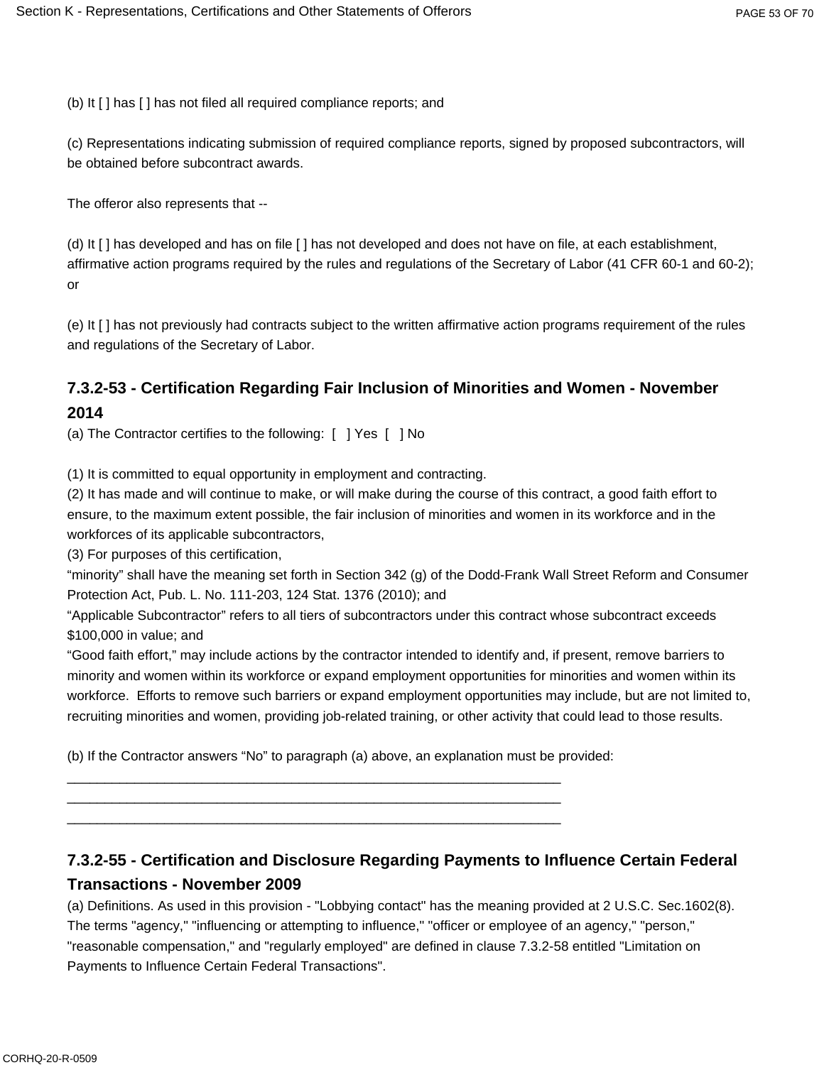(b) It [ ] has [ ] has not filed all required compliance reports; and

(c) Representations indicating submission of required compliance reports, signed by proposed subcontractors, will be obtained before subcontract awards.

The offeror also represents that --

(d) It [ ] has developed and has on file [ ] has not developed and does not have on file, at each establishment, affirmative action programs required by the rules and regulations of the Secretary of Labor (41 CFR 60-1 and 60-2); or

(e) It [ ] has not previously had contracts subject to the written affirmative action programs requirement of the rules and regulations of the Secretary of Labor.

### 7.3.2-53 - Certification Regarding Fair Inclusion of Minorities and Women - November 2014

(a) The Contractor certifies to the following: [ ] Yes [ ] No

(1) It is committed to equal opportunity in employment and contracting.
(2) It has made and will continue to make, or will make during the course of this contract, a good faith effort to ensure, to the maximum extent possible, the fair inclusion of minorities and women in its workforce and in the workforces of its applicable subcontractors,
(3) For purposes of this certification,
"minority" shall have the meaning set forth in Section 342 (g) of the Dodd-Frank Wall Street Reform and Consumer Protection Act, Pub. L. No. 111-203, 124 Stat. 1376 (2010); and
"Applicable Subcontractor" refers to all tiers of subcontractors under this contract whose subcontract exceeds $100,000 in value; and
"Good faith effort," may include actions by the contractor intended to identify and, if present, remove barriers to minority and women within its workforce or expand employment opportunities for minorities and women within its workforce. Efforts to remove such barriers or expand employment opportunities may include, but are not limited to, recruiting minorities and women, providing job-related training, or other activity that could lead to those results.

(b) If the Contractor answers "No" to paragraph (a) above, an explanation must be provided:

______________________________________________________________________
______________________________________________________________________
______________________________________________________________________

### 7.3.2-55 - Certification and Disclosure Regarding Payments to Influence Certain Federal Transactions - November 2009

(a) Definitions. As used in this provision - "Lobbying contact" has the meaning provided at 2 U.S.C. Sec.1602(8). The terms "agency," "influencing or attempting to influence," "officer or employee of an agency," "person," "reasonable compensation," and "regularly employed" are defined in clause 7.3.2-58 entitled "Limitation on Payments to Influence Certain Federal Transactions".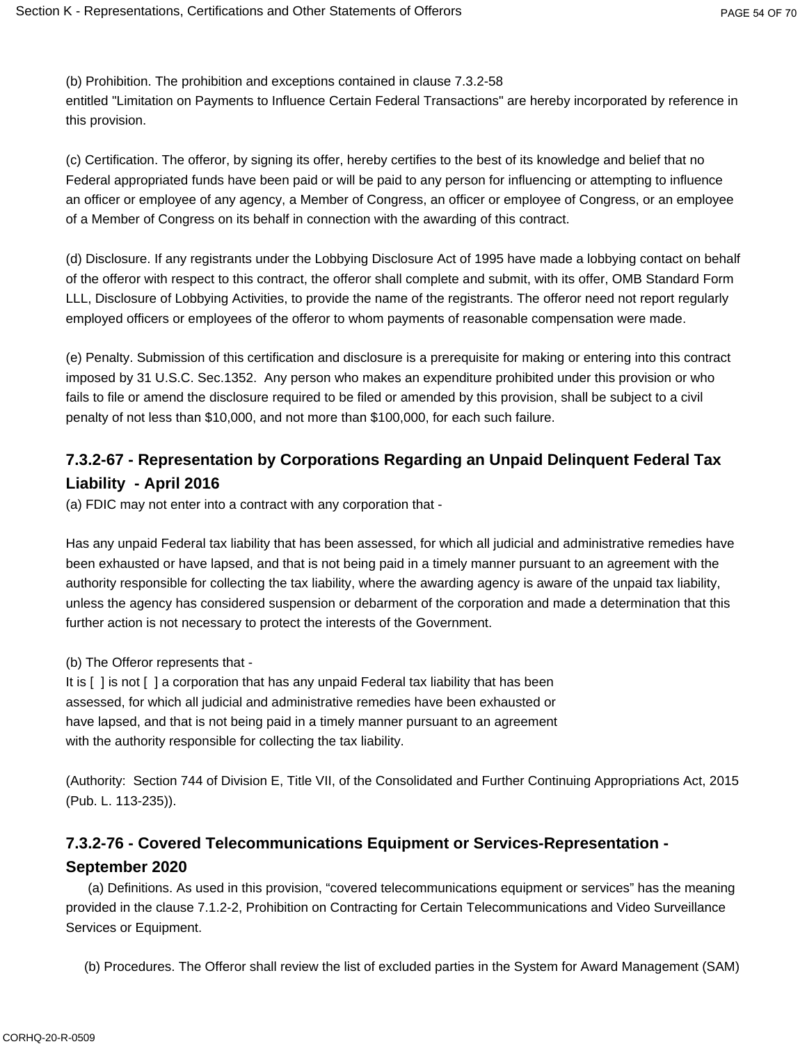(b) Prohibition. The prohibition and exceptions contained in clause 7.3.2-58 entitled "Limitation on Payments to Influence Certain Federal Transactions" are hereby incorporated by reference in this provision.

(c) Certification. The offeror, by signing its offer, hereby certifies to the best of its knowledge and belief that no Federal appropriated funds have been paid or will be paid to any person for influencing or attempting to influence an officer or employee of any agency, a Member of Congress, an officer or employee of Congress, or an employee of a Member of Congress on its behalf in connection with the awarding of this contract.

(d) Disclosure. If any registrants under the Lobbying Disclosure Act of 1995 have made a lobbying contact on behalf of the offeror with respect to this contract, the offeror shall complete and submit, with its offer, OMB Standard Form LLL, Disclosure of Lobbying Activities, to provide the name of the registrants. The offeror need not report regularly employed officers or employees of the offeror to whom payments of reasonable compensation were made.

(e) Penalty. Submission of this certification and disclosure is a prerequisite for making or entering into this contract imposed by 31 U.S.C. Sec.1352. Any person who makes an expenditure prohibited under this provision or who fails to file or amend the disclosure required to be filed or amended by this provision, shall be subject to a civil penalty of not less than $10,000, and not more than $100,000, for each such failure.

## 7.3.2-67 - Representation by Corporations Regarding an Unpaid Delinquent Federal Tax Liability - April 2016

(a) FDIC may not enter into a contract with any corporation that -

Has any unpaid Federal tax liability that has been assessed, for which all judicial and administrative remedies have been exhausted or have lapsed, and that is not being paid in a timely manner pursuant to an agreement with the authority responsible for collecting the tax liability, where the awarding agency is aware of the unpaid tax liability, unless the agency has considered suspension or debarment of the corporation and made a determination that this further action is not necessary to protect the interests of the Government.

(b) The Offeror represents that -
It is [ ] is not [ ] a corporation that has any unpaid Federal tax liability that has been assessed, for which all judicial and administrative remedies have been exhausted or have lapsed, and that is not being paid in a timely manner pursuant to an agreement with the authority responsible for collecting the tax liability.

(Authority: Section 744 of Division E, Title VII, of the Consolidated and Further Continuing Appropriations Act, 2015 (Pub. L. 113-235)).

## 7.3.2-76 - Covered Telecommunications Equipment or Services-Representation - September 2020

(a) Definitions. As used in this provision, "covered telecommunications equipment or services" has the meaning provided in the clause 7.1.2-2, Prohibition on Contracting for Certain Telecommunications and Video Surveillance Services or Equipment.

(b) Procedures. The Offeror shall review the list of excluded parties in the System for Award Management (SAM)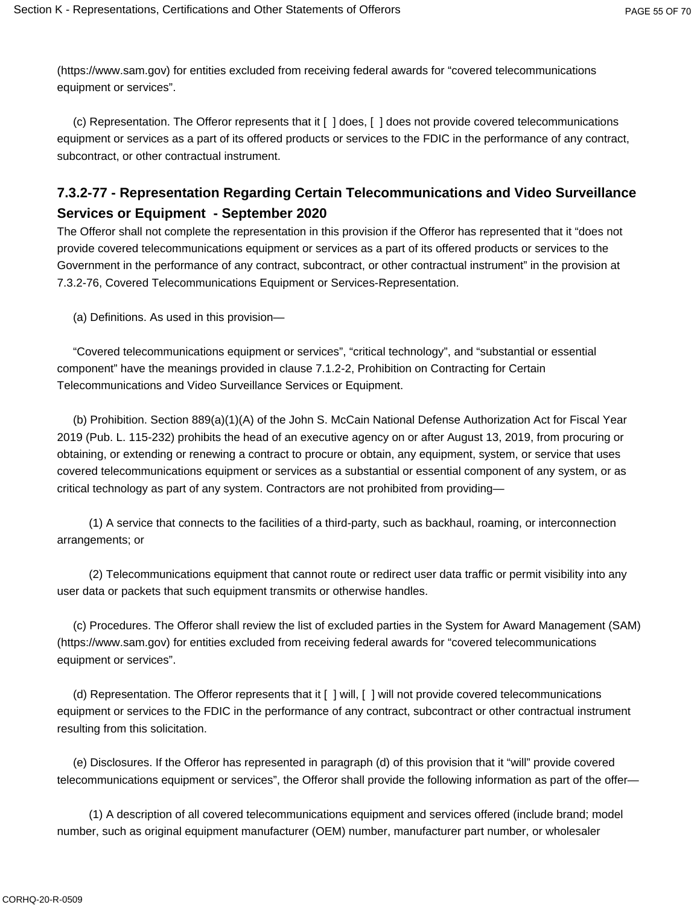(https://www.sam.gov) for entities excluded from receiving federal awards for “covered telecommunications equipment or services”.

(c) Representation. The Offeror represents that it [ ] does, [ ] does not provide covered telecommunications equipment or services as a part of its offered products or services to the FDIC in the performance of any contract, subcontract, or other contractual instrument.

### 7.3.2-77 - Representation Regarding Certain Telecommunications and Video Surveillance Services or Equipment - September 2020

The Offeror shall not complete the representation in this provision if the Offeror has represented that it “does not provide covered telecommunications equipment or services as a part of its offered products or services to the Government in the performance of any contract, subcontract, or other contractual instrument” in the provision at 7.3.2-76, Covered Telecommunications Equipment or Services-Representation.

(a) Definitions. As used in this provision—

“Covered telecommunications equipment or services”, “critical technology”, and “substantial or essential component” have the meanings provided in clause 7.1.2-2, Prohibition on Contracting for Certain Telecommunications and Video Surveillance Services or Equipment.

(b) Prohibition. Section 889(a)(1)(A) of the John S. McCain National Defense Authorization Act for Fiscal Year 2019 (Pub. L. 115-232) prohibits the head of an executive agency on or after August 13, 2019, from procuring or obtaining, or extending or renewing a contract to procure or obtain, any equipment, system, or service that uses covered telecommunications equipment or services as a substantial or essential component of any system, or as critical technology as part of any system. Contractors are not prohibited from providing—

(1) A service that connects to the facilities of a third-party, such as backhaul, roaming, or interconnection arrangements; or

(2) Telecommunications equipment that cannot route or redirect user data traffic or permit visibility into any user data or packets that such equipment transmits or otherwise handles.

(c) Procedures. The Offeror shall review the list of excluded parties in the System for Award Management (SAM) (https://www.sam.gov) for entities excluded from receiving federal awards for “covered telecommunications equipment or services”.

(d) Representation. The Offeror represents that it [ ] will, [ ] will not provide covered telecommunications equipment or services to the FDIC in the performance of any contract, subcontract or other contractual instrument resulting from this solicitation.

(e) Disclosures. If the Offeror has represented in paragraph (d) of this provision that it “will” provide covered telecommunications equipment or services”, the Offeror shall provide the following information as part of the offer—

(1) A description of all covered telecommunications equipment and services offered (include brand; model number, such as original equipment manufacturer (OEM) number, manufacturer part number, or wholesaler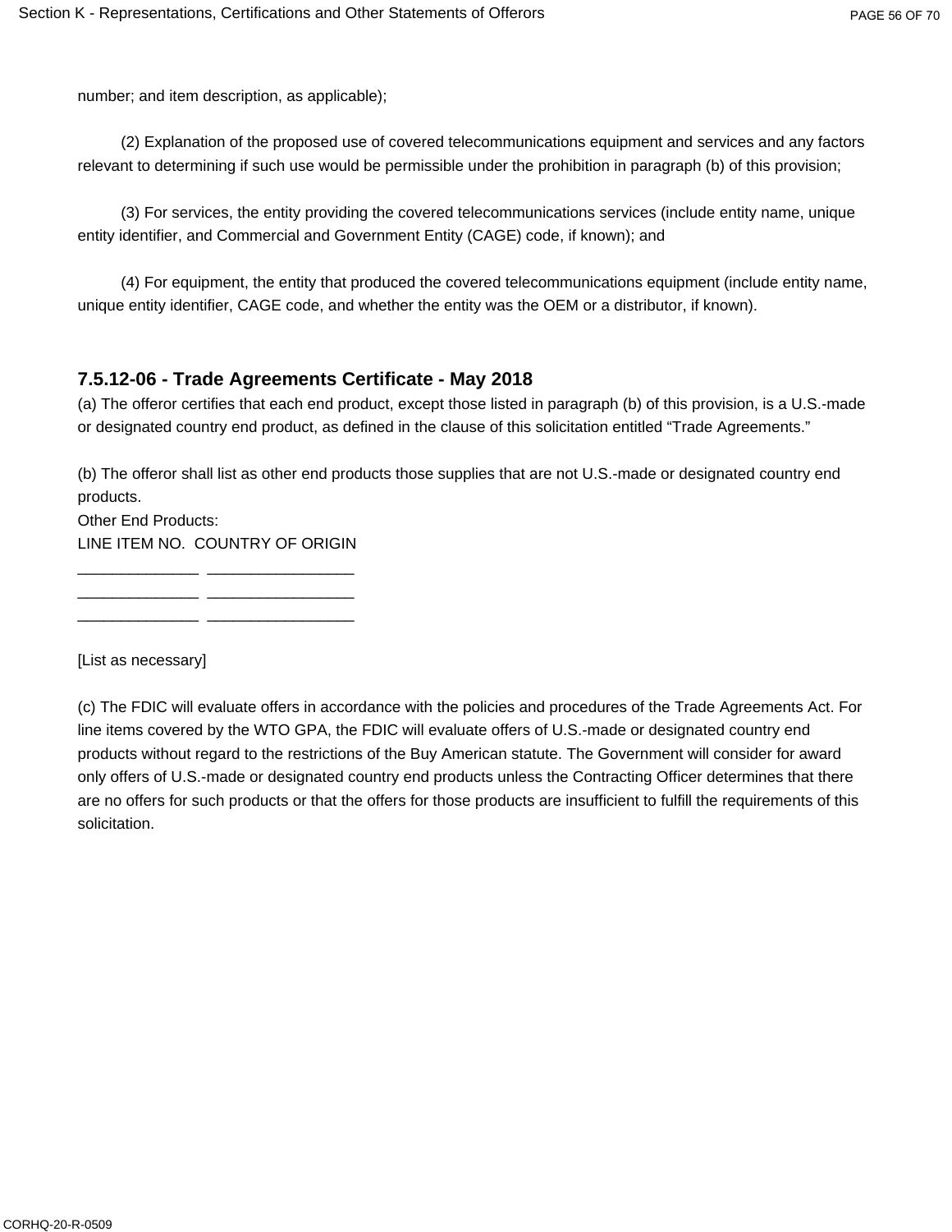number; and item description, as applicable);

(2) Explanation of the proposed use of covered telecommunications equipment and services and any factors relevant to determining if such use would be permissible under the prohibition in paragraph (b) of this provision;

(3) For services, the entity providing the covered telecommunications services (include entity name, unique entity identifier, and Commercial and Government Entity (CAGE) code, if known); and

(4) For equipment, the entity that produced the covered telecommunications equipment (include entity name, unique entity identifier, CAGE code, and whether the entity was the OEM or a distributor, if known).

### 7.5.12-06 - Trade Agreements Certificate - May 2018

(a) The offeror certifies that each end product, except those listed in paragraph (b) of this provision, is a U.S.-made or designated country end product, as defined in the clause of this solicitation entitled “Trade Agreements.”

(b) The offeror shall list as other end products those supplies that are not U.S.-made or designated country end products.

Other End Products:

| LINE ITEM NO. | COUNTRY OF ORIGIN |
| --- | --- |
| ______________ | _________________ |
| ______________ | _________________ |
| ______________ | _________________ |

[List as necessary]

(c) The FDIC will evaluate offers in accordance with the policies and procedures of the Trade Agreements Act. For line items covered by the WTO GPA, the FDIC will evaluate offers of U.S.-made or designated country end products without regard to the restrictions of the Buy American statute. The Government will consider for award only offers of U.S.-made or designated country end products unless the Contracting Officer determines that there are no offers for such products or that the offers for those products are insufficient to fulfill the requirements of this solicitation.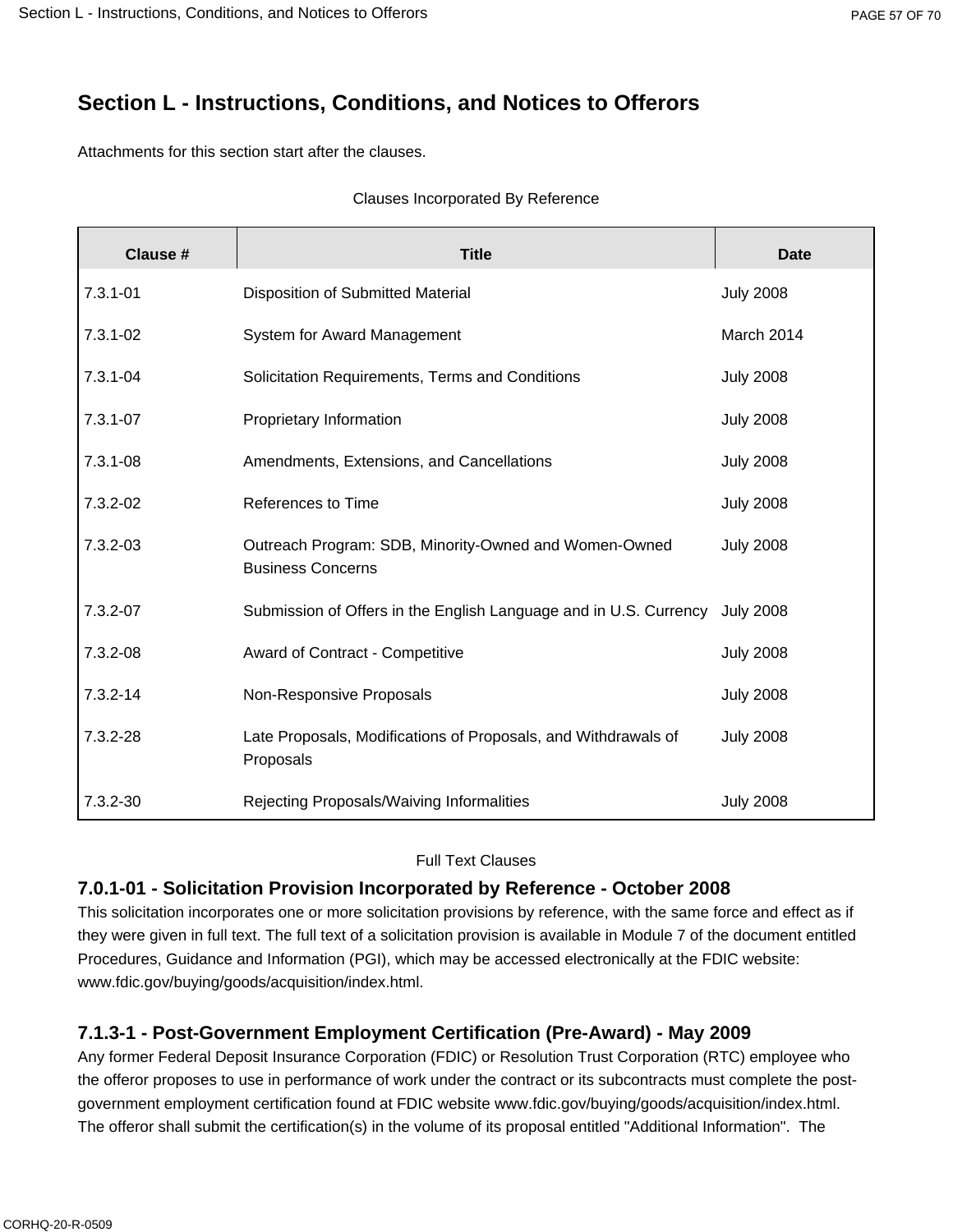# Section L - Instructions, Conditions, and Notices to Offerors

Attachments for this section start after the clauses.

Clauses Incorporated By Reference

| Clause # | Title | Date |
| --- | --- | --- |
| 7.3.1-01 | Disposition of Submitted Material | July 2008 |
| 7.3.1-02 | System for Award Management | March 2014 |
| 7.3.1-04 | Solicitation Requirements, Terms and Conditions | July 2008 |
| 7.3.1-07 | Proprietary Information | July 2008 |
| 7.3.1-08 | Amendments, Extensions, and Cancellations | July 2008 |
| 7.3.2-02 | References to Time | July 2008 |
| 7.3.2-03 | Outreach Program: SDB, Minority-Owned and Women-Owned Business Concerns | July 2008 |
| 7.3.2-07 | Submission of Offers in the English Language and in U.S. Currency | July 2008 |
| 7.3.2-08 | Award of Contract - Competitive | July 2008 |
| 7.3.2-14 | Non-Responsive Proposals | July 2008 |
| 7.3.2-28 | Late Proposals, Modifications of Proposals, and Withdrawals of Proposals | July 2008 |
| 7.3.2-30 | Rejecting Proposals/Waiving Informalities | July 2008 |

Full Text Clauses

### 7.0.1-01 - Solicitation Provision Incorporated by Reference - October 2008

This solicitation incorporates one or more solicitation provisions by reference, with the same force and effect as if they were given in full text. The full text of a solicitation provision is available in Module 7 of the document entitled Procedures, Guidance and Information (PGI), which may be accessed electronically at the FDIC website: www.fdic.gov/buying/goods/acquisition/index.html.

### 7.1.3-1 - Post-Government Employment Certification (Pre-Award) - May 2009

Any former Federal Deposit Insurance Corporation (FDIC) or Resolution Trust Corporation (RTC) employee who the offeror proposes to use in performance of work under the contract or its subcontracts must complete the post-government employment certification found at FDIC website www.fdic.gov/buying/goods/acquisition/index.html. The offeror shall submit the certification(s) in the volume of its proposal entitled "Additional Information". The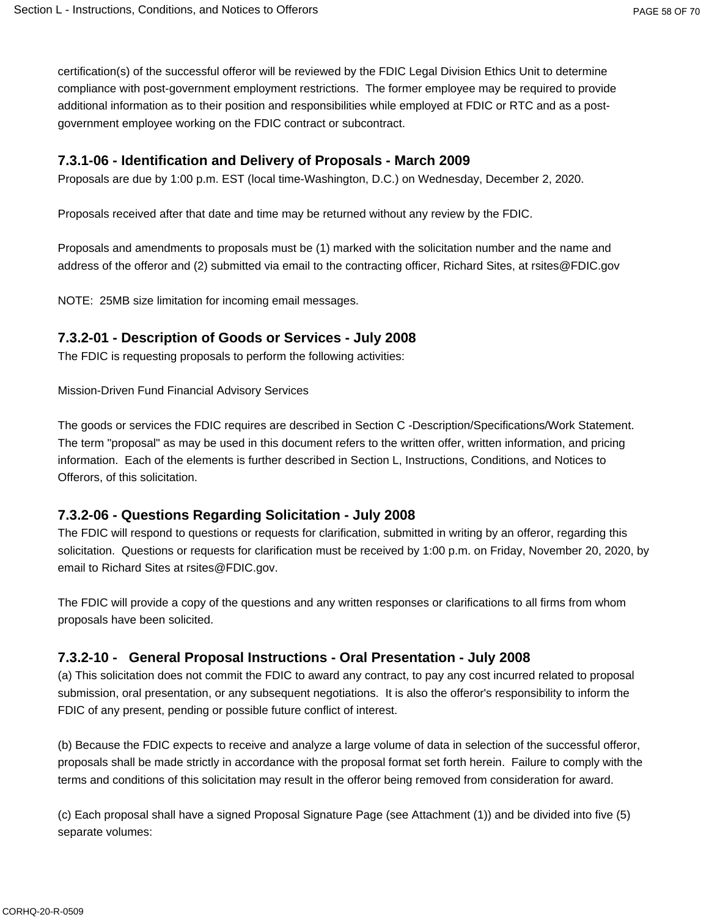certification(s) of the successful offeror will be reviewed by the FDIC Legal Division Ethics Unit to determine compliance with post-government employment restrictions. The former employee may be required to provide additional information as to their position and responsibilities while employed at FDIC or RTC and as a post-government employee working on the FDIC contract or subcontract.

### 7.3.1-06 - Identification and Delivery of Proposals - March 2009

Proposals are due by 1:00 p.m. EST (local time-Washington, D.C.) on Wednesday, December 2, 2020.

Proposals received after that date and time may be returned without any review by the FDIC.

Proposals and amendments to proposals must be (1) marked with the solicitation number and the name and address of the offeror and (2) submitted via email to the contracting officer, Richard Sites, at rsites@FDIC.gov

NOTE: 25MB size limitation for incoming email messages.

### 7.3.2-01 - Description of Goods or Services - July 2008

The FDIC is requesting proposals to perform the following activities:

Mission-Driven Fund Financial Advisory Services

The goods or services the FDIC requires are described in Section C -Description/Specifications/Work Statement. The term "proposal" as may be used in this document refers to the written offer, written information, and pricing information. Each of the elements is further described in Section L, Instructions, Conditions, and Notices to Offerors, of this solicitation.

### 7.3.2-06 - Questions Regarding Solicitation - July 2008

The FDIC will respond to questions or requests for clarification, submitted in writing by an offeror, regarding this solicitation. Questions or requests for clarification must be received by 1:00 p.m. on Friday, November 20, 2020, by email to Richard Sites at rsites@FDIC.gov.

The FDIC will provide a copy of the questions and any written responses or clarifications to all firms from whom proposals have been solicited.

### 7.3.2-10 - General Proposal Instructions - Oral Presentation - July 2008

(a) This solicitation does not commit the FDIC to award any contract, to pay any cost incurred related to proposal submission, oral presentation, or any subsequent negotiations. It is also the offeror's responsibility to inform the FDIC of any present, pending or possible future conflict of interest.

(b) Because the FDIC expects to receive and analyze a large volume of data in selection of the successful offeror, proposals shall be made strictly in accordance with the proposal format set forth herein. Failure to comply with the terms and conditions of this solicitation may result in the offeror being removed from consideration for award.

(c) Each proposal shall have a signed Proposal Signature Page (see Attachment (1)) and be divided into five (5) separate volumes: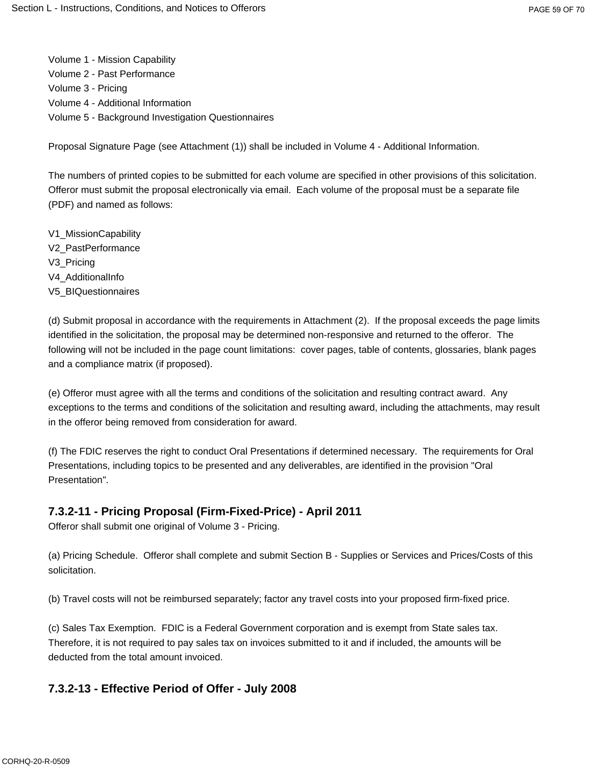Volume 1 - Mission Capability
Volume 2 - Past Performance
Volume 3 - Pricing
Volume 4 - Additional Information
Volume 5 - Background Investigation Questionnaires

Proposal Signature Page (see Attachment (1)) shall be included in Volume 4 - Additional Information.

The numbers of printed copies to be submitted for each volume are specified in other provisions of this solicitation. Offeror must submit the proposal electronically via email. Each volume of the proposal must be a separate file (PDF) and named as follows:

V1_MissionCapability
V2_PastPerformance
V3_Pricing
V4_AdditionalInfo
V5_BIQuestionnaires

(d) Submit proposal in accordance with the requirements in Attachment (2). If the proposal exceeds the page limits identified in the solicitation, the proposal may be determined non-responsive and returned to the offeror. The following will not be included in the page count limitations: cover pages, table of contents, glossaries, blank pages and a compliance matrix (if proposed).

(e) Offeror must agree with all the terms and conditions of the solicitation and resulting contract award. Any exceptions to the terms and conditions of the solicitation and resulting award, including the attachments, may result in the offeror being removed from consideration for award.

(f) The FDIC reserves the right to conduct Oral Presentations if determined necessary. The requirements for Oral Presentations, including topics to be presented and any deliverables, are identified in the provision "Oral Presentation".

### 7.3.2-11 - Pricing Proposal (Firm-Fixed-Price) - April 2011

Offeror shall submit one original of Volume 3 - Pricing.

(a) Pricing Schedule. Offeror shall complete and submit Section B - Supplies or Services and Prices/Costs of this solicitation.

(b) Travel costs will not be reimbursed separately; factor any travel costs into your proposed firm-fixed price.

(c) Sales Tax Exemption. FDIC is a Federal Government corporation and is exempt from State sales tax. Therefore, it is not required to pay sales tax on invoices submitted to it and if included, the amounts will be deducted from the total amount invoiced.

### 7.3.2-13 - Effective Period of Offer - July 2008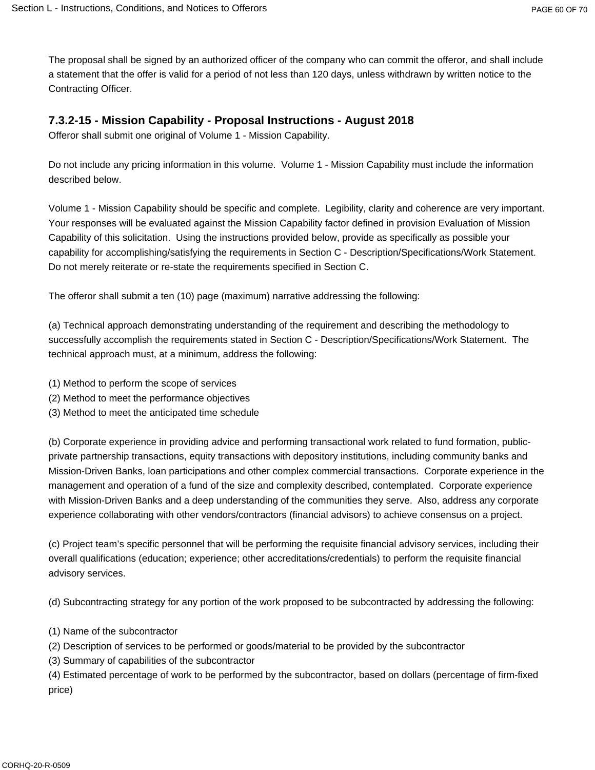The proposal shall be signed by an authorized officer of the company who can commit the offeror, and shall include a statement that the offer is valid for a period of not less than 120 days, unless withdrawn by written notice to the Contracting Officer.

### 7.3.2-15 - Mission Capability - Proposal Instructions - August 2018

Offeror shall submit one original of Volume 1 - Mission Capability.

Do not include any pricing information in this volume. Volume 1 - Mission Capability must include the information described below.

Volume 1 - Mission Capability should be specific and complete. Legibility, clarity and coherence are very important. Your responses will be evaluated against the Mission Capability factor defined in provision Evaluation of Mission Capability of this solicitation. Using the instructions provided below, provide as specifically as possible your capability for accomplishing/satisfying the requirements in Section C - Description/Specifications/Work Statement. Do not merely reiterate or re-state the requirements specified in Section C.

The offeror shall submit a ten (10) page (maximum) narrative addressing the following:

(a) Technical approach demonstrating understanding of the requirement and describing the methodology to successfully accomplish the requirements stated in Section C - Description/Specifications/Work Statement. The technical approach must, at a minimum, address the following:

(1) Method to perform the scope of services
(2) Method to meet the performance objectives
(3) Method to meet the anticipated time schedule

(b) Corporate experience in providing advice and performing transactional work related to fund formation, public-private partnership transactions, equity transactions with depository institutions, including community banks and Mission-Driven Banks, loan participations and other complex commercial transactions. Corporate experience in the management and operation of a fund of the size and complexity described, contemplated. Corporate experience with Mission-Driven Banks and a deep understanding of the communities they serve. Also, address any corporate experience collaborating with other vendors/contractors (financial advisors) to achieve consensus on a project.

(c) Project team's specific personnel that will be performing the requisite financial advisory services, including their overall qualifications (education; experience; other accreditations/credentials) to perform the requisite financial advisory services.

(d) Subcontracting strategy for any portion of the work proposed to be subcontracted by addressing the following:

(1) Name of the subcontractor
(2) Description of services to be performed or goods/material to be provided by the subcontractor
(3) Summary of capabilities of the subcontractor
(4) Estimated percentage of work to be performed by the subcontractor, based on dollars (percentage of firm-fixed price)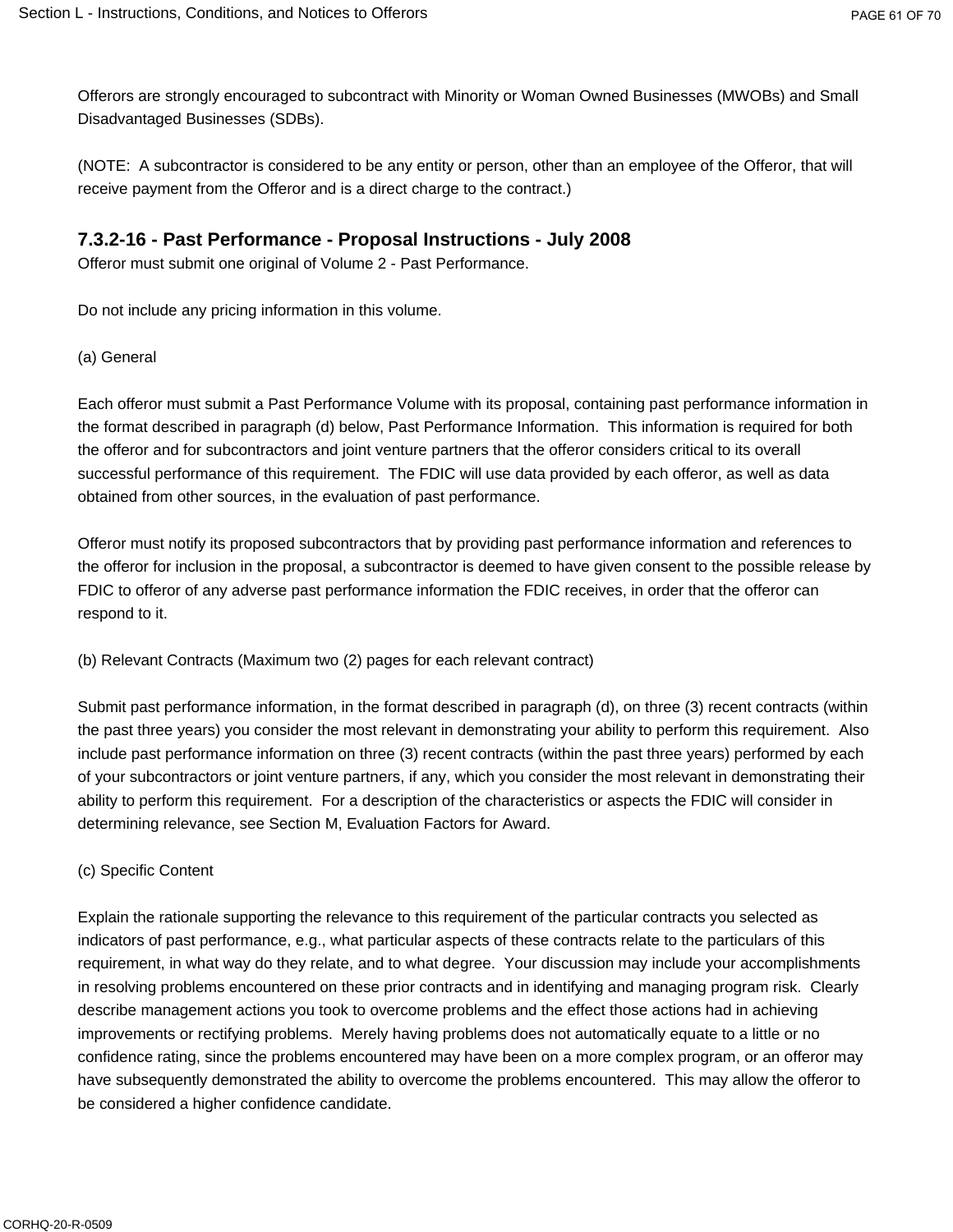Offerors are strongly encouraged to subcontract with Minority or Woman Owned Businesses (MWOBs) and Small Disadvantaged Businesses (SDBs).

(NOTE: A subcontractor is considered to be any entity or person, other than an employee of the Offeror, that will receive payment from the Offeror and is a direct charge to the contract.)

### 7.3.2-16 - Past Performance - Proposal Instructions - July 2008

Offeror must submit one original of Volume 2 - Past Performance.

Do not include any pricing information in this volume.

(a) General

Each offeror must submit a Past Performance Volume with its proposal, containing past performance information in the format described in paragraph (d) below, Past Performance Information. This information is required for both the offeror and for subcontractors and joint venture partners that the offeror considers critical to its overall successful performance of this requirement. The FDIC will use data provided by each offeror, as well as data obtained from other sources, in the evaluation of past performance.

Offeror must notify its proposed subcontractors that by providing past performance information and references to the offeror for inclusion in the proposal, a subcontractor is deemed to have given consent to the possible release by FDIC to offeror of any adverse past performance information the FDIC receives, in order that the offeror can respond to it.

(b) Relevant Contracts (Maximum two (2) pages for each relevant contract)

Submit past performance information, in the format described in paragraph (d), on three (3) recent contracts (within the past three years) you consider the most relevant in demonstrating your ability to perform this requirement. Also include past performance information on three (3) recent contracts (within the past three years) performed by each of your subcontractors or joint venture partners, if any, which you consider the most relevant in demonstrating their ability to perform this requirement. For a description of the characteristics or aspects the FDIC will consider in determining relevance, see Section M, Evaluation Factors for Award.

(c) Specific Content

Explain the rationale supporting the relevance to this requirement of the particular contracts you selected as indicators of past performance, e.g., what particular aspects of these contracts relate to the particulars of this requirement, in what way do they relate, and to what degree. Your discussion may include your accomplishments in resolving problems encountered on these prior contracts and in identifying and managing program risk. Clearly describe management actions you took to overcome problems and the effect those actions had in achieving improvements or rectifying problems. Merely having problems does not automatically equate to a little or no confidence rating, since the problems encountered may have been on a more complex program, or an offeror may have subsequently demonstrated the ability to overcome the problems encountered. This may allow the offeror to be considered a higher confidence candidate.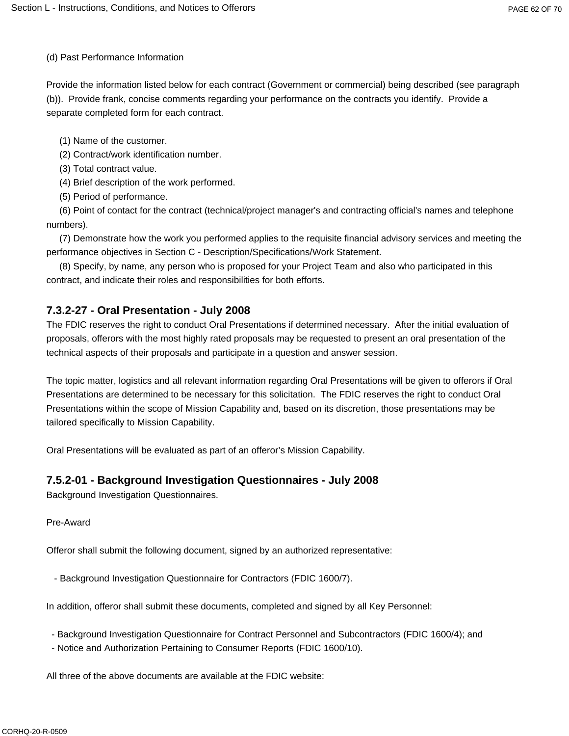(d) Past Performance Information

Provide the information listed below for each contract (Government or commercial) being described (see paragraph (b)). Provide frank, concise comments regarding your performance on the contracts you identify. Provide a separate completed form for each contract.

(1) Name of the customer.
(2) Contract/work identification number.
(3) Total contract value.
(4) Brief description of the work performed.
(5) Period of performance.
(6) Point of contact for the contract (technical/project manager's and contracting official's names and telephone numbers).
(7) Demonstrate how the work you performed applies to the requisite financial advisory services and meeting the performance objectives in Section C - Description/Specifications/Work Statement.
(8) Specify, by name, any person who is proposed for your Project Team and also who participated in this contract, and indicate their roles and responsibilities for both efforts.

### 7.3.2-27 - Oral Presentation - July 2008

The FDIC reserves the right to conduct Oral Presentations if determined necessary. After the initial evaluation of proposals, offerors with the most highly rated proposals may be requested to present an oral presentation of the technical aspects of their proposals and participate in a question and answer session.

The topic matter, logistics and all relevant information regarding Oral Presentations will be given to offerors if Oral Presentations are determined to be necessary for this solicitation. The FDIC reserves the right to conduct Oral Presentations within the scope of Mission Capability and, based on its discretion, those presentations may be tailored specifically to Mission Capability.

Oral Presentations will be evaluated as part of an offeror's Mission Capability.

### 7.5.2-01 - Background Investigation Questionnaires - July 2008

Background Investigation Questionnaires.

Pre-Award

Offeror shall submit the following document, signed by an authorized representative:

- Background Investigation Questionnaire for Contractors (FDIC 1600/7).

In addition, offeror shall submit these documents, completed and signed by all Key Personnel:

- Background Investigation Questionnaire for Contract Personnel and Subcontractors (FDIC 1600/4); and
- Notice and Authorization Pertaining to Consumer Reports (FDIC 1600/10).

All three of the above documents are available at the FDIC website: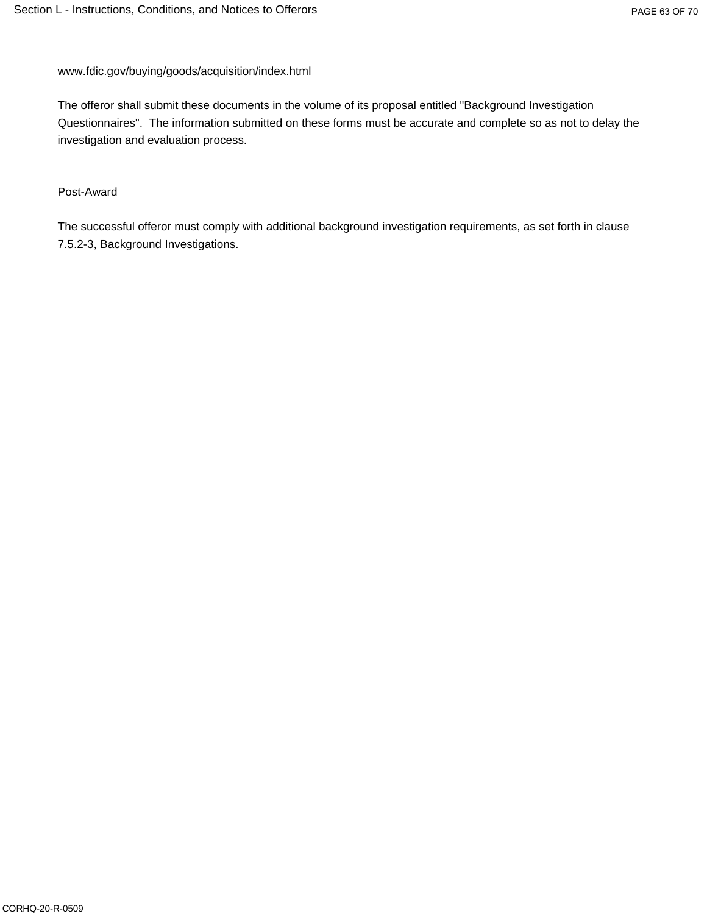www.fdic.gov/buying/goods/acquisition/index.html

The offeror shall submit these documents in the volume of its proposal entitled "Background Investigation Questionnaires". The information submitted on these forms must be accurate and complete so as not to delay the investigation and evaluation process.

Post-Award

The successful offeror must comply with additional background investigation requirements, as set forth in clause 7.5.2-3, Background Investigations.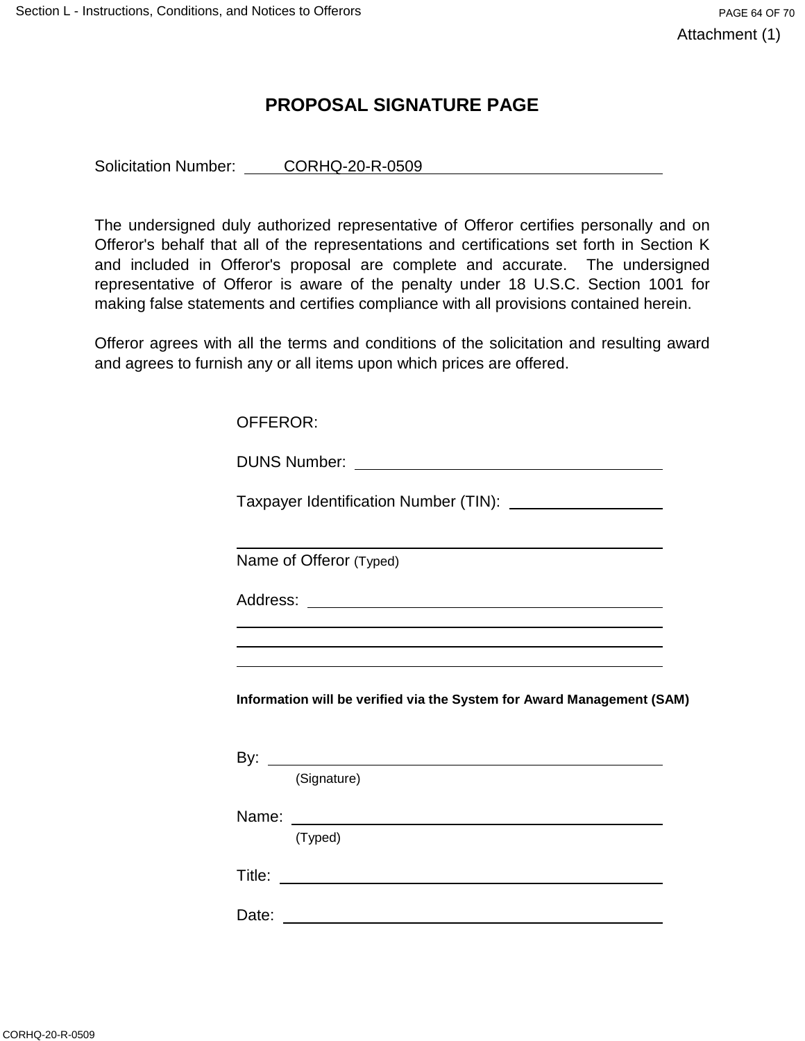Attachment (1)

# PROPOSAL SIGNATURE PAGE

Solicitation Number: CORHQ-20-R-0509

The undersigned duly authorized representative of Offeror certifies personally and on Offeror's behalf that all of the representations and certifications set forth in Section K and included in Offeror's proposal are complete and accurate. The undersigned representative of Offeror is aware of the penalty under 18 U.S.C. Section 1001 for making false statements and certifies compliance with all provisions contained herein.

Offeror agrees with all the terms and conditions of the solicitation and resulting award and agrees to furnish any or all items upon which prices are offered.

OFFEROR:

DUNS Number: ____________________

Taxpayer Identification Number (TIN): ____________________

____________________
Name of Offeror (Typed)

Address: ____________________

____________________

____________________

____________________

**Information will be verified via the System for Award Management (SAM)**

By: ____________________
(Signature)

Name: ____________________
(Typed)

Title: ____________________

Date: ____________________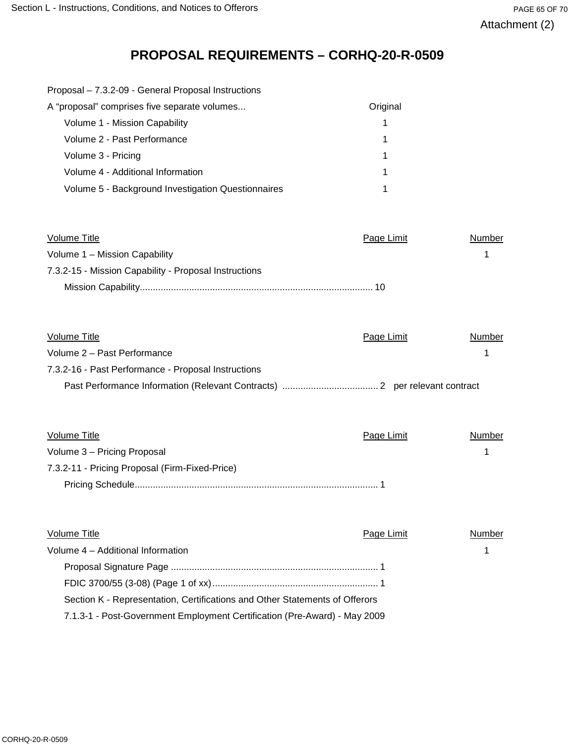Attachment (2)

# PROPOSAL REQUIREMENTS – CORHQ-20-R-0509

| Proposal – 7.3.2-09 - General Proposal Instructions | |
|---|---|
| A "proposal" comprises five separate volumes... | Original |
| Volume 1 - Mission Capability | 1 |
| Volume 2 - Past Performance | 1 |
| Volume 3 - Pricing | 1 |
| Volume 4 - Additional Information | 1 |
| Volume 5 - Background Investigation Questionnaires | 1 |

| Volume Title | Page Limit | Number |
|---|---|---|
| Volume 1 – Mission Capability | | 1 |
| 7.3.2-15 - Mission Capability - Proposal Instructions | | |
| Mission Capability | 10 | |

| Volume Title | Page Limit | Number |
|---|---|---|
| Volume 2 – Past Performance | | 1 |
| 7.3.2-16 - Past Performance - Proposal Instructions | | |
| Past Performance Information (Relevant Contracts) | 2 per relevant contract | |

| Volume Title | Page Limit | Number |
|---|---|---|
| Volume 3 – Pricing Proposal | | 1 |
| 7.3.2-11 - Pricing Proposal (Firm-Fixed-Price) | | |
| Pricing Schedule | 1 | |

| Volume Title | Page Limit | Number |
|---|---|---|
| Volume 4 – Additional Information | | 1 |
| Proposal Signature Page | 1 | |
| FDIC 3700/55 (3-08) (Page 1 of xx) | 1 | |
| Section K - Representation, Certifications and Other Statements of Offerors | | |
| 7.1.3-1 - Post-Government Employment Certification (Pre-Award) - May 2009 | | |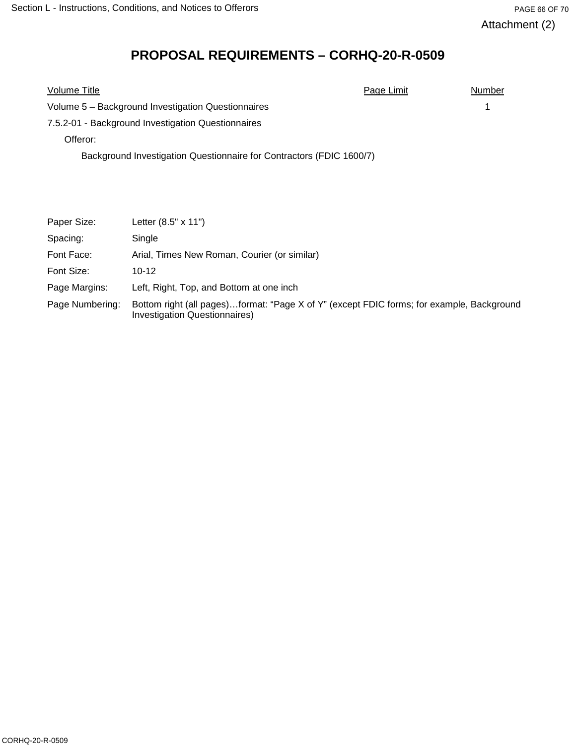Attachment (2)

# PROPOSAL REQUIREMENTS – CORHQ-20-R-0509

| Volume Title | Page Limit | Number |
|---|---|---|
| Volume 5 – Background Investigation Questionnaires | | 1 |
| 7.5.2-01 - Background Investigation Questionnaires | | |
| Offeror: | | |
| Background Investigation Questionnaire for Contractors (FDIC 1600/7) | | |

| | |
|---|---|
| Paper Size: | Letter (8.5" x 11") |
| Spacing: | Single |
| Font Face: | Arial, Times New Roman, Courier (or similar) |
| Font Size: | 10-12 |
| Page Margins: | Left, Right, Top, and Bottom at one inch |
| Page Numbering: | Bottom right (all pages)…format: "Page X of Y" (except FDIC forms; for example, Background Investigation Questionnaires) |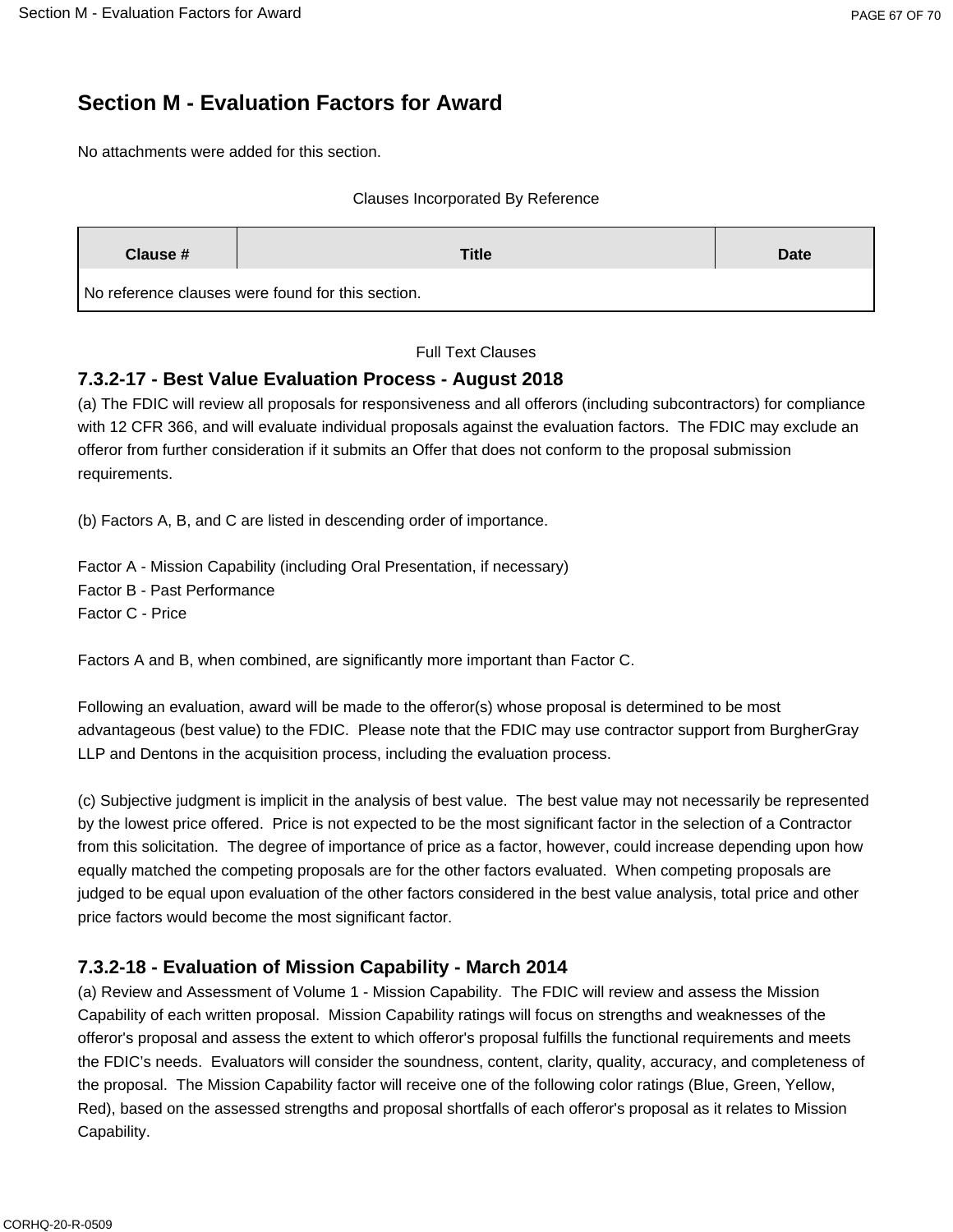# Section M - Evaluation Factors for Award

No attachments were added for this section.

Clauses Incorporated By Reference

| Clause # | Title | Date |
|---|---|---|
| No reference clauses were found for this section. | | |

Full Text Clauses

## 7.3.2-17 - Best Value Evaluation Process - August 2018

(a) The FDIC will review all proposals for responsiveness and all offerors (including subcontractors) for compliance with 12 CFR 366, and will evaluate individual proposals against the evaluation factors. The FDIC may exclude an offeror from further consideration if it submits an Offer that does not conform to the proposal submission requirements.

(b) Factors A, B, and C are listed in descending order of importance.

Factor A - Mission Capability (including Oral Presentation, if necessary)
Factor B - Past Performance
Factor C - Price

Factors A and B, when combined, are significantly more important than Factor C.

Following an evaluation, award will be made to the offeror(s) whose proposal is determined to be most advantageous (best value) to the FDIC. Please note that the FDIC may use contractor support from BurgherGray LLP and Dentons in the acquisition process, including the evaluation process.

(c) Subjective judgment is implicit in the analysis of best value. The best value may not necessarily be represented by the lowest price offered. Price is not expected to be the most significant factor in the selection of a Contractor from this solicitation. The degree of importance of price as a factor, however, could increase depending upon how equally matched the competing proposals are for the other factors evaluated. When competing proposals are judged to be equal upon evaluation of the other factors considered in the best value analysis, total price and other price factors would become the most significant factor.

## 7.3.2-18 - Evaluation of Mission Capability - March 2014

(a) Review and Assessment of Volume 1 - Mission Capability. The FDIC will review and assess the Mission Capability of each written proposal. Mission Capability ratings will focus on strengths and weaknesses of the offeror's proposal and assess the extent to which offeror's proposal fulfills the functional requirements and meets the FDIC’s needs. Evaluators will consider the soundness, content, clarity, quality, accuracy, and completeness of the proposal. The Mission Capability factor will receive one of the following color ratings (Blue, Green, Yellow, Red), based on the assessed strengths and proposal shortfalls of each offeror's proposal as it relates to Mission Capability.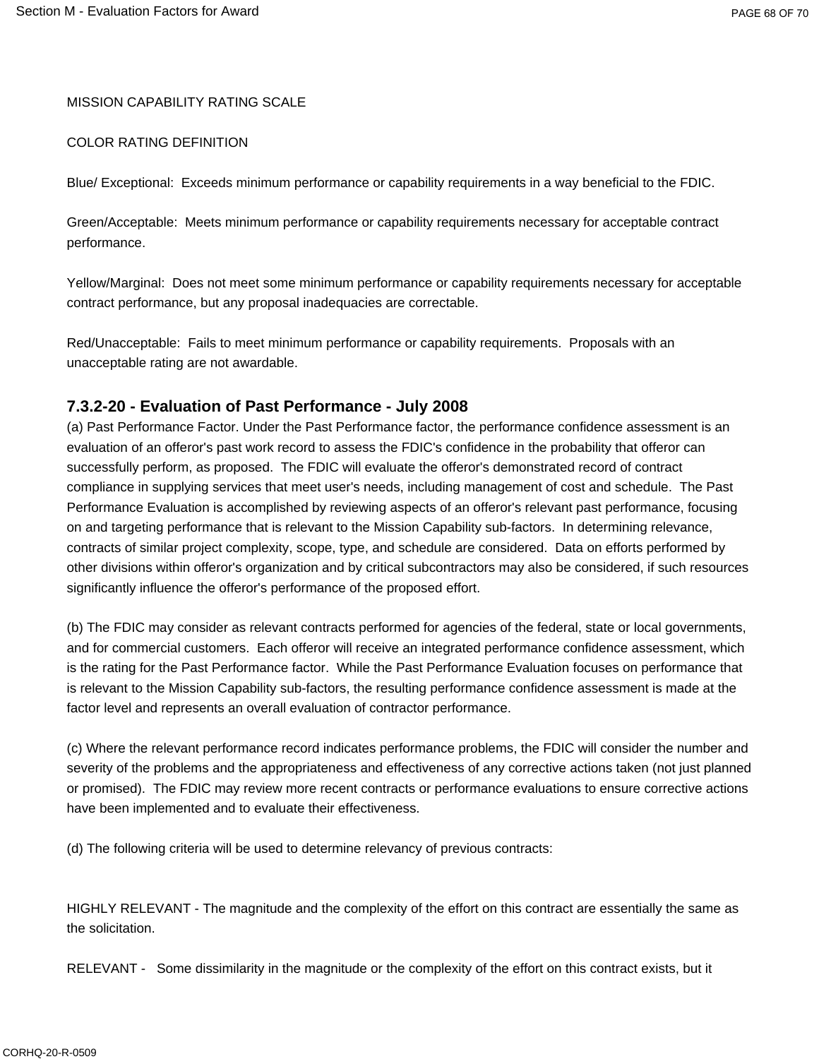MISSION CAPABILITY RATING SCALE

COLOR RATING DEFINITION

Blue/ Exceptional: Exceeds minimum performance or capability requirements in a way beneficial to the FDIC.

Green/Acceptable: Meets minimum performance or capability requirements necessary for acceptable contract performance.

Yellow/Marginal: Does not meet some minimum performance or capability requirements necessary for acceptable contract performance, but any proposal inadequacies are correctable.

Red/Unacceptable: Fails to meet minimum performance or capability requirements. Proposals with an unacceptable rating are not awardable.

### 7.3.2-20 - Evaluation of Past Performance - July 2008

(a) Past Performance Factor. Under the Past Performance factor, the performance confidence assessment is an evaluation of an offeror's past work record to assess the FDIC's confidence in the probability that offeror can successfully perform, as proposed. The FDIC will evaluate the offeror's demonstrated record of contract compliance in supplying services that meet user's needs, including management of cost and schedule. The Past Performance Evaluation is accomplished by reviewing aspects of an offeror's relevant past performance, focusing on and targeting performance that is relevant to the Mission Capability sub-factors. In determining relevance, contracts of similar project complexity, scope, type, and schedule are considered. Data on efforts performed by other divisions within offeror's organization and by critical subcontractors may also be considered, if such resources significantly influence the offeror's performance of the proposed effort.

(b) The FDIC may consider as relevant contracts performed for agencies of the federal, state or local governments, and for commercial customers. Each offeror will receive an integrated performance confidence assessment, which is the rating for the Past Performance factor. While the Past Performance Evaluation focuses on performance that is relevant to the Mission Capability sub-factors, the resulting performance confidence assessment is made at the factor level and represents an overall evaluation of contractor performance.

(c) Where the relevant performance record indicates performance problems, the FDIC will consider the number and severity of the problems and the appropriateness and effectiveness of any corrective actions taken (not just planned or promised). The FDIC may review more recent contracts or performance evaluations to ensure corrective actions have been implemented and to evaluate their effectiveness.

(d) The following criteria will be used to determine relevancy of previous contracts:

HIGHLY RELEVANT - The magnitude and the complexity of the effort on this contract are essentially the same as the solicitation.

RELEVANT - Some dissimilarity in the magnitude or the complexity of the effort on this contract exists, but it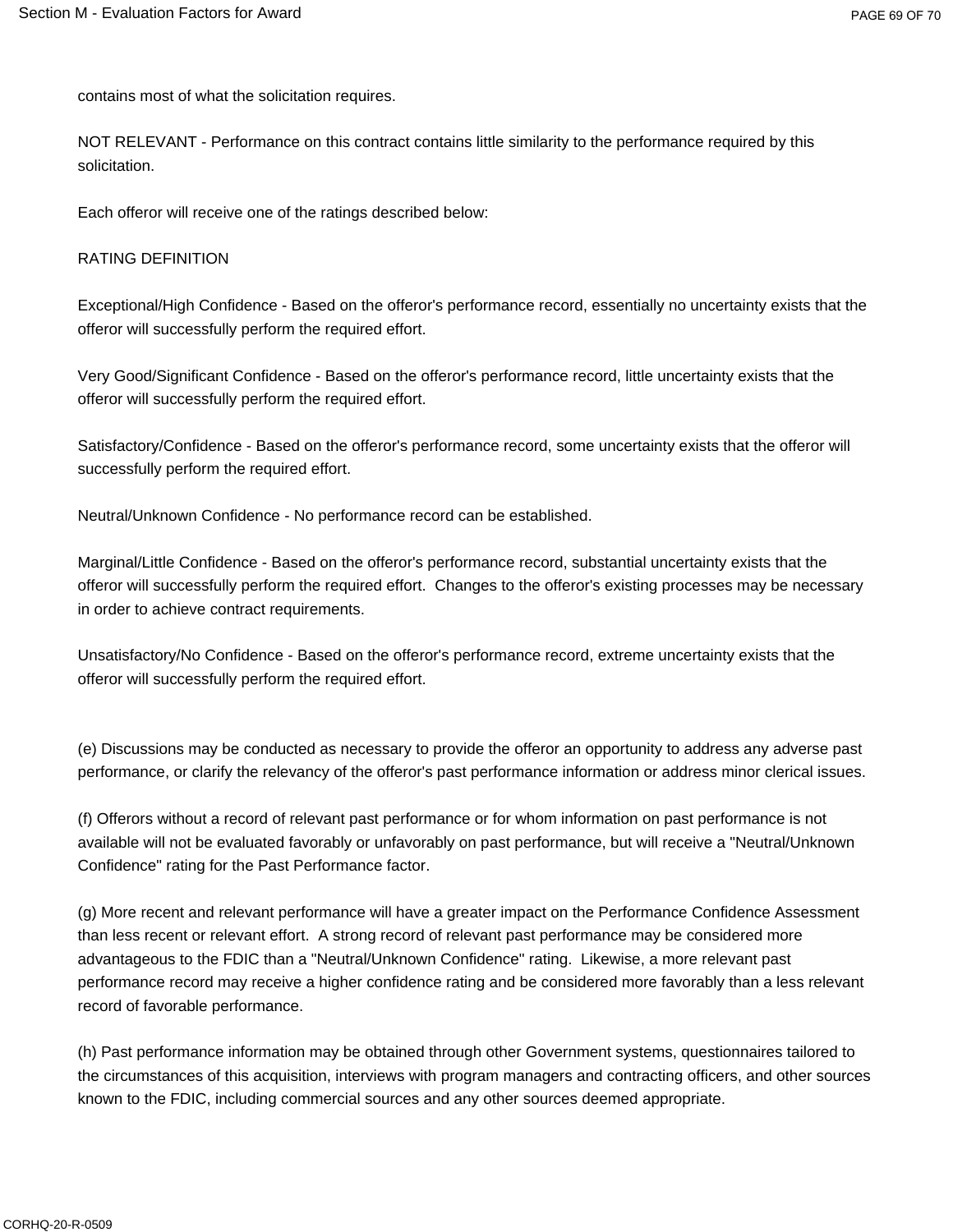contains most of what the solicitation requires.

NOT RELEVANT - Performance on this contract contains little similarity to the performance required by this solicitation.

Each offeror will receive one of the ratings described below:

RATING DEFINITION

Exceptional/High Confidence - Based on the offeror's performance record, essentially no uncertainty exists that the offeror will successfully perform the required effort.

Very Good/Significant Confidence - Based on the offeror's performance record, little uncertainty exists that the offeror will successfully perform the required effort.

Satisfactory/Confidence - Based on the offeror's performance record, some uncertainty exists that the offeror will successfully perform the required effort.

Neutral/Unknown Confidence - No performance record can be established.

Marginal/Little Confidence - Based on the offeror's performance record, substantial uncertainty exists that the offeror will successfully perform the required effort. Changes to the offeror's existing processes may be necessary in order to achieve contract requirements.

Unsatisfactory/No Confidence - Based on the offeror's performance record, extreme uncertainty exists that the offeror will successfully perform the required effort.

(e) Discussions may be conducted as necessary to provide the offeror an opportunity to address any adverse past performance, or clarify the relevancy of the offeror's past performance information or address minor clerical issues.

(f) Offerors without a record of relevant past performance or for whom information on past performance is not available will not be evaluated favorably or unfavorably on past performance, but will receive a "Neutral/Unknown Confidence" rating for the Past Performance factor.

(g) More recent and relevant performance will have a greater impact on the Performance Confidence Assessment than less recent or relevant effort. A strong record of relevant past performance may be considered more advantageous to the FDIC than a "Neutral/Unknown Confidence" rating. Likewise, a more relevant past performance record may receive a higher confidence rating and be considered more favorably than a less relevant record of favorable performance.

(h) Past performance information may be obtained through other Government systems, questionnaires tailored to the circumstances of this acquisition, interviews with program managers and contracting officers, and other sources known to the FDIC, including commercial sources and any other sources deemed appropriate.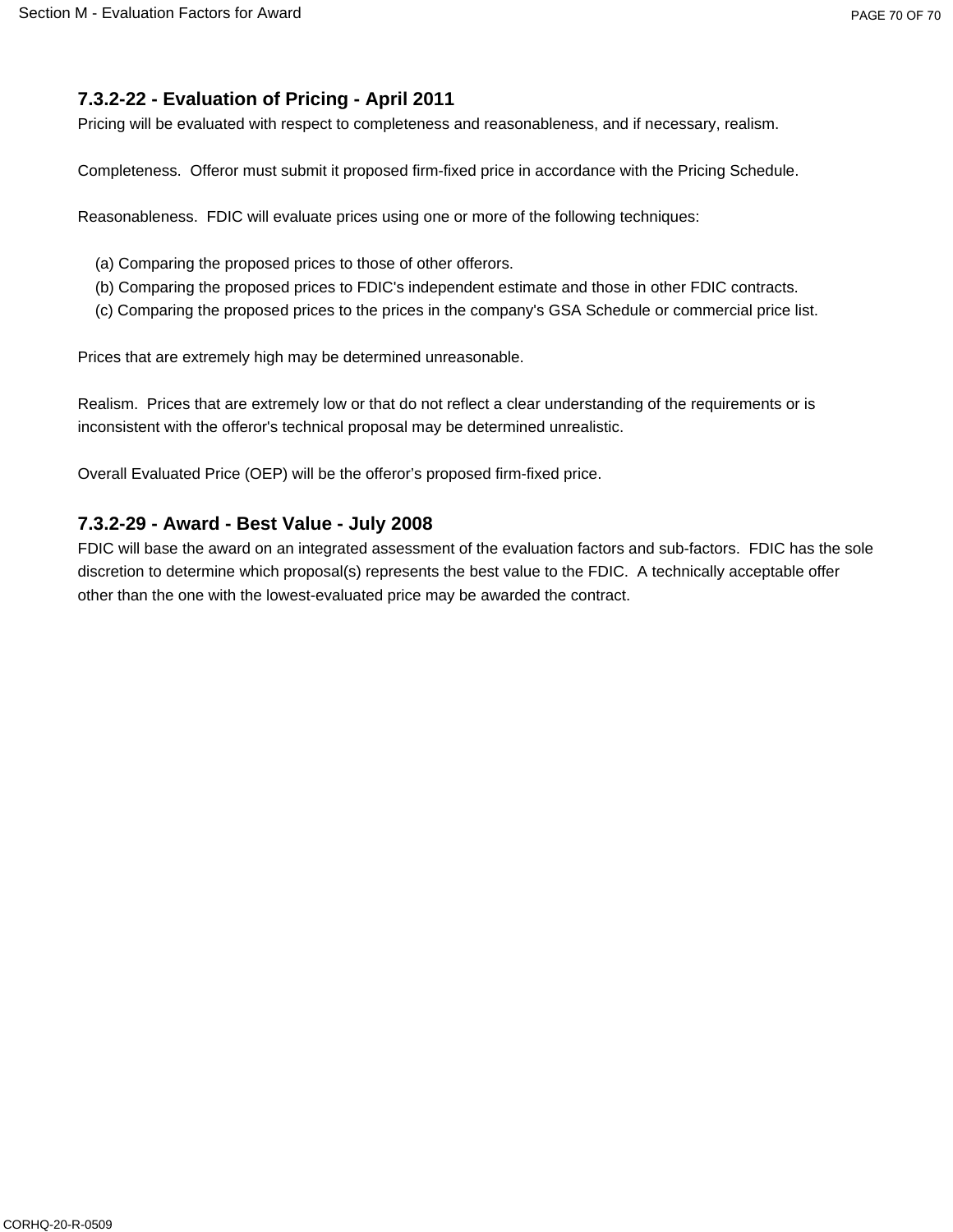### 7.3.2-22 - Evaluation of Pricing - April 2011

Pricing will be evaluated with respect to completeness and reasonableness, and if necessary, realism.

Completeness. Offeror must submit it proposed firm-fixed price in accordance with the Pricing Schedule.

Reasonableness. FDIC will evaluate prices using one or more of the following techniques:

(a) Comparing the proposed prices to those of other offerors.
(b) Comparing the proposed prices to FDIC's independent estimate and those in other FDIC contracts.
(c) Comparing the proposed prices to the prices in the company's GSA Schedule or commercial price list.

Prices that are extremely high may be determined unreasonable.

Realism. Prices that are extremely low or that do not reflect a clear understanding of the requirements or is inconsistent with the offeror's technical proposal may be determined unrealistic.

Overall Evaluated Price (OEP) will be the offeror's proposed firm-fixed price.

### 7.3.2-29 - Award - Best Value - July 2008

FDIC will base the award on an integrated assessment of the evaluation factors and sub-factors. FDIC has the sole discretion to determine which proposal(s) represents the best value to the FDIC. A technically acceptable offer other than the one with the lowest-evaluated price may be awarded the contract.